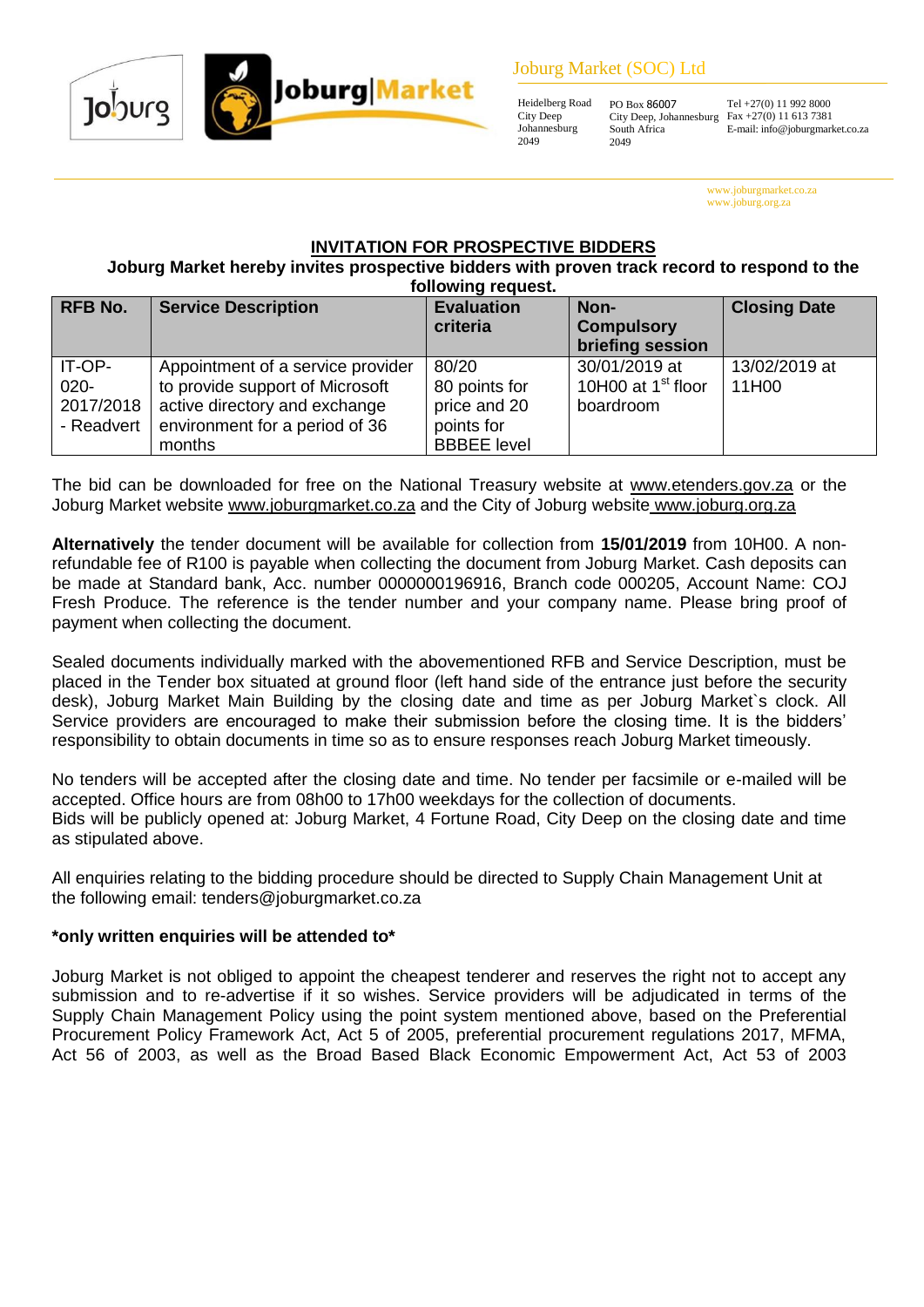Joburg Market (SOC) Ltd

Heidelberg Road
City Deep
Johannesburg
2049

PO Box 86007
City Deep, Johannesburg
South Africa
2049

Tel +27(0) 11 992 8000
Fax +27(0) 11 613 7381
E-mail: info@joburgmarket.co.za

www.joburgmarket.co.za
www.joburg.org.za

## INVITATION FOR PROSPECTIVE BIDDERS

**Joburg Market hereby invites prospective bidders with proven track record to respond to the following request.**

| RFB No. | Service Description | Evaluation criteria | Non-Compulsory briefing session | Closing Date |
|---|---|---|---|---|
| IT-OP-020-2017/2018 - Readvert | Appointment of a service provider to provide support of Microsoft active directory and exchange environment for a period of 36 months | 80/20 80 points for price and 20 points for BBBEE level | 30/01/2019 at 10H00 at 1st floor boardroom | 13/02/2019 at 11H00 |

The bid can be downloaded for free on the National Treasury website at www.etenders.gov.za or the Joburg Market website www.joburgmarket.co.za and the City of Joburg website www.joburg.org.za

**Alternatively** the tender document will be available for collection from **15/01/2019** from 10H00. A non-refundable fee of R100 is payable when collecting the document from Joburg Market. Cash deposits can be made at Standard bank, Acc. number 0000000196916, Branch code 000205, Account Name: COJ Fresh Produce. The reference is the tender number and your company name. Please bring proof of payment when collecting the document.

Sealed documents individually marked with the abovementioned RFB and Service Description, must be placed in the Tender box situated at ground floor (left hand side of the entrance just before the security desk), Joburg Market Main Building by the closing date and time as per Joburg Market`s clock. All Service providers are encouraged to make their submission before the closing time. It is the bidders' responsibility to obtain documents in time so as to ensure responses reach Joburg Market timeously.

No tenders will be accepted after the closing date and time. No tender per facsimile or e-mailed will be accepted. Office hours are from 08h00 to 17h00 weekdays for the collection of documents.
Bids will be publicly opened at: Joburg Market, 4 Fortune Road, City Deep on the closing date and time as stipulated above.

All enquiries relating to the bidding procedure should be directed to Supply Chain Management Unit at the following email: tenders@joburgmarket.co.za

***only written enquiries will be attended to***

Joburg Market is not obliged to appoint the cheapest tenderer and reserves the right not to accept any submission and to re-advertise if it so wishes. Service providers will be adjudicated in terms of the Supply Chain Management Policy using the point system mentioned above, based on the Preferential Procurement Policy Framework Act, Act 5 of 2005, preferential procurement regulations 2017, MFMA, Act 56 of 2003, as well as the Broad Based Black Economic Empowerment Act, Act 53 of 2003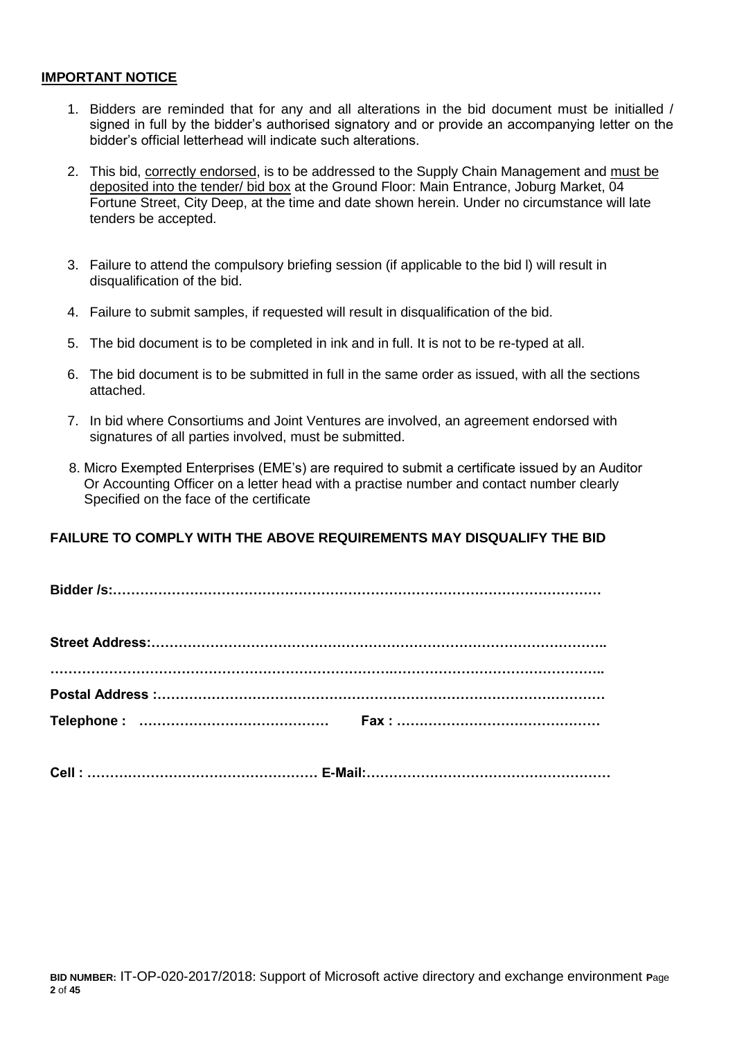**IMPORTANT NOTICE**

1. Bidders are reminded that for any and all alterations in the bid document must be initialled / signed in full by the bidder's authorised signatory and or provide an accompanying letter on the bidder's official letterhead will indicate such alterations.

2. This bid, correctly endorsed, is to be addressed to the Supply Chain Management and must be deposited into the tender/ bid box at the Ground Floor: Main Entrance, Joburg Market, 04 Fortune Street, City Deep, at the time and date shown herein. Under no circumstance will late tenders be accepted.

3. Failure to attend the compulsory briefing session (if applicable to the bid l) will result in disqualification of the bid.

4. Failure to submit samples, if requested will result in disqualification of the bid.

5. The bid document is to be completed in ink and in full. It is not to be re-typed at all.

6. The bid document is to be submitted in full in the same order as issued, with all the sections attached.

7. In bid where Consortiums and Joint Ventures are involved, an agreement endorsed with signatures of all parties involved, must be submitted.

8. Micro Exempted Enterprises (EME's) are required to submit a certificate issued by an Auditor Or Accounting Officer on a letter head with a practise number and contact number clearly Specified on the face of the certificate

**FAILURE TO COMPLY WITH THE ABOVE REQUIREMENTS MAY DISQUALIFY THE BID**

**Bidder /s:………………………………………………………………………………………………**

**Street Address:………………………………………………………………………………………..**

**……………………………………………………………………………………………………………..**

**Postal Address :………………………………………………………………………………………**

**Telephone : ……………………………………  Fax : ………………………………………**

**Cell : …………………………………………… E-Mail:………………………………………………**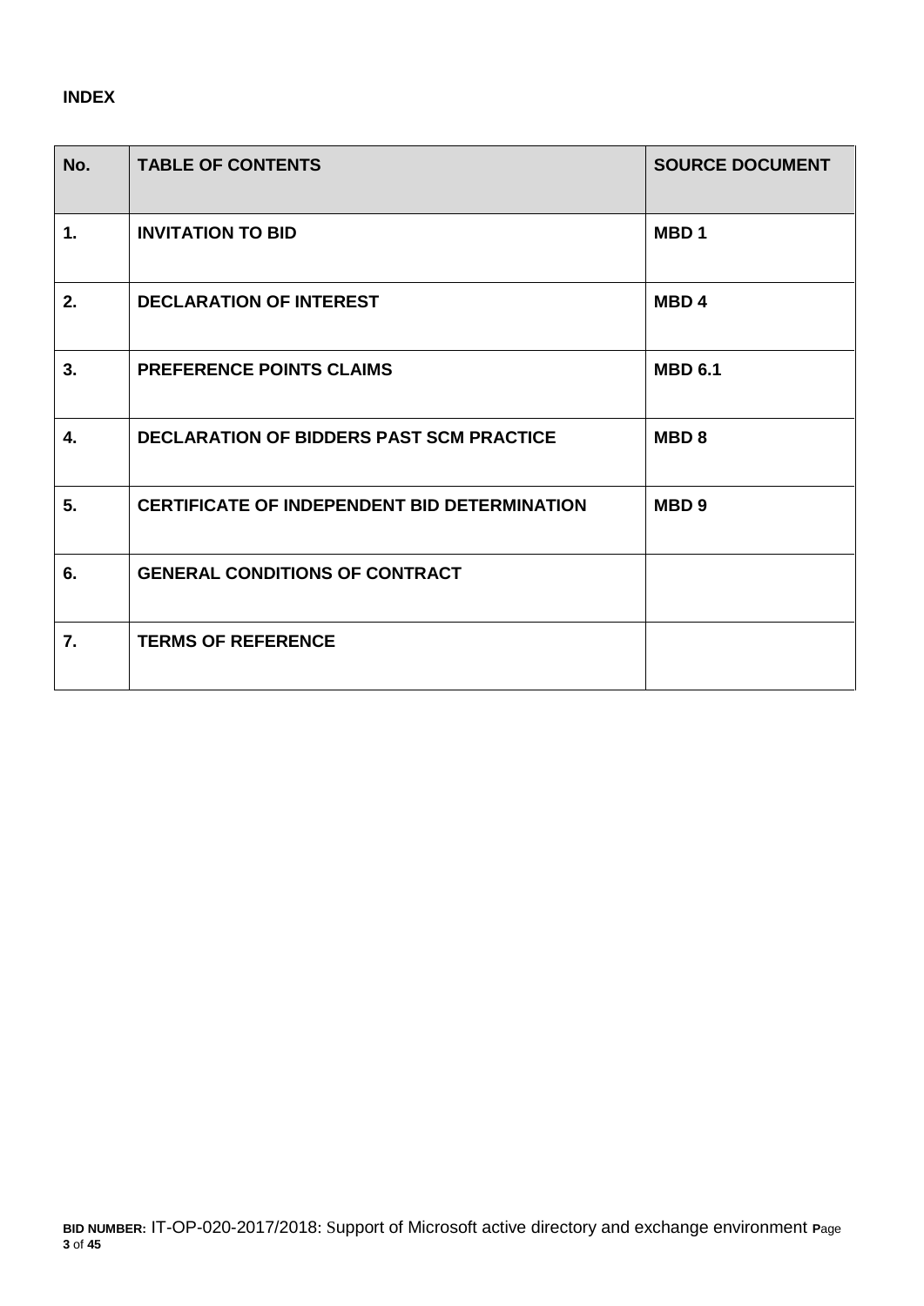**INDEX**

| No. | TABLE OF CONTENTS | SOURCE DOCUMENT |
|---|---|---|
| 1. | INVITATION TO BID | MBD 1 |
| 2. | DECLARATION OF INTEREST | MBD 4 |
| 3. | PREFERENCE POINTS CLAIMS | MBD 6.1 |
| 4. | DECLARATION OF BIDDERS PAST SCM PRACTICE | MBD 8 |
| 5. | CERTIFICATE OF INDEPENDENT BID DETERMINATION | MBD 9 |
| 6. | GENERAL CONDITIONS OF CONTRACT | |
| 7. | TERMS OF REFERENCE | |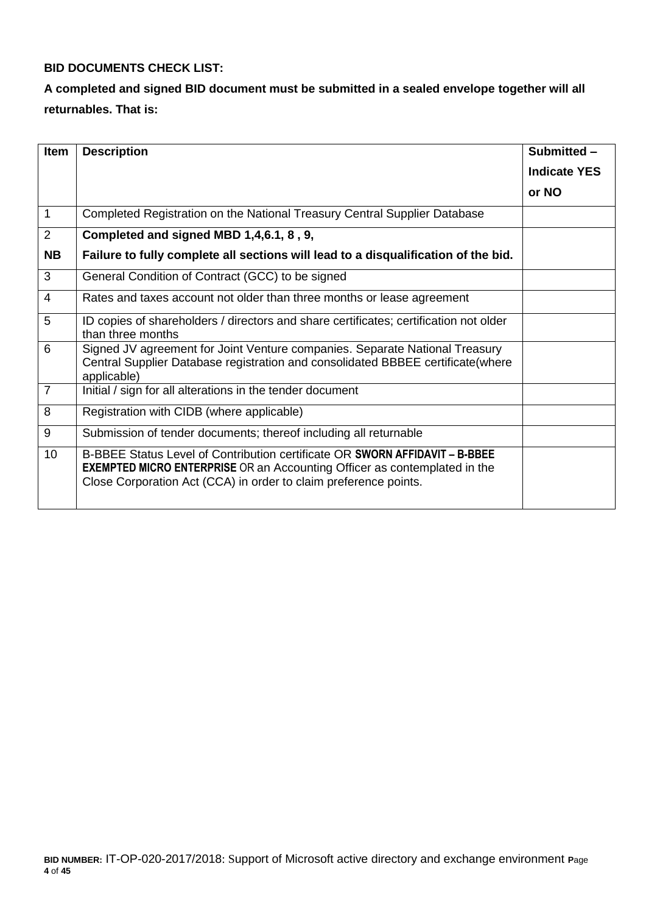**BID DOCUMENTS CHECK LIST:**

**A completed and signed BID document must be submitted in a sealed envelope together will all returnables. That is:**

| Item | Description | Submitted – Indicate YES or NO |
|---|---|---|
| 1 | Completed Registration on the National Treasury Central Supplier Database | |
| 2<br>**NB** | **Completed and signed MBD 1,4,6.1, 8 , 9,**<br>**Failure to fully complete all sections will lead to a disqualification of the bid.** | |
| 3 | General Condition of Contract (GCC) to be signed | |
| 4 | Rates and taxes account not older than three months or lease agreement | |
| 5 | ID copies of shareholders / directors and share certificates; certification not older than three months | |
| 6 | Signed JV agreement for Joint Venture companies. Separate National Treasury Central Supplier Database registration and consolidated BBBEE certificate(where applicable) | |
| 7 | Initial / sign for all alterations in the tender document | |
| 8 | Registration with CIDB (where applicable) | |
| 9 | Submission of tender documents; thereof including all returnable | |
| 10 | B-BBEE Status Level of Contribution certificate OR **SWORN AFFIDAVIT – B-BBEE EXEMPTED MICRO ENTERPRISE** OR an Accounting Officer as contemplated in the Close Corporation Act (CCA) in order to claim preference points. | |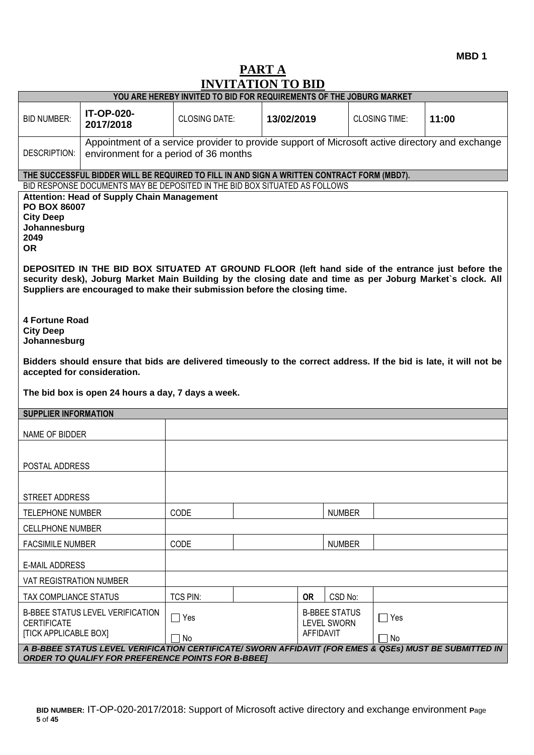MBD 1

# PART A
# INVITATION TO BID

**YOU ARE HEREBY INVITED TO BID FOR REQUIREMENTS OF THE JOBURG MARKET**

| BID NUMBER: | IT-OP-020-2017/2018 | CLOSING DATE: | 13/02/2019 | CLOSING TIME: | 11:00 |
|---|---|---|---|---|---|
| DESCRIPTION: | Appointment of a service provider to provide support of Microsoft active directory and exchange environment for a period of 36 months | | | | |

**THE SUCCESSFUL BIDDER WILL BE REQUIRED TO FILL IN AND SIGN A WRITTEN CONTRACT FORM (MBD7).**

BID RESPONSE DOCUMENTS MAY BE DEPOSITED IN THE BID BOX SITUATED AS FOLLOWS

**Attention: Head of Supply Chain Management**
**PO BOX 86007**
**City Deep**
**Johannesburg**
**2049**
**OR**

**DEPOSITED IN THE BID BOX SITUATED AT GROUND FLOOR (left hand side of the entrance just before the security desk), Joburg Market Main Building by the closing date and time as per Joburg Market`s clock. All Suppliers are encouraged to make their submission before the closing time.**

**4 Fortune Road**
**City Deep**
**Johannesburg**

**Bidders should ensure that bids are delivered timeously to the correct address. If the bid is late, it will not be accepted for consideration.**

**The bid box is open 24 hours a day, 7 days a week.**

**SUPPLIER INFORMATION**

| | | | | | |
|---|---|---|---|---|---|
| NAME OF BIDDER | | | | | |
| POSTAL ADDRESS | | | | | |
| STREET ADDRESS | | | | | |
| TELEPHONE NUMBER | CODE | | | NUMBER | |
| CELLPHONE NUMBER | | | | | |
| FACSIMILE NUMBER | CODE | | | NUMBER | |
| E-MAIL ADDRESS | | | | | |
| VAT REGISTRATION NUMBER | | | | | |
| TAX COMPLIANCE STATUS | TCS PIN: | | OR | CSD No: | |
| B-BBEE STATUS LEVEL VERIFICATION CERTIFICATE [TICK APPLICABLE BOX] | ☐ Yes ☐ No | | B-BBEE STATUS LEVEL SWORN AFFIDAVIT | | ☐ Yes ☐ No |

***A B-BBEE STATUS LEVEL VERIFICATION CERTIFICATE/ SWORN AFFIDAVIT (FOR EMES & QSEs) MUST BE SUBMITTED IN ORDER TO QUALIFY FOR PREFERENCE POINTS FOR B-BBEE]***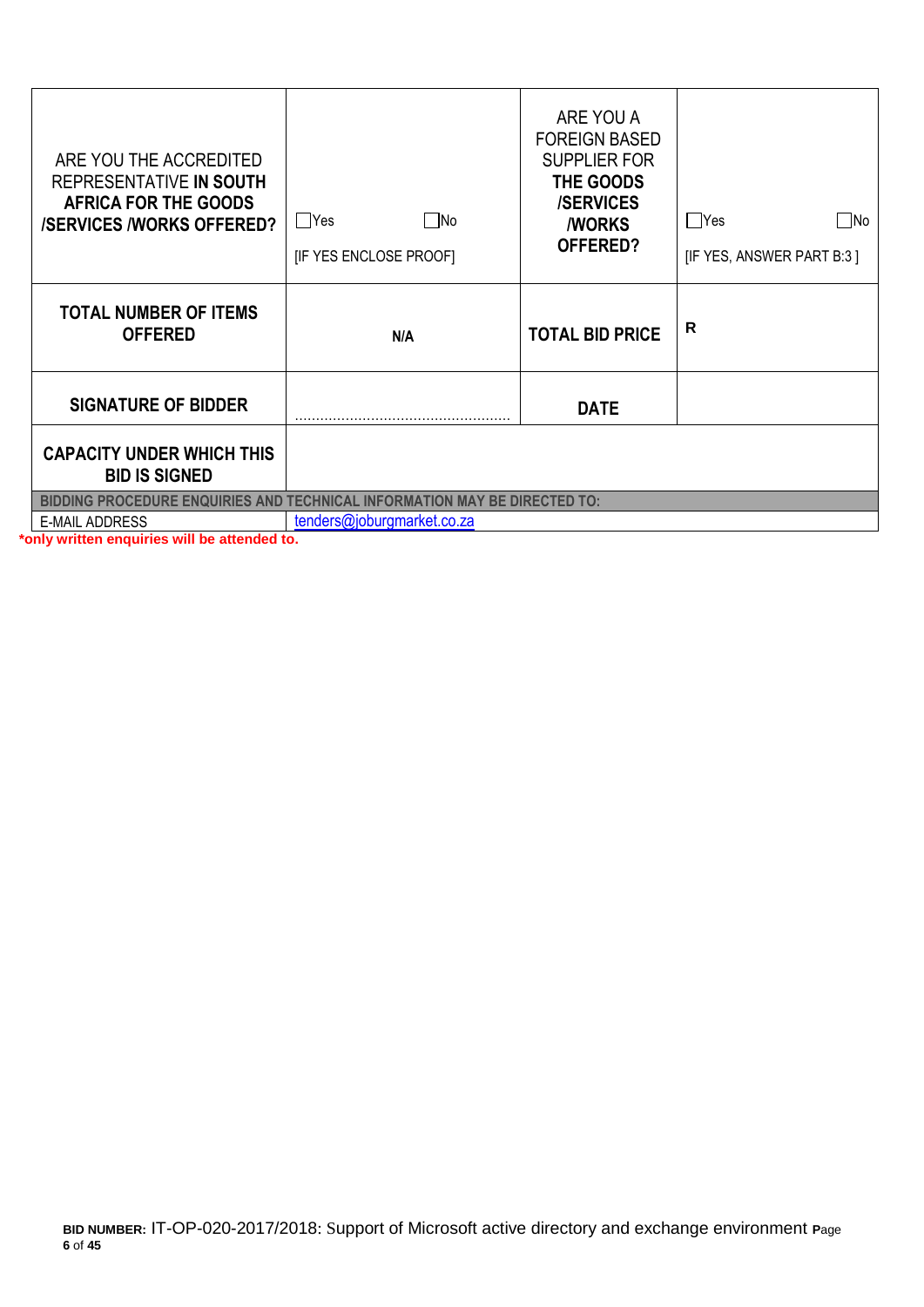| ARE YOU THE ACCREDITED REPRESENTATIVE **IN SOUTH AFRICA FOR THE GOODS /SERVICES /WORKS OFFERED?** | ☐Yes ☐No<br>[IF YES ENCLOSE PROOF] | ARE YOU A FOREIGN BASED SUPPLIER FOR **THE GOODS /SERVICES /WORKS OFFERED?** | ☐Yes ☐No<br>[IF YES, ANSWER PART B:3 ] |
|---|---|---|---|
| **TOTAL NUMBER OF ITEMS OFFERED** | **N/A** | **TOTAL BID PRICE** | **R** |
| **SIGNATURE OF BIDDER** | ……………………………………… | **DATE** | |
| **CAPACITY UNDER WHICH THIS BID IS SIGNED** | | | |
| **BIDDING PROCEDURE ENQUIRIES AND TECHNICAL INFORMATION MAY BE DIRECTED TO:** | | | |
| E-MAIL ADDRESS | tenders@joburgmarket.co.za | | |

***only written enquiries will be attended to.**

**BID NUMBER:** IT-OP-020-2017/2018: Support of Microsoft active directory and exchange environment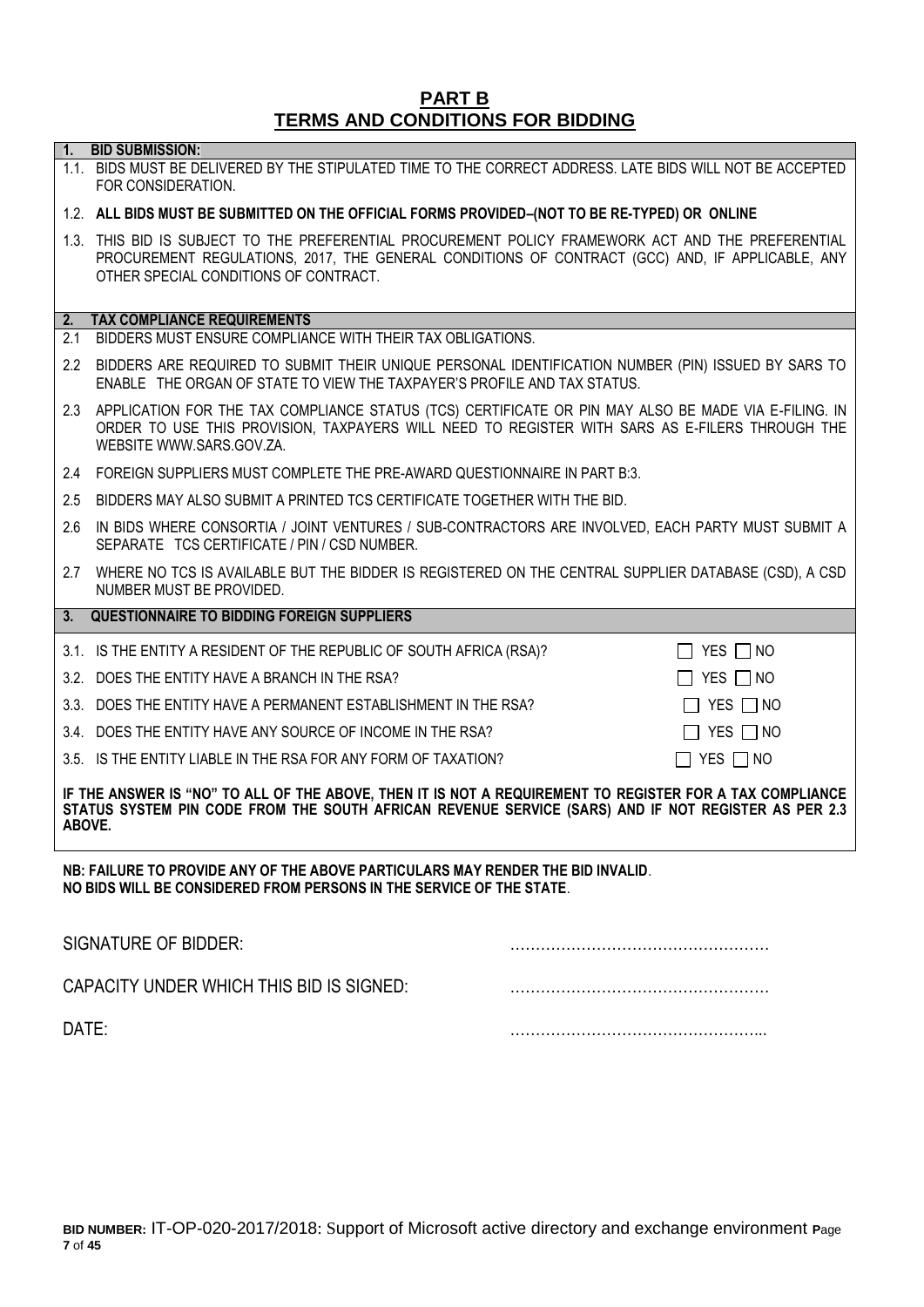# PART B
# TERMS AND CONDITIONS FOR BIDDING

## 1. BID SUBMISSION:

1.1. BIDS MUST BE DELIVERED BY THE STIPULATED TIME TO THE CORRECT ADDRESS. LATE BIDS WILL NOT BE ACCEPTED FOR CONSIDERATION.

1.2. **ALL BIDS MUST BE SUBMITTED ON THE OFFICIAL FORMS PROVIDED–(NOT TO BE RE-TYPED) OR ONLINE**

1.3. THIS BID IS SUBJECT TO THE PREFERENTIAL PROCUREMENT POLICY FRAMEWORK ACT AND THE PREFERENTIAL PROCUREMENT REGULATIONS, 2017, THE GENERAL CONDITIONS OF CONTRACT (GCC) AND, IF APPLICABLE, ANY OTHER SPECIAL CONDITIONS OF CONTRACT.

## 2. TAX COMPLIANCE REQUIREMENTS

2.1 BIDDERS MUST ENSURE COMPLIANCE WITH THEIR TAX OBLIGATIONS.

2.2 BIDDERS ARE REQUIRED TO SUBMIT THEIR UNIQUE PERSONAL IDENTIFICATION NUMBER (PIN) ISSUED BY SARS TO ENABLE THE ORGAN OF STATE TO VIEW THE TAXPAYER'S PROFILE AND TAX STATUS.

2.3 APPLICATION FOR THE TAX COMPLIANCE STATUS (TCS) CERTIFICATE OR PIN MAY ALSO BE MADE VIA E-FILING. IN ORDER TO USE THIS PROVISION, TAXPAYERS WILL NEED TO REGISTER WITH SARS AS E-FILERS THROUGH THE WEBSITE WWW.SARS.GOV.ZA.

2.4 FOREIGN SUPPLIERS MUST COMPLETE THE PRE-AWARD QUESTIONNAIRE IN PART B:3.

2.5 BIDDERS MAY ALSO SUBMIT A PRINTED TCS CERTIFICATE TOGETHER WITH THE BID.

2.6 IN BIDS WHERE CONSORTIA / JOINT VENTURES / SUB-CONTRACTORS ARE INVOLVED, EACH PARTY MUST SUBMIT A SEPARATE TCS CERTIFICATE / PIN / CSD NUMBER.

2.7 WHERE NO TCS IS AVAILABLE BUT THE BIDDER IS REGISTERED ON THE CENTRAL SUPPLIER DATABASE (CSD), A CSD NUMBER MUST BE PROVIDED.

## 3. QUESTIONNAIRE TO BIDDING FOREIGN SUPPLIERS

| | |
|---|---|
| 3.1. IS THE ENTITY A RESIDENT OF THE REPUBLIC OF SOUTH AFRICA (RSA)? | ☐ YES ☐ NO |
| 3.2. DOES THE ENTITY HAVE A BRANCH IN THE RSA? | ☐ YES ☐ NO |
| 3.3. DOES THE ENTITY HAVE A PERMANENT ESTABLISHMENT IN THE RSA? | ☐ YES ☐ NO |
| 3.4. DOES THE ENTITY HAVE ANY SOURCE OF INCOME IN THE RSA? | ☐ YES ☐ NO |
| 3.5. IS THE ENTITY LIABLE IN THE RSA FOR ANY FORM OF TAXATION? | ☐ YES ☐ NO |

**IF THE ANSWER IS "NO" TO ALL OF THE ABOVE, THEN IT IS NOT A REQUIREMENT TO REGISTER FOR A TAX COMPLIANCE STATUS SYSTEM PIN CODE FROM THE SOUTH AFRICAN REVENUE SERVICE (SARS) AND IF NOT REGISTER AS PER 2.3 ABOVE.**

**NB: FAILURE TO PROVIDE ANY OF THE ABOVE PARTICULARS MAY RENDER THE BID INVALID.**
**NO BIDS WILL BE CONSIDERED FROM PERSONS IN THE SERVICE OF THE STATE.**

SIGNATURE OF BIDDER: ……………………………………………

CAPACITY UNDER WHICH THIS BID IS SIGNED: ……………………………………………

DATE: …………………………………………...

**BID NUMBER:** IT-OP-020-2017/2018: Support of Microsoft active directory and exchange environment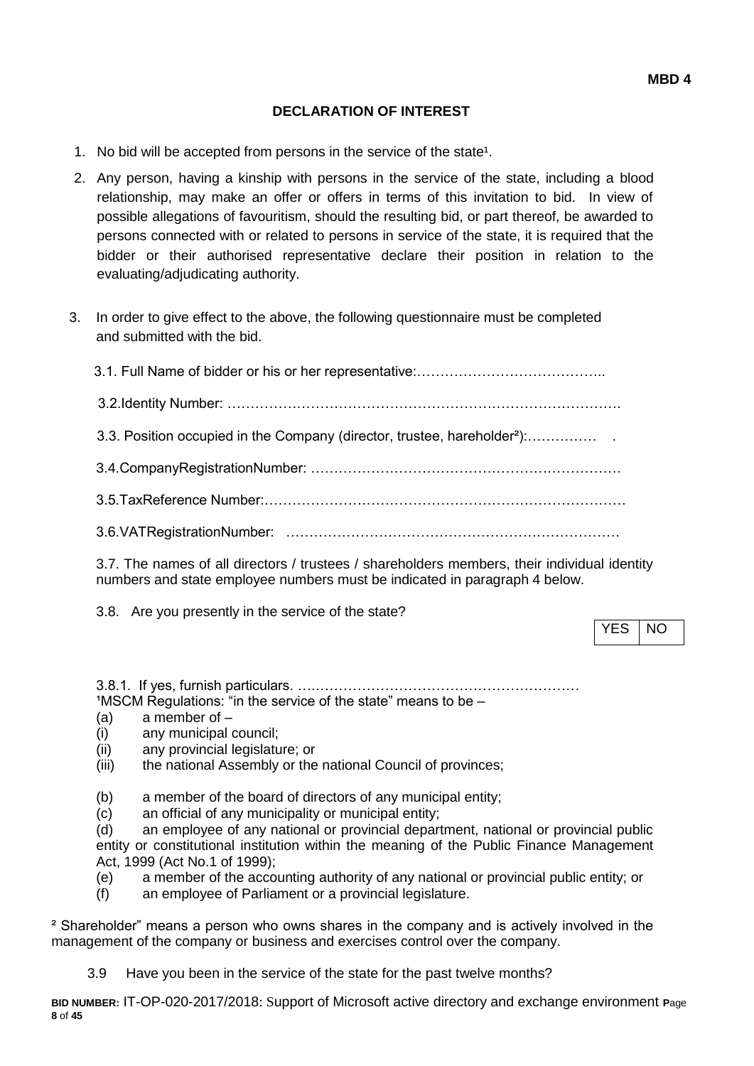**MBD 4**

## DECLARATION OF INTEREST

1. No bid will be accepted from persons in the service of the state[1].

2. Any person, having a kinship with persons in the service of the state, including a blood relationship, may make an offer or offers in terms of this invitation to bid. In view of possible allegations of favouritism, should the resulting bid, or part thereof, be awarded to persons connected with or related to persons in service of the state, it is required that the bidder or their authorised representative declare their position in relation to the evaluating/adjudicating authority.

3. In order to give effect to the above, the following questionnaire must be completed and submitted with the bid.

   3.1. Full Name of bidder or his or her representative:…………………………………..

   3.2.Identity Number: ……………………………………………………………………….

   3.3. Position occupied in the Company (director, trustee, hareholder[2]):…………… .

   3.4.CompanyRegistrationNumber: ……………………………………………………….

   3.5.TaxReference Number:……………………………………………………………………

   3.6.VATRegistrationNumber: ………………………………………………………………

   3.7. The names of all directors / trustees / shareholders members, their individual identity numbers and state employee numbers must be indicated in paragraph 4 below.

   3.8. Are you presently in the service of the state?

| YES | NO |
|---|---|

   3.8.1. If yes, furnish particulars. ….……………………………………………………

[1]MSCM Regulations: "in the service of the state" means to be –

(a) a member of –
(i) any municipal council;
(ii) any provincial legislature; or
(iii) the national Assembly or the national Council of provinces;

(b) a member of the board of directors of any municipal entity;
(c) an official of any municipality or municipal entity;
(d) an employee of any national or provincial department, national or provincial public entity or constitutional institution within the meaning of the Public Finance Management Act, 1999 (Act No.1 of 1999);
(e) a member of the accounting authority of any national or provincial public entity; or
(f) an employee of Parliament or a provincial legislature.

[2] Shareholder" means a person who owns shares in the company and is actively involved in the management of the company or business and exercises control over the company.

   3.9 Have you been in the service of the state for the past twelve months?

**BID NUMBER:** IT-OP-020-2017/2018: Support of Microsoft active directory and exchange environment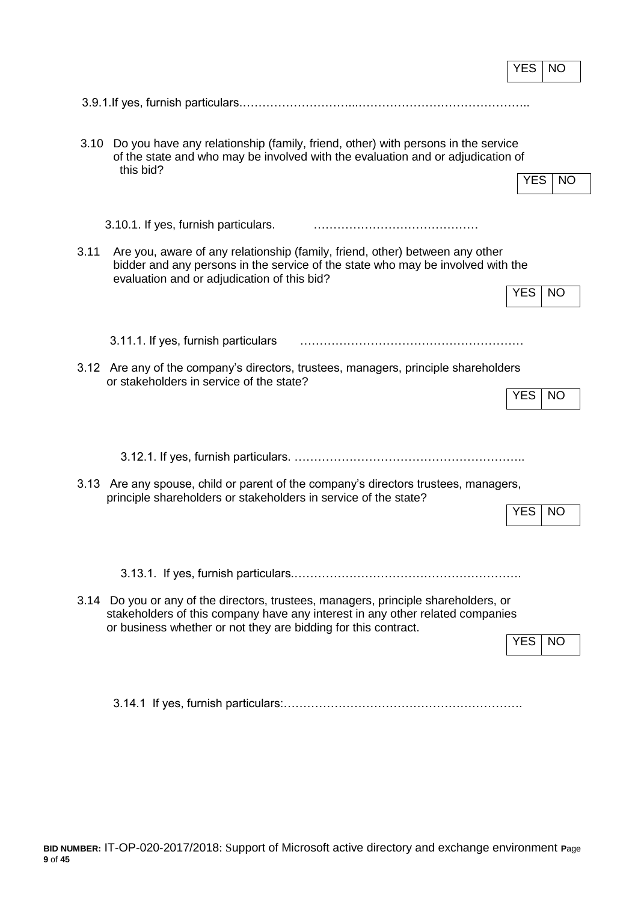| YES | NO |
|---|---|

3.9.1.If yes, furnish particulars.…………………………...……………………………………..

3.10 Do you have any relationship (family, friend, other) with persons in the service of the state and who may be involved with the evaluation and or adjudication of this bid?

| YES | NO |
|---|---|

3.10.1. If yes, furnish particulars. ……………………………………

3.11 Are you, aware of any relationship (family, friend, other) between any other bidder and any persons in the service of the state who may be involved with the evaluation and or adjudication of this bid?

| YES | NO |
|---|---|

3.11.1. If yes, furnish particulars …………………………………………………

3.12 Are any of the company's directors, trustees, managers, principle shareholders or stakeholders in service of the state?

| YES | NO |
|---|---|

3.12.1. If yes, furnish particulars. …………………………………………………..

3.13 Are any spouse, child or parent of the company's directors trustees, managers, principle shareholders or stakeholders in service of the state?

| YES | NO |
|---|---|

3.13.1. If yes, furnish particulars.………………………………………………….

3.14 Do you or any of the directors, trustees, managers, principle shareholders, or stakeholders of this company have any interest in any other related companies or business whether or not they are bidding for this contract.

| YES | NO |
|---|---|

3.14.1 If yes, furnish particulars:…………………………………………………….

**BID NUMBER:** IT-OP-020-2017/2018: Support of Microsoft active directory and exchange environment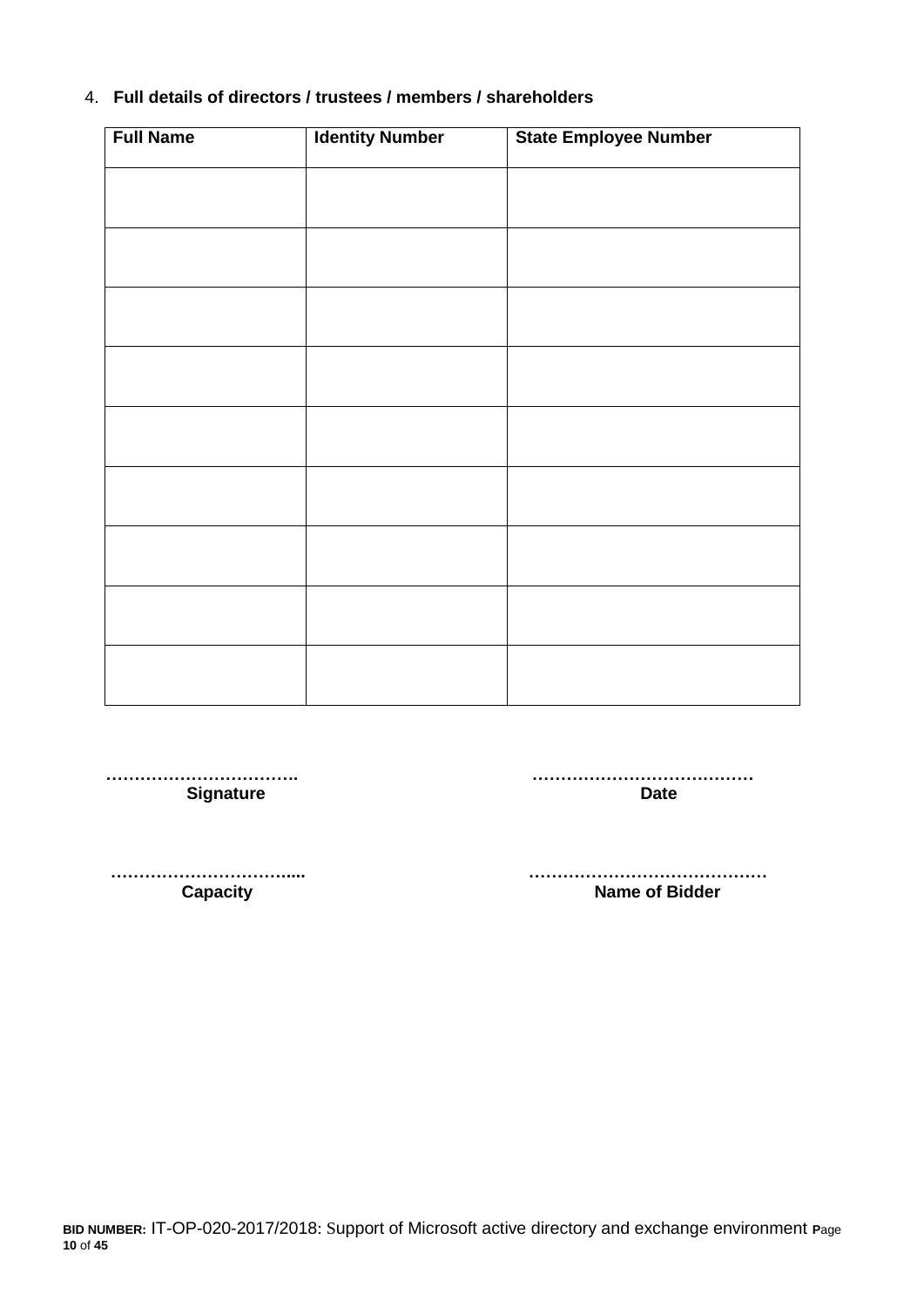4. **Full details of directors / trustees / members / shareholders**

| Full Name | Identity Number | State Employee Number |
| --- | --- | --- |
| | | |
| | | |
| | | |
| | | |
| | | |
| | | |
| | | |
| | | |
| | | |

……………………………. **Signature**

………………………………… **Date**

…………………………..... **Capacity**

…………………………………… **Name of Bidder**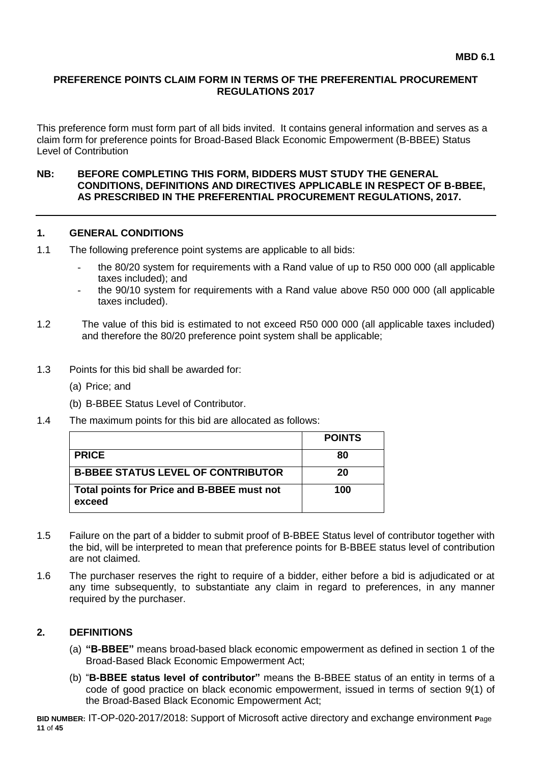**MBD 6.1**

## PREFERENCE POINTS CLAIM FORM IN TERMS OF THE PREFERENTIAL PROCUREMENT REGULATIONS 2017

This preference form must form part of all bids invited. It contains general information and serves as a claim form for preference points for Broad-Based Black Economic Empowerment (B-BBEE) Status Level of Contribution

**NB: BEFORE COMPLETING THIS FORM, BIDDERS MUST STUDY THE GENERAL CONDITIONS, DEFINITIONS AND DIRECTIVES APPLICABLE IN RESPECT OF B-BBEE, AS PRESCRIBED IN THE PREFERENTIAL PROCUREMENT REGULATIONS, 2017.**

---

### 1. GENERAL CONDITIONS

1.1 The following preference point systems are applicable to all bids:

- the 80/20 system for requirements with a Rand value of up to R50 000 000 (all applicable taxes included); and
- the 90/10 system for requirements with a Rand value above R50 000 000 (all applicable taxes included).

1.2 The value of this bid is estimated to not exceed R50 000 000 (all applicable taxes included) and therefore the 80/20 preference point system shall be applicable;

1.3 Points for this bid shall be awarded for:

(a) Price; and

(b) B-BBEE Status Level of Contributor.

1.4 The maximum points for this bid are allocated as follows:

| | **POINTS** |
|---|---|
| **PRICE** | **80** |
| **B-BBEE STATUS LEVEL OF CONTRIBUTOR** | **20** |
| **Total points for Price and B-BBEE must not exceed** | **100** |

1.5 Failure on the part of a bidder to submit proof of B-BBEE Status level of contributor together with the bid, will be interpreted to mean that preference points for B-BBEE status level of contribution are not claimed.

1.6 The purchaser reserves the right to require of a bidder, either before a bid is adjudicated or at any time subsequently, to substantiate any claim in regard to preferences, in any manner required by the purchaser.

### 2. DEFINITIONS

(a) **"B-BBEE"** means broad-based black economic empowerment as defined in section 1 of the Broad-Based Black Economic Empowerment Act;

(b) "**B-BBEE status level of contributor"** means the B-BBEE status of an entity in terms of a code of good practice on black economic empowerment, issued in terms of section 9(1) of the Broad-Based Black Economic Empowerment Act;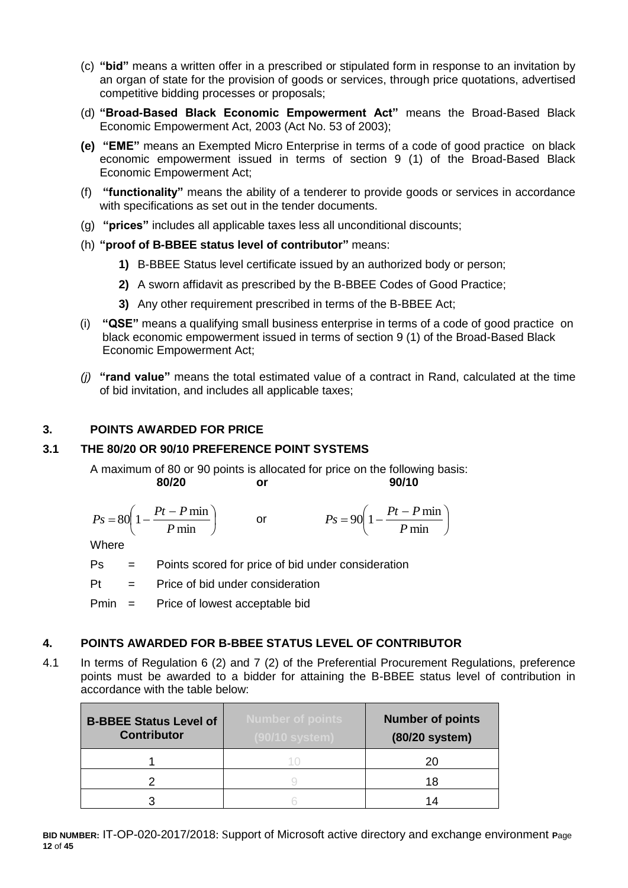(c) **"bid"** means a written offer in a prescribed or stipulated form in response to an invitation by an organ of state for the provision of goods or services, through price quotations, advertised competitive bidding processes or proposals;

(d) **"Broad-Based Black Economic Empowerment Act"** means the Broad-Based Black Economic Empowerment Act, 2003 (Act No. 53 of 2003);

**(e)** **"EME"** means an Exempted Micro Enterprise in terms of a code of good practice on black economic empowerment issued in terms of section 9 (1) of the Broad-Based Black Economic Empowerment Act;

(f) **"functionality"** means the ability of a tenderer to provide goods or services in accordance with specifications as set out in the tender documents.

(g) **"prices"** includes all applicable taxes less all unconditional discounts;

(h) **"proof of B-BBEE status level of contributor"** means:

**1)** B-BBEE Status level certificate issued by an authorized body or person;

**2)** A sworn affidavit as prescribed by the B-BBEE Codes of Good Practice;

**3)** Any other requirement prescribed in terms of the B-BBEE Act;

(i) **"QSE"** means a qualifying small business enterprise in terms of a code of good practice on black economic empowerment issued in terms of section 9 (1) of the Broad-Based Black Economic Empowerment Act;

*(j)* **"rand value"** means the total estimated value of a contract in Rand, calculated at the time of bid invitation, and includes all applicable taxes;

## 3. POINTS AWARDED FOR PRICE

### 3.1 THE 80/20 OR 90/10 PREFERENCE POINT SYSTEMS

A maximum of 80 or 90 points is allocated for price on the following basis:

**80/20** **or** **90/10**

$$Ps = 80\left(1 - \frac{Pt - P\min}{P\min}\right) \quad \text{or} \quad Ps = 90\left(1 - \frac{Pt - P\min}{P\min}\right)$$

Where

Ps = Points scored for price of bid under consideration

Pt = Price of bid under consideration

Pmin = Price of lowest acceptable bid

## 4. POINTS AWARDED FOR B-BBEE STATUS LEVEL OF CONTRIBUTOR

4.1 In terms of Regulation 6 (2) and 7 (2) of the Preferential Procurement Regulations, preference points must be awarded to a bidder for attaining the B-BBEE status level of contribution in accordance with the table below:

| B-BBEE Status Level of Contributor | Number of points (90/10 system) | Number of points (80/20 system) |
|---|---|---|
| 1 | 10 | 20 |
| 2 | 9 | 18 |
| 3 | 6 | 14 |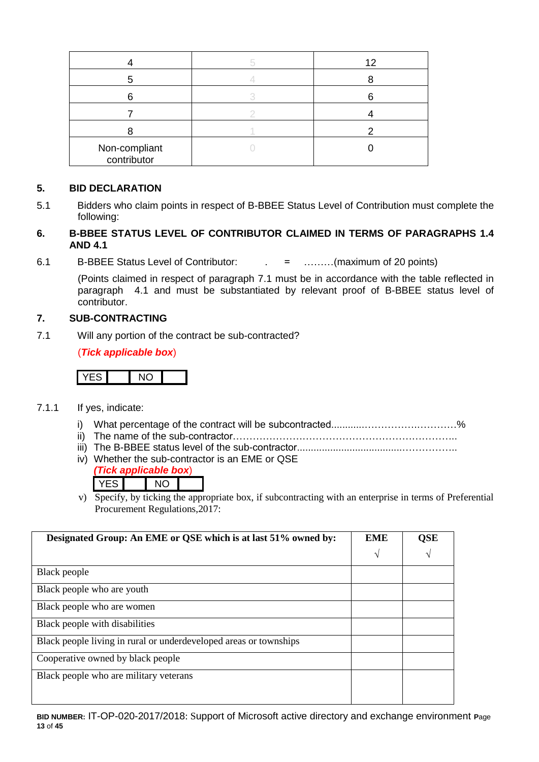| | | |
|---|---|---|
| 4 | 5 | 12 |
| 5 | 4 | 8 |
| 6 | 3 | 6 |
| 7 | 2 | 4 |
| 8 | 1 | 2 |
| Non-compliant contributor | 0 | 0 |

## 5. BID DECLARATION

5.1 Bidders who claim points in respect of B-BBEE Status Level of Contribution must complete the following:

## 6. B-BBEE STATUS LEVEL OF CONTRIBUTOR CLAIMED IN TERMS OF PARAGRAPHS 1.4 AND 4.1

6.1 B-BBEE Status Level of Contributor: . = ………(maximum of 20 points)

(Points claimed in respect of paragraph 7.1 must be in accordance with the table reflected in paragraph 4.1 and must be substantiated by relevant proof of B-BBEE status level of contributor.

## 7. SUB-CONTRACTING

7.1 Will any portion of the contract be sub-contracted?

(***Tick applicable box***)

| YES | | NO | |
|---|---|---|---|

7.1.1 If yes, indicate:

i) What percentage of the contract will be subcontracted............……………….…………%
ii) The name of the sub-contractor…………………………………………………………..
iii) The B-BBEE status level of the sub-contractor......................................……………..
iv) Whether the sub-contractor is an EME or QSE
(***Tick applicable box***)

| YES | | NO | |
|---|---|---|---|

v) Specify, by ticking the appropriate box, if subcontracting with an enterprise in terms of Preferential Procurement Regulations,2017:

| Designated Group: An EME or QSE which is at last 51% owned by: | EME √ | QSE √ |
|---|---|---|
| Black people | | |
| Black people who are youth | | |
| Black people who are women | | |
| Black people with disabilities | | |
| Black people living in rural or underdeveloped areas or townships | | |
| Cooperative owned by black people | | |
| Black people who are military veterans | | |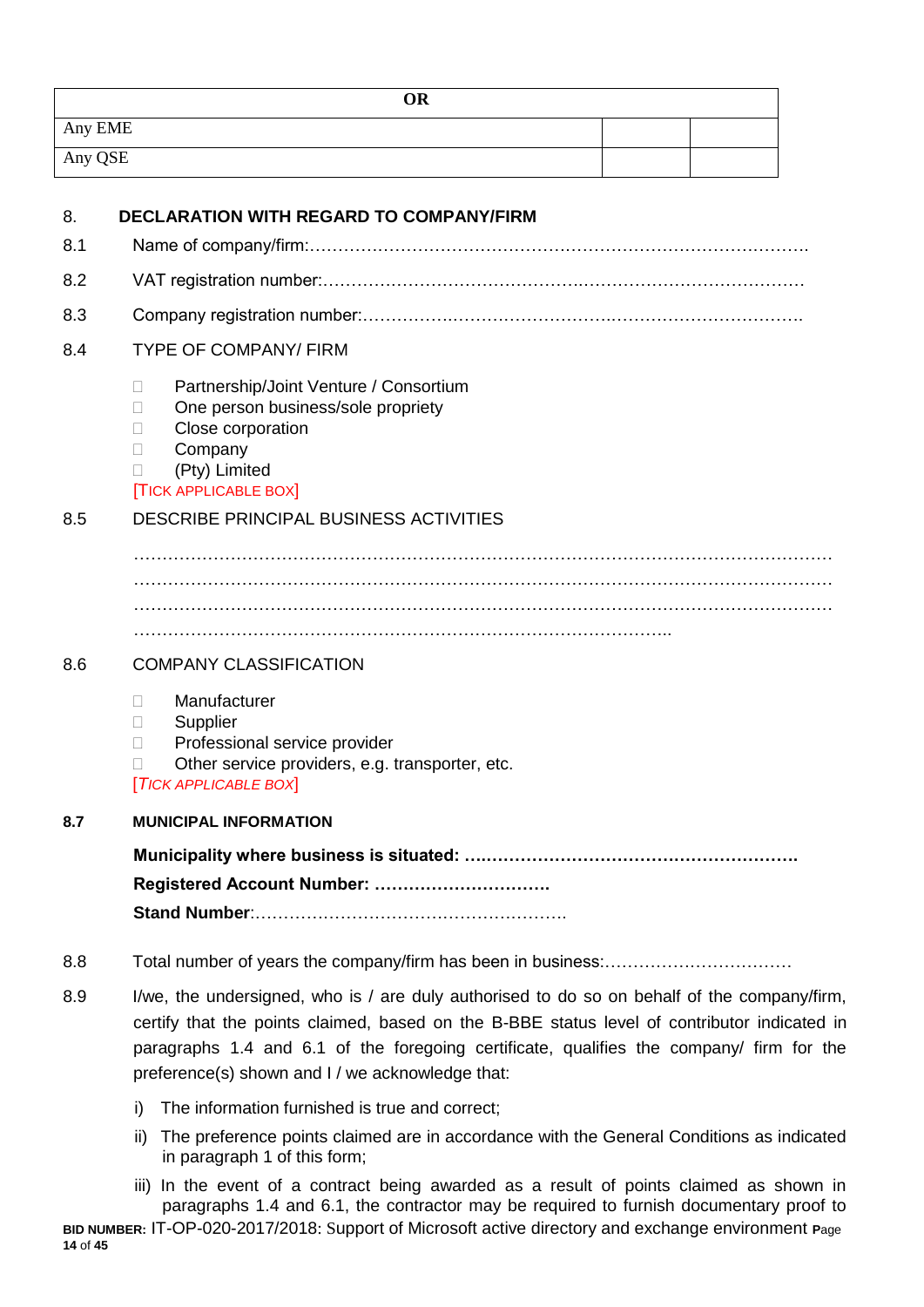| OR | | |
|---|---|---|
| Any EME | | |
| Any QSE | | |

## 8. DECLARATION WITH REGARD TO COMPANY/FIRM

8.1 Name of company/firm:…………………………………………………………………………….

8.2 VAT registration number:……………………………………….…………………………………

8.3 Company registration number:…………….……………………….…………………………….

8.4 TYPE OF COMPANY/ FIRM

- Partnership/Joint Venture / Consortium
- One person business/sole propriety
- Close corporation
- Company
- (Pty) Limited

[TICK APPLICABLE BOX]

8.5 DESCRIBE PRINCIPAL BUSINESS ACTIVITIES

…………………………………………………………………………………………………………
…………………………………………………………………………………………………………
…………………………………………………………………………………………………………
………………………………………………………………………………………..

8.6 COMPANY CLASSIFICATION

- Manufacturer
- Supplier
- Professional service provider
- Other service providers, e.g. transporter, etc.

[*TICK APPLICABLE BOX*]

**8.7 MUNICIPAL INFORMATION**

**Municipality where business is situated: ….………………………………………………….**

**Registered Account Number: ………………………….**

**Stand Number**:……………………………………………….

8.8 Total number of years the company/firm has been in business:……………………………

8.9 I/we, the undersigned, who is / are duly authorised to do so on behalf of the company/firm, certify that the points claimed, based on the B-BBE status level of contributor indicated in paragraphs 1.4 and 6.1 of the foregoing certificate, qualifies the company/ firm for the preference(s) shown and I / we acknowledge that:

i) The information furnished is true and correct;

ii) The preference points claimed are in accordance with the General Conditions as indicated in paragraph 1 of this form;

iii) In the event of a contract being awarded as a result of points claimed as shown in paragraphs 1.4 and 6.1, the contractor may be required to furnish documentary proof to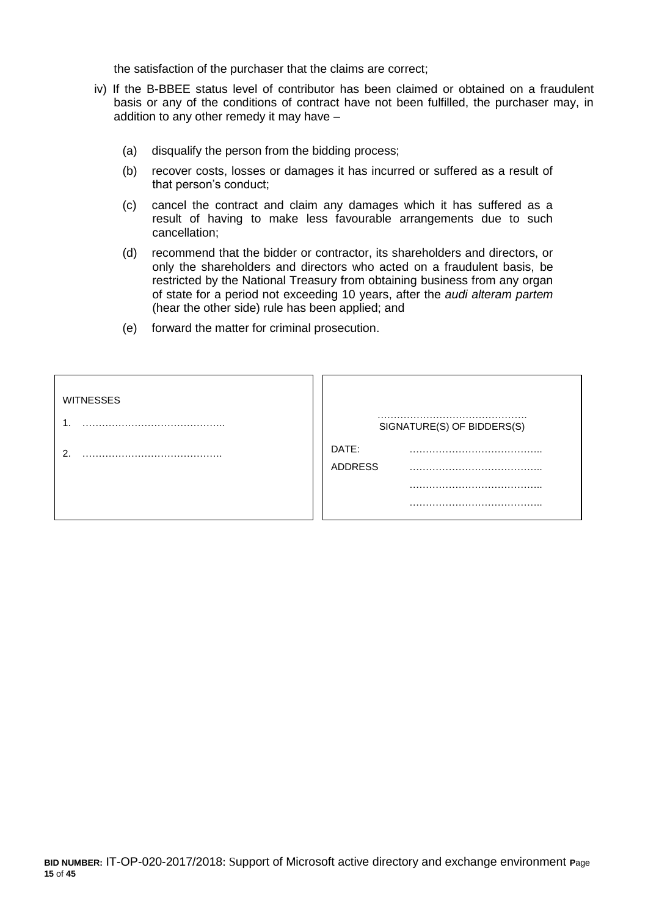the satisfaction of the purchaser that the claims are correct;

iv) If the B-BBEE status level of contributor has been claimed or obtained on a fraudulent basis or any of the conditions of contract have not been fulfilled, the purchaser may, in addition to any other remedy it may have –

   (a) disqualify the person from the bidding process;

   (b) recover costs, losses or damages it has incurred or suffered as a result of that person's conduct;

   (c) cancel the contract and claim any damages which it has suffered as a result of having to make less favourable arrangements due to such cancellation;

   (d) recommend that the bidder or contractor, its shareholders and directors, or only the shareholders and directors who acted on a fraudulent basis, be restricted by the National Treasury from obtaining business from any organ of state for a period not exceeding 10 years, after the *audi alteram partem* (hear the other side) rule has been applied; and

   (e) forward the matter for criminal prosecution.

| WITNESSES | |
|---|---|
| 1. …………………………………….. | ………………………………………. SIGNATURE(S) OF BIDDERS(S) |
| 2. ……………………………………. | DATE: ………………………………….. |
| | ADDRESS ………………………………….. |
| | ………………………………….. |
| | ………………………………….. |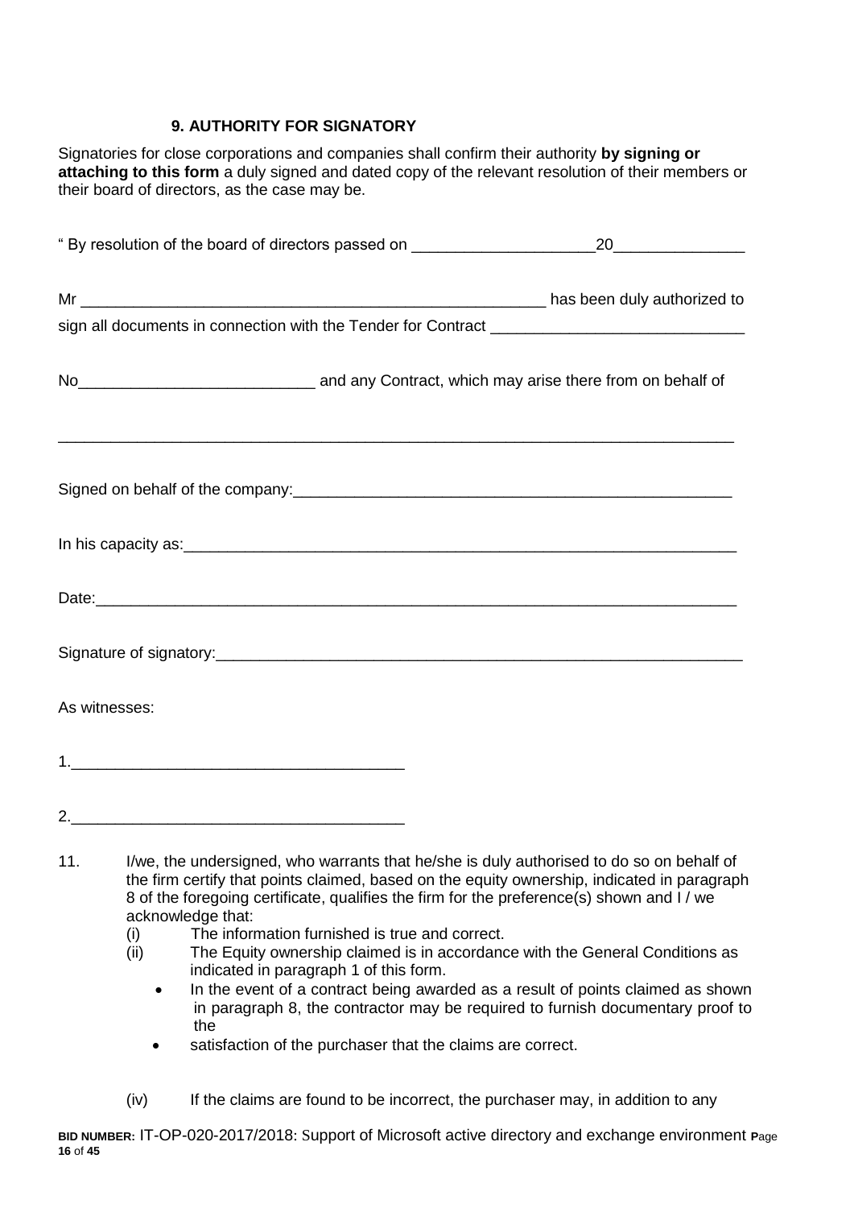### 9. AUTHORITY FOR SIGNATORY

Signatories for close corporations and companies shall confirm their authority **by signing or attaching to this form** a duly signed and dated copy of the relevant resolution of their members or their board of directors, as the case may be.

" By resolution of the board of directors passed on _____________________20_______________

Mr _______________________________________________________ has been duly authorized to sign all documents in connection with the Tender for Contract _____________________________

No___________________________ and any Contract, which may arise there from on behalf of

_________________________________________________________________________________

Signed on behalf of the company:_____________________________________________________

In his capacity as:__________________________________________________________________

Date:____________________________________________________________________________

Signature of signatory:______________________________________________________________

As witnesses:

1.______________________________________

2.______________________________________

11. I/we, the undersigned, who warrants that he/she is duly authorised to do so on behalf of the firm certify that points claimed, based on the equity ownership, indicated in paragraph 8 of the foregoing certificate, qualifies the firm for the preference(s) shown and I / we acknowledge that:
    - (i) The information furnished is true and correct.
    - (ii) The Equity ownership claimed is in accordance with the General Conditions as indicated in paragraph 1 of this form.
        - In the event of a contract being awarded as a result of points claimed as shown in paragraph 8, the contractor may be required to furnish documentary proof to the
        - satisfaction of the purchaser that the claims are correct.
    - (iv) If the claims are found to be incorrect, the purchaser may, in addition to any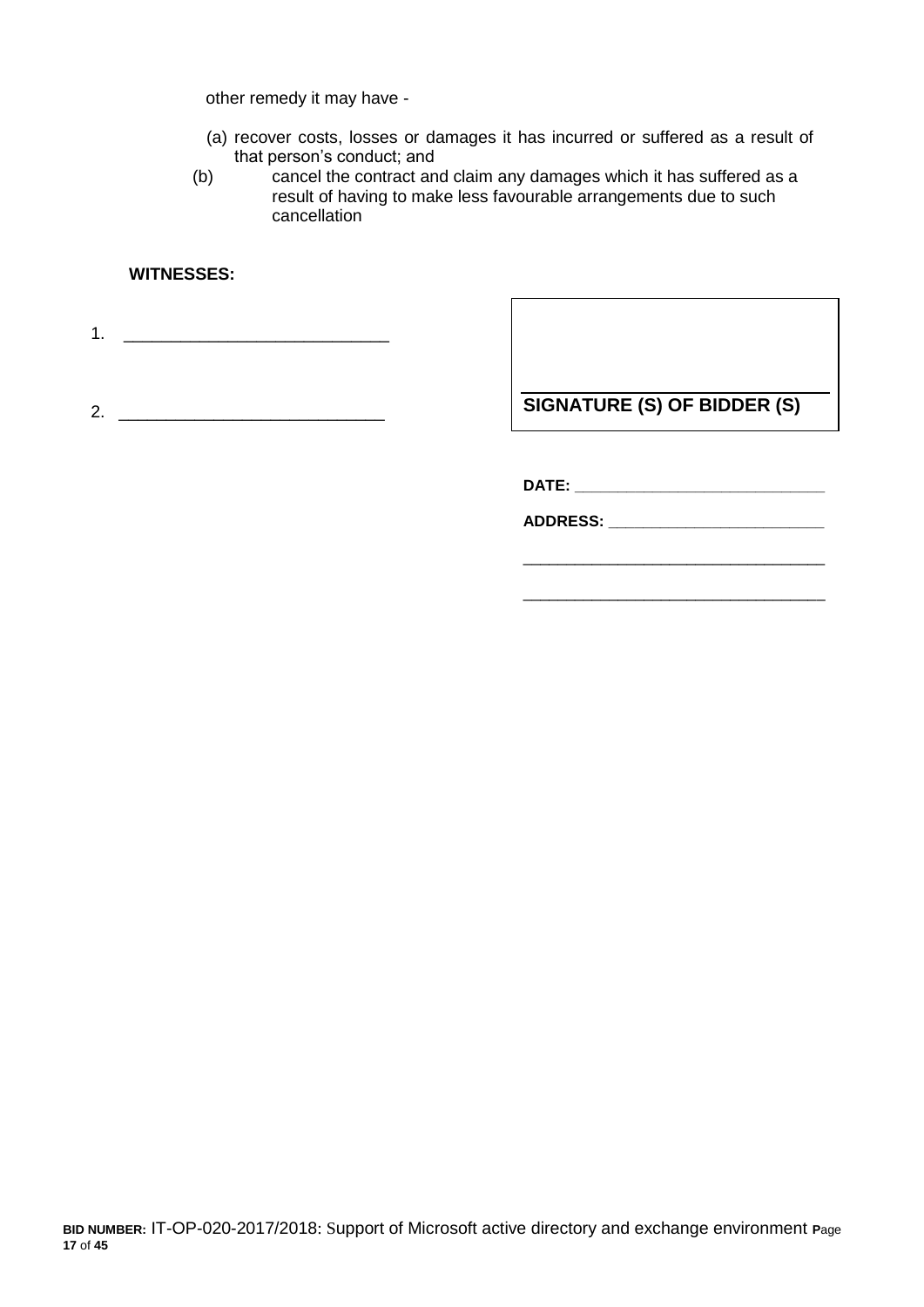other remedy it may have -

(a) recover costs, losses or damages it has incurred or suffered as a result of that person's conduct; and

(b) cancel the contract and claim any damages which it has suffered as a result of having to make less favourable arrangements due to such cancellation

**WITNESSES:**

1. ____________________________

2. ____________________________

____________________________
**SIGNATURE (S) OF BIDDER (S)**

**DATE:** ____________________________

**ADDRESS:** ____________________________

____________________________

____________________________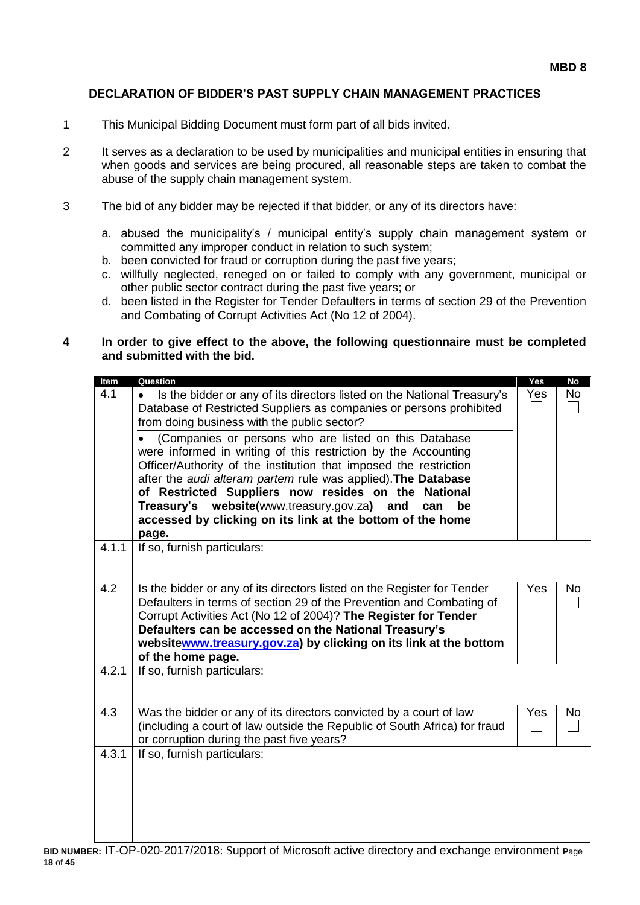**MBD 8**

## DECLARATION OF BIDDER'S PAST SUPPLY CHAIN MANAGEMENT PRACTICES

1. This Municipal Bidding Document must form part of all bids invited.

2. It serves as a declaration to be used by municipalities and municipal entities in ensuring that when goods and services are being procured, all reasonable steps are taken to combat the abuse of the supply chain management system.

3. The bid of any bidder may be rejected if that bidder, or any of its directors have:

   a. abused the municipality's / municipal entity's supply chain management system or committed any improper conduct in relation to such system;
   b. been convicted for fraud or corruption during the past five years;
   c. willfully neglected, reneged on or failed to comply with any government, municipal or other public sector contract during the past five years; or
   d. been listed in the Register for Tender Defaulters in terms of section 29 of the Prevention and Combating of Corrupt Activities Act (No 12 of 2004).

4. **In order to give effect to the above, the following questionnaire must be completed and submitted with the bid.**

| Item | Question | Yes | No |
|---|---|---|---|
| 4.1 | • Is the bidder or any of its directors listed on the National Treasury's Database of Restricted Suppliers as companies or persons prohibited from doing business with the public sector?<br>• (Companies or persons who are listed on this Database were informed in writing of this restriction by the Accounting Officer/Authority of the institution that imposed the restriction after the *audi alteram partem* rule was applied). **The Database of Restricted Suppliers now resides on the National Treasury's website(www.treasury.gov.za) and can be accessed by clicking on its link at the bottom of the home page.** | Yes ☐ | No ☐ |
| 4.1.1 | If so, furnish particulars: | | |
| 4.2 | Is the bidder or any of its directors listed on the Register for Tender Defaulters in terms of section 29 of the Prevention and Combating of Corrupt Activities Act (No 12 of 2004)? **The Register for Tender Defaulters can be accessed on the National Treasury's websitewww.treasury.gov.za) by clicking on its link at the bottom of the home page.** | Yes ☐ | No ☐ |
| 4.2.1 | If so, furnish particulars: | | |
| 4.3 | Was the bidder or any of its directors convicted by a court of law (including a court of law outside the Republic of South Africa) for fraud or corruption during the past five years? | Yes ☐ | No ☐ |
| 4.3.1 | If so, furnish particulars: | | |

**BID NUMBER:** IT-OP-020-2017/2018: Support of Microsoft active directory and exchange environment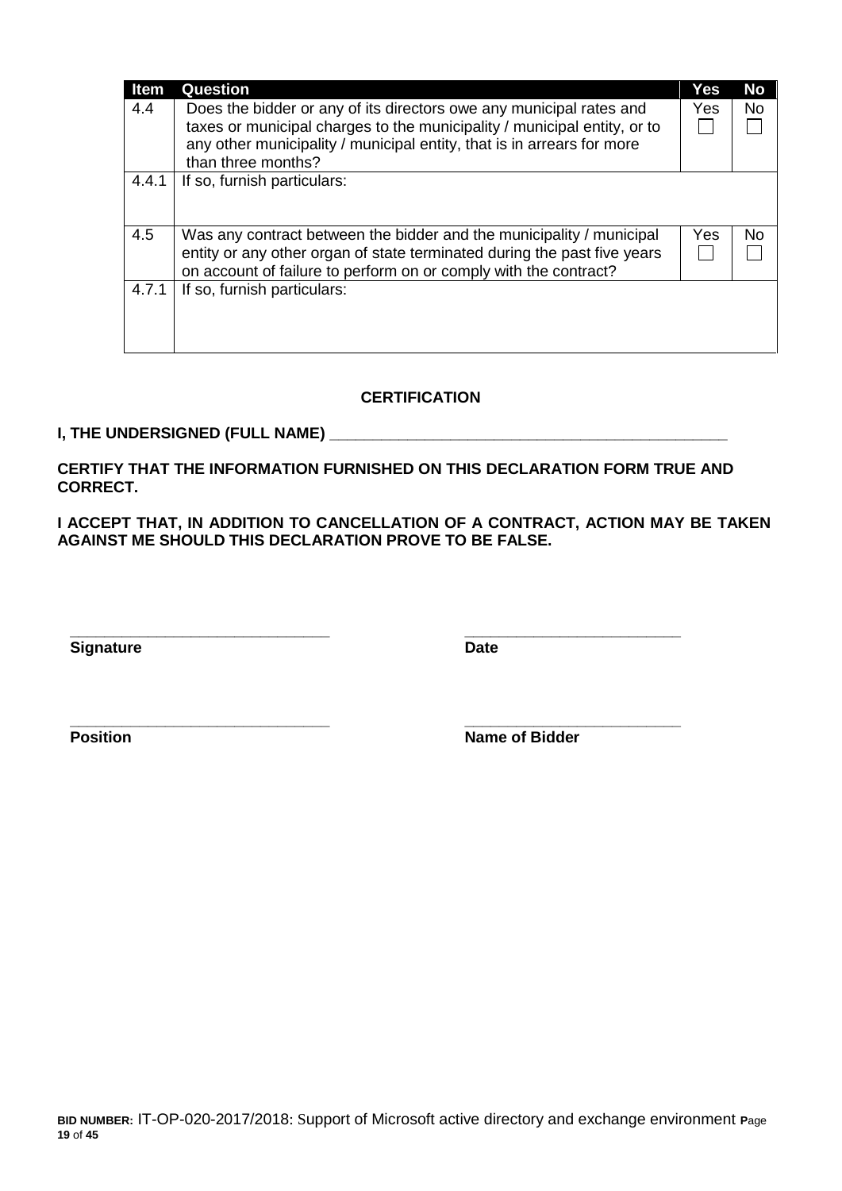| Item | Question | Yes | No |
|---|---|---|---|
| 4.4 | Does the bidder or any of its directors owe any municipal rates and taxes or municipal charges to the municipality / municipal entity, or to any other municipality / municipal entity, that is in arrears for more than three months? | Yes ☐ | No ☐ |
| 4.4.1 | If so, furnish particulars: | | |
| 4.5 | Was any contract between the bidder and the municipality / municipal entity or any other organ of state terminated during the past five years on account of failure to perform on or comply with the contract? | Yes ☐ | No ☐ |
| 4.7.1 | If so, furnish particulars: | | |

**CERTIFICATION**

**I, THE UNDERSIGNED (FULL NAME) ______________________________________________**

**CERTIFY THAT THE INFORMATION FURNISHED ON THIS DECLARATION FORM TRUE AND CORRECT.**

**I ACCEPT THAT, IN ADDITION TO CANCELLATION OF A CONTRACT, ACTION MAY BE TAKEN AGAINST ME SHOULD THIS DECLARATION PROVE TO BE FALSE.**

______________________________ ________________________

**Signature** **Date**

______________________________ ________________________

**Position** **Name of Bidder**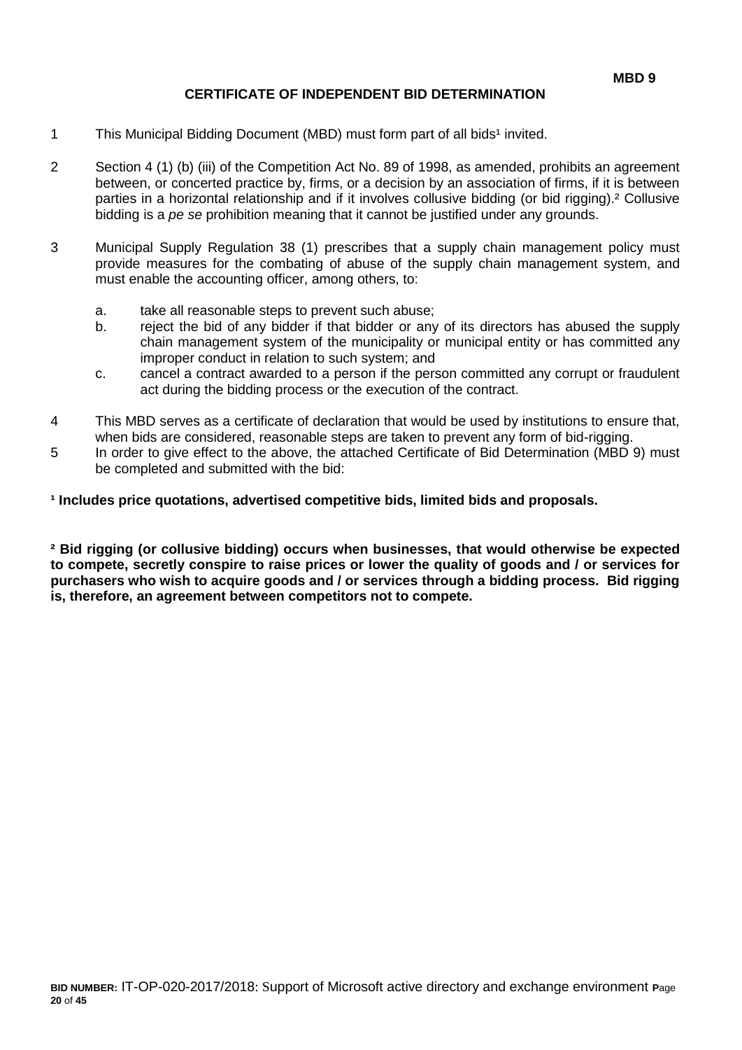**MBD 9**

## CERTIFICATE OF INDEPENDENT BID DETERMINATION

1 This Municipal Bidding Document (MBD) must form part of all bids[1] invited.

2 Section 4 (1) (b) (iii) of the Competition Act No. 89 of 1998, as amended, prohibits an agreement between, or concerted practice by, firms, or a decision by an association of firms, if it is between parties in a horizontal relationship and if it involves collusive bidding (or bid rigging).[2] Collusive bidding is a *pe se* prohibition meaning that it cannot be justified under any grounds.

3 Municipal Supply Regulation 38 (1) prescribes that a supply chain management policy must provide measures for the combating of abuse of the supply chain management system, and must enable the accounting officer, among others, to:

   a. take all reasonable steps to prevent such abuse;
   b. reject the bid of any bidder if that bidder or any of its directors has abused the supply chain management system of the municipality or municipal entity or has committed any improper conduct in relation to such system; and
   c. cancel a contract awarded to a person if the person committed any corrupt or fraudulent act during the bidding process or the execution of the contract.

4 This MBD serves as a certificate of declaration that would be used by institutions to ensure that, when bids are considered, reasonable steps are taken to prevent any form of bid-rigging.

5 In order to give effect to the above, the attached Certificate of Bid Determination (MBD 9) must be completed and submitted with the bid:

**[1] Includes price quotations, advertised competitive bids, limited bids and proposals.**

**[2] Bid rigging (or collusive bidding) occurs when businesses, that would otherwise be expected to compete, secretly conspire to raise prices or lower the quality of goods and / or services for purchasers who wish to acquire goods and / or services through a bidding process. Bid rigging is, therefore, an agreement between competitors not to compete.**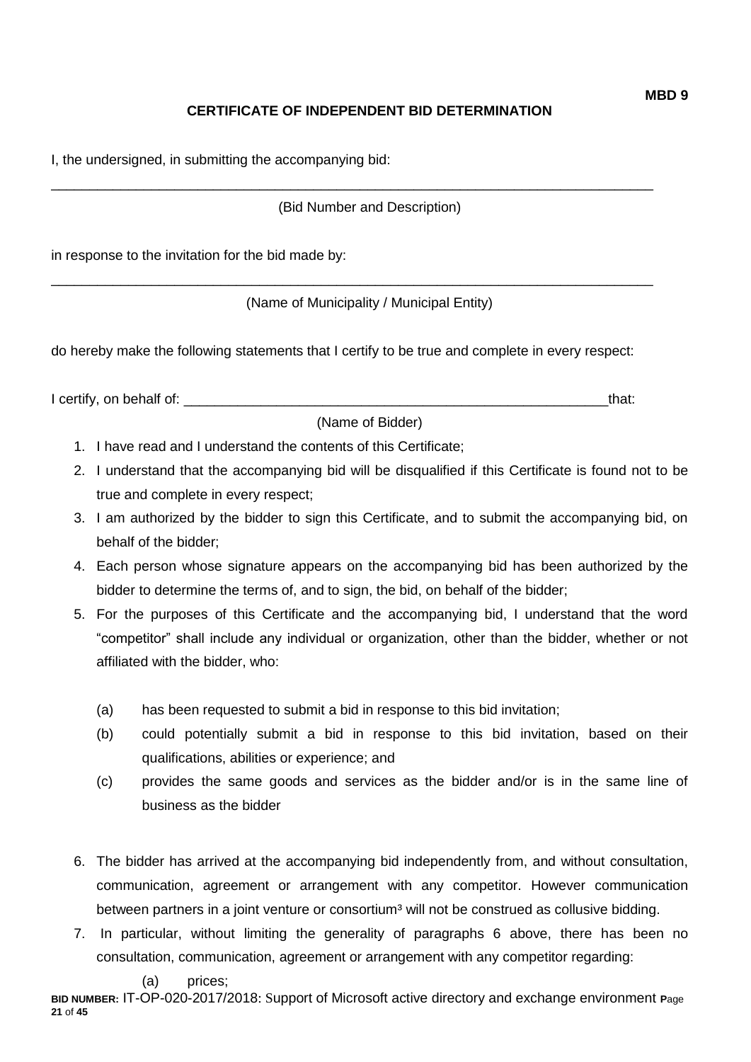**MBD 9**

## CERTIFICATE OF INDEPENDENT BID DETERMINATION

I, the undersigned, in submitting the accompanying bid:

\_\_\_\_\_\_\_\_\_\_\_\_\_\_\_\_\_\_\_\_\_\_\_\_\_\_\_\_\_\_\_\_\_\_\_\_\_\_\_\_\_\_\_\_\_\_\_\_\_\_\_\_\_\_\_\_\_\_\_\_\_\_\_\_\_\_\_\_\_\_\_\_\_\_

(Bid Number and Description)

in response to the invitation for the bid made by:

\_\_\_\_\_\_\_\_\_\_\_\_\_\_\_\_\_\_\_\_\_\_\_\_\_\_\_\_\_\_\_\_\_\_\_\_\_\_\_\_\_\_\_\_\_\_\_\_\_\_\_\_\_\_\_\_\_\_\_\_\_\_\_\_\_\_\_\_\_\_\_\_\_\_

(Name of Municipality / Municipal Entity)

do hereby make the following statements that I certify to be true and complete in every respect:

I certify, on behalf of: \_\_\_\_\_\_\_\_\_\_\_\_\_\_\_\_\_\_\_\_\_\_\_\_\_\_\_\_\_\_\_\_\_\_\_\_\_\_\_\_\_\_\_\_\_\_\_\_\_\_\_\_\_\_that:

(Name of Bidder)

1. I have read and I understand the contents of this Certificate;
2. I understand that the accompanying bid will be disqualified if this Certificate is found not to be true and complete in every respect;
3. I am authorized by the bidder to sign this Certificate, and to submit the accompanying bid, on behalf of the bidder;
4. Each person whose signature appears on the accompanying bid has been authorized by the bidder to determine the terms of, and to sign, the bid, on behalf of the bidder;
5. For the purposes of this Certificate and the accompanying bid, I understand that the word "competitor" shall include any individual or organization, other than the bidder, whether or not affiliated with the bidder, who:

   (a) has been requested to submit a bid in response to this bid invitation;

   (b) could potentially submit a bid in response to this bid invitation, based on their qualifications, abilities or experience; and

   (c) provides the same goods and services as the bidder and/or is in the same line of business as the bidder

6. The bidder has arrived at the accompanying bid independently from, and without consultation, communication, agreement or arrangement with any competitor. However communication between partners in a joint venture or consortium[3] will not be construed as collusive bidding.
7. In particular, without limiting the generality of paragraphs 6 above, there has been no consultation, communication, agreement or arrangement with any competitor regarding:

   (a) prices;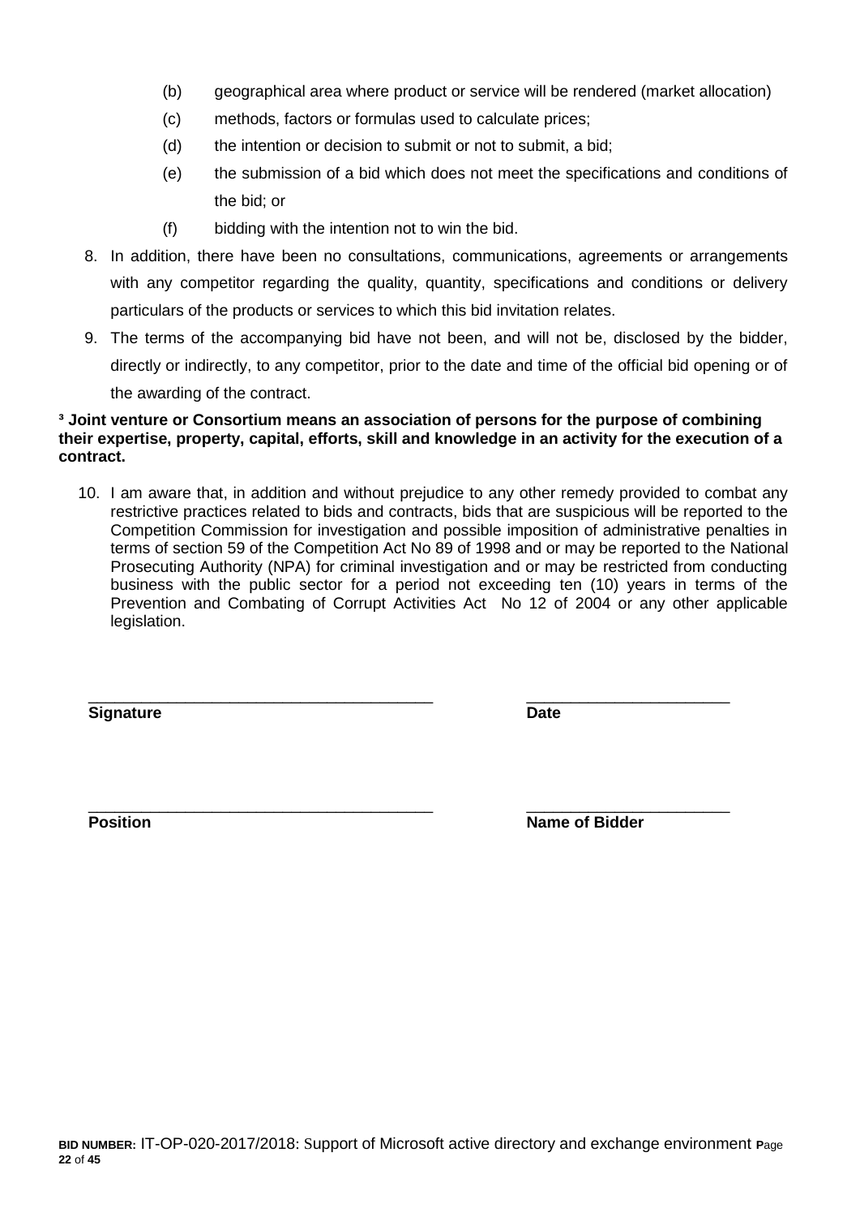(b) geographical area where product or service will be rendered (market allocation)

(c) methods, factors or formulas used to calculate prices;

(d) the intention or decision to submit or not to submit, a bid;

(e) the submission of a bid which does not meet the specifications and conditions of the bid; or

(f) bidding with the intention not to win the bid.

8. In addition, there have been no consultations, communications, agreements or arrangements with any competitor regarding the quality, quantity, specifications and conditions or delivery particulars of the products or services to which this bid invitation relates.

9. The terms of the accompanying bid have not been, and will not be, disclosed by the bidder, directly or indirectly, to any competitor, prior to the date and time of the official bid opening or of the awarding of the contract.

**[3] Joint venture or Consortium means an association of persons for the purpose of combining their expertise, property, capital, efforts, skill and knowledge in an activity for the execution of a contract.**

10. I am aware that, in addition and without prejudice to any other remedy provided to combat any restrictive practices related to bids and contracts, bids that are suspicious will be reported to the Competition Commission for investigation and possible imposition of administrative penalties in terms of section 59 of the Competition Act No 89 of 1998 and or may be reported to the National Prosecuting Authority (NPA) for criminal investigation and or may be restricted from conducting business with the public sector for a period not exceeding ten (10) years in terms of the Prevention and Combating of Corrupt Activities Act No 12 of 2004 or any other applicable legislation.

\_\_\_\_\_\_\_\_\_\_\_\_\_\_\_\_\_\_\_\_\_\_\_\_\_\_\_\_\_\_\_\_\_\_\_\_\_\_\_ &nbsp;&nbsp;&nbsp;&nbsp; \_\_\_\_\_\_\_\_\_\_\_\_\_\_\_\_\_\_\_\_\_\_\_

**Signature** &nbsp;&nbsp;&nbsp;&nbsp; **Date**

\_\_\_\_\_\_\_\_\_\_\_\_\_\_\_\_\_\_\_\_\_\_\_\_\_\_\_\_\_\_\_\_\_\_\_\_\_\_\_ &nbsp;&nbsp;&nbsp;&nbsp; \_\_\_\_\_\_\_\_\_\_\_\_\_\_\_\_\_\_\_\_\_\_\_

**Position** &nbsp;&nbsp;&nbsp;&nbsp; **Name of Bidder**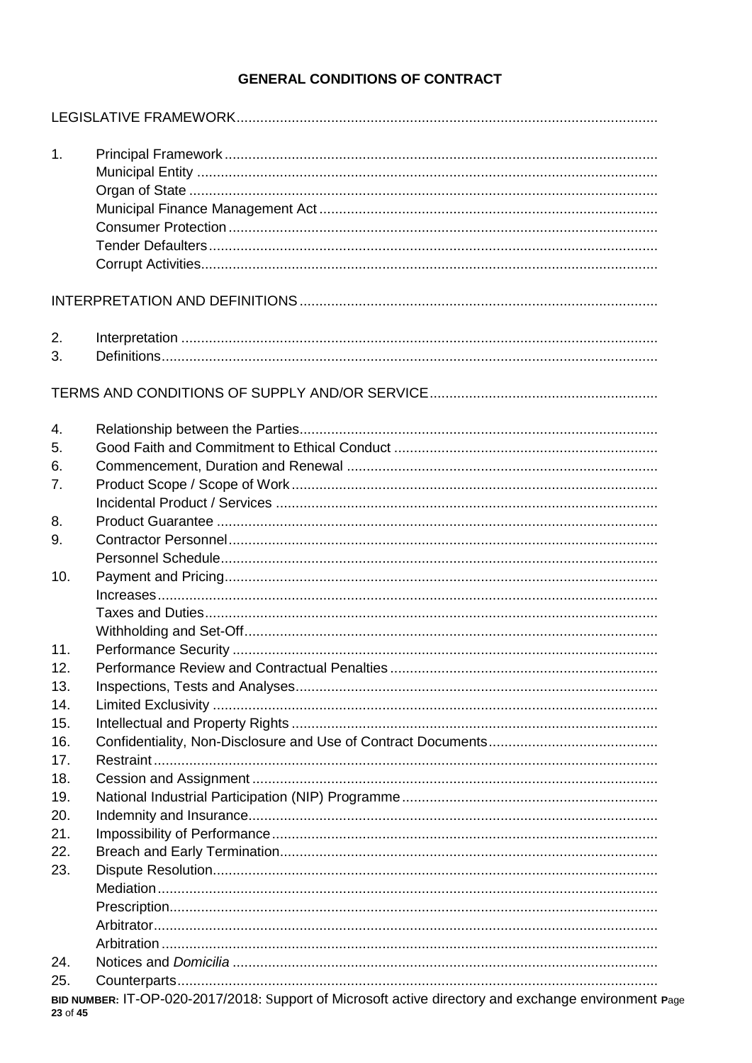# GENERAL CONDITIONS OF CONTRACT

LEGISLATIVE FRAMEWORK

1. Principal Framework
   - Municipal Entity
   - Organ of State
   - Municipal Finance Management Act
   - Consumer Protection
   - Tender Defaulters
   - Corrupt Activities

INTERPRETATION AND DEFINITIONS

2. Interpretation
3. Definitions

TERMS AND CONDITIONS OF SUPPLY AND/OR SERVICE

4. Relationship between the Parties
5. Good Faith and Commitment to Ethical Conduct
6. Commencement, Duration and Renewal
7. Product Scope / Scope of Work
   - Incidental Product / Services
8. Product Guarantee
9. Contractor Personnel
   - Personnel Schedule
10. Payment and Pricing
    - Increases
    - Taxes and Duties
    - Withholding and Set-Off
11. Performance Security
12. Performance Review and Contractual Penalties
13. Inspections, Tests and Analyses
14. Limited Exclusivity
15. Intellectual and Property Rights
16. Confidentiality, Non-Disclosure and Use of Contract Documents
17. Restraint
18. Cession and Assignment
19. National Industrial Participation (NIP) Programme
20. Indemnity and Insurance
21. Impossibility of Performance
22. Breach and Early Termination
23. Dispute Resolution
    - Mediation
    - Prescription
    - Arbitrator
    - Arbitration
24. Notices and *Domicilia*
25. Counterparts

**BID NUMBER:** IT-OP-020-2017/2018: Support of Microsoft active directory and exchange environment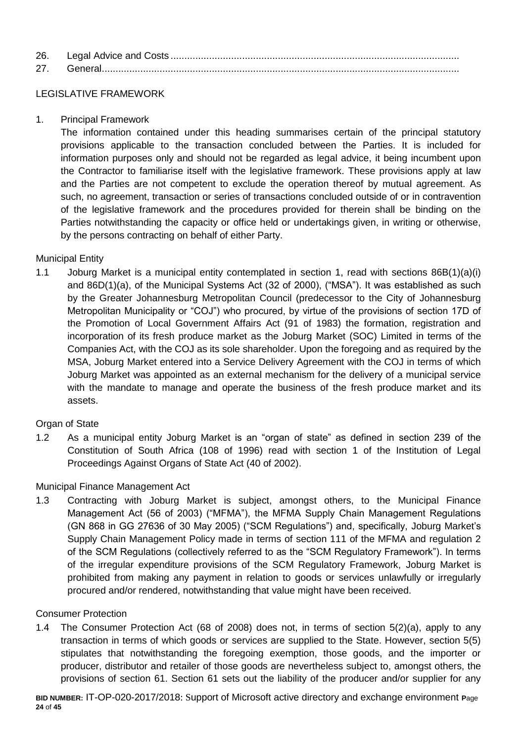26. Legal Advice and Costs ..........................................................................................................
27. General..................................................................................................................................

## LEGISLATIVE FRAMEWORK

1. Principal Framework

   The information contained under this heading summarises certain of the principal statutory provisions applicable to the transaction concluded between the Parties. It is included for information purposes only and should not be regarded as legal advice, it being incumbent upon the Contractor to familiarise itself with the legislative framework. These provisions apply at law and the Parties are not competent to exclude the operation thereof by mutual agreement. As such, no agreement, transaction or series of transactions concluded outside of or in contravention of the legislative framework and the procedures provided for therein shall be binding on the Parties notwithstanding the capacity or office held or undertakings given, in writing or otherwise, by the persons contracting on behalf of either Party.

### Municipal Entity

1.1 Joburg Market is a municipal entity contemplated in section 1, read with sections 86B(1)(a)(i) and 86D(1)(a), of the Municipal Systems Act (32 of 2000), ("MSA"). It was established as such by the Greater Johannesburg Metropolitan Council (predecessor to the City of Johannesburg Metropolitan Municipality or "COJ") who procured, by virtue of the provisions of section 17D of the Promotion of Local Government Affairs Act (91 of 1983) the formation, registration and incorporation of its fresh produce market as the Joburg Market (SOC) Limited in terms of the Companies Act, with the COJ as its sole shareholder. Upon the foregoing and as required by the MSA, Joburg Market entered into a Service Delivery Agreement with the COJ in terms of which Joburg Market was appointed as an external mechanism for the delivery of a municipal service with the mandate to manage and operate the business of the fresh produce market and its assets.

### Organ of State

1.2 As a municipal entity Joburg Market is an "organ of state" as defined in section 239 of the Constitution of South Africa (108 of 1996) read with section 1 of the Institution of Legal Proceedings Against Organs of State Act (40 of 2002).

### Municipal Finance Management Act

1.3 Contracting with Joburg Market is subject, amongst others, to the Municipal Finance Management Act (56 of 2003) ("MFMA"), the MFMA Supply Chain Management Regulations (GN 868 in GG 27636 of 30 May 2005) ("SCM Regulations") and, specifically, Joburg Market's Supply Chain Management Policy made in terms of section 111 of the MFMA and regulation 2 of the SCM Regulations (collectively referred to as the "SCM Regulatory Framework"). In terms of the irregular expenditure provisions of the SCM Regulatory Framework, Joburg Market is prohibited from making any payment in relation to goods or services unlawfully or irregularly procured and/or rendered, notwithstanding that value might have been received.

### Consumer Protection

1.4 The Consumer Protection Act (68 of 2008) does not, in terms of section 5(2)(a), apply to any transaction in terms of which goods or services are supplied to the State. However, section 5(5) stipulates that notwithstanding the foregoing exemption, those goods, and the importer or producer, distributor and retailer of those goods are nevertheless subject to, amongst others, the provisions of section 61. Section 61 sets out the liability of the producer and/or supplier for any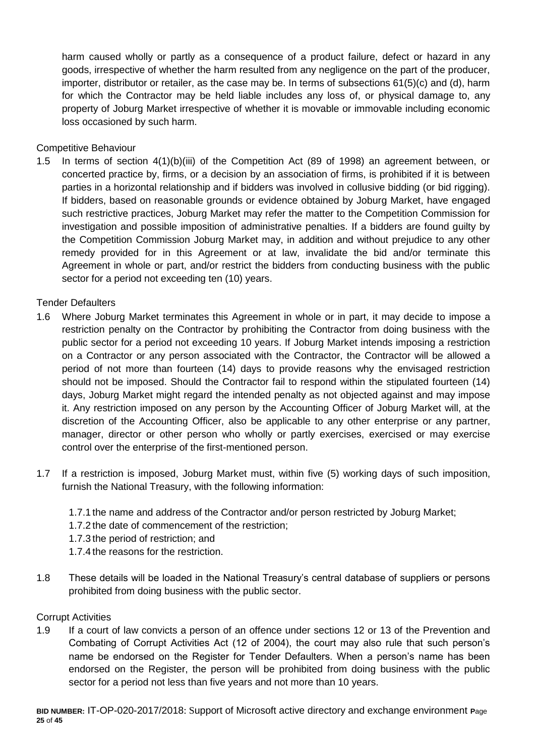harm caused wholly or partly as a consequence of a product failure, defect or hazard in any goods, irrespective of whether the harm resulted from any negligence on the part of the producer, importer, distributor or retailer, as the case may be. In terms of subsections 61(5)(c) and (d), harm for which the Contractor may be held liable includes any loss of, or physical damage to, any property of Joburg Market irrespective of whether it is movable or immovable including economic loss occasioned by such harm.

Competitive Behaviour

1.5 In terms of section 4(1)(b)(iii) of the Competition Act (89 of 1998) an agreement between, or concerted practice by, firms, or a decision by an association of firms, is prohibited if it is between parties in a horizontal relationship and if bidders was involved in collusive bidding (or bid rigging). If bidders, based on reasonable grounds or evidence obtained by Joburg Market, have engaged such restrictive practices, Joburg Market may refer the matter to the Competition Commission for investigation and possible imposition of administrative penalties. If a bidders are found guilty by the Competition Commission Joburg Market may, in addition and without prejudice to any other remedy provided for in this Agreement or at law, invalidate the bid and/or terminate this Agreement in whole or part, and/or restrict the bidders from conducting business with the public sector for a period not exceeding ten (10) years.

Tender Defaulters

1.6 Where Joburg Market terminates this Agreement in whole or in part, it may decide to impose a restriction penalty on the Contractor by prohibiting the Contractor from doing business with the public sector for a period not exceeding 10 years. If Joburg Market intends imposing a restriction on a Contractor or any person associated with the Contractor, the Contractor will be allowed a period of not more than fourteen (14) days to provide reasons why the envisaged restriction should not be imposed. Should the Contractor fail to respond within the stipulated fourteen (14) days, Joburg Market might regard the intended penalty as not objected against and may impose it. Any restriction imposed on any person by the Accounting Officer of Joburg Market will, at the discretion of the Accounting Officer, also be applicable to any other enterprise or any partner, manager, director or other person who wholly or partly exercises, exercised or may exercise control over the enterprise of the first-mentioned person.

1.7 If a restriction is imposed, Joburg Market must, within five (5) working days of such imposition, furnish the National Treasury, with the following information:

   1.7.1 the name and address of the Contractor and/or person restricted by Joburg Market;
   1.7.2 the date of commencement of the restriction;
   1.7.3 the period of restriction; and
   1.7.4 the reasons for the restriction.

1.8 These details will be loaded in the National Treasury's central database of suppliers or persons prohibited from doing business with the public sector.

Corrupt Activities

1.9 If a court of law convicts a person of an offence under sections 12 or 13 of the Prevention and Combating of Corrupt Activities Act (12 of 2004), the court may also rule that such person's name be endorsed on the Register for Tender Defaulters. When a person's name has been endorsed on the Register, the person will be prohibited from doing business with the public sector for a period not less than five years and not more than 10 years.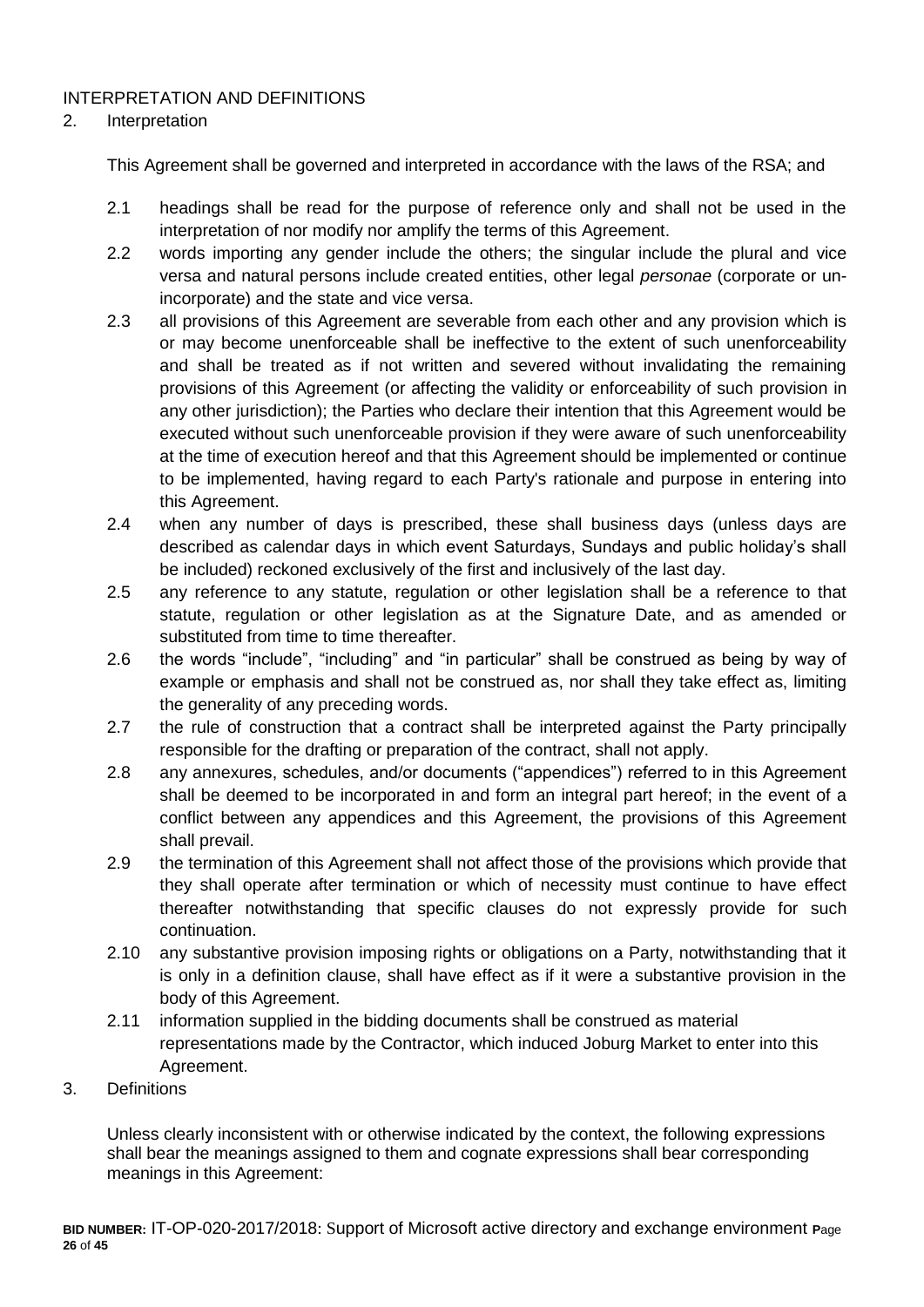INTERPRETATION AND DEFINITIONS

2. Interpretation

This Agreement shall be governed and interpreted in accordance with the laws of the RSA; and

2.1 headings shall be read for the purpose of reference only and shall not be used in the interpretation of nor modify nor amplify the terms of this Agreement.

2.2 words importing any gender include the others; the singular include the plural and vice versa and natural persons include created entities, other legal *personae* (corporate or un-incorporate) and the state and vice versa.

2.3 all provisions of this Agreement are severable from each other and any provision which is or may become unenforceable shall be ineffective to the extent of such unenforceability and shall be treated as if not written and severed without invalidating the remaining provisions of this Agreement (or affecting the validity or enforceability of such provision in any other jurisdiction); the Parties who declare their intention that this Agreement would be executed without such unenforceable provision if they were aware of such unenforceability at the time of execution hereof and that this Agreement should be implemented or continue to be implemented, having regard to each Party's rationale and purpose in entering into this Agreement.

2.4 when any number of days is prescribed, these shall business days (unless days are described as calendar days in which event Saturdays, Sundays and public holiday's shall be included) reckoned exclusively of the first and inclusively of the last day.

2.5 any reference to any statute, regulation or other legislation shall be a reference to that statute, regulation or other legislation as at the Signature Date, and as amended or substituted from time to time thereafter.

2.6 the words "include", "including" and "in particular" shall be construed as being by way of example or emphasis and shall not be construed as, nor shall they take effect as, limiting the generality of any preceding words.

2.7 the rule of construction that a contract shall be interpreted against the Party principally responsible for the drafting or preparation of the contract, shall not apply.

2.8 any annexures, schedules, and/or documents ("appendices") referred to in this Agreement shall be deemed to be incorporated in and form an integral part hereof; in the event of a conflict between any appendices and this Agreement, the provisions of this Agreement shall prevail.

2.9 the termination of this Agreement shall not affect those of the provisions which provide that they shall operate after termination or which of necessity must continue to have effect thereafter notwithstanding that specific clauses do not expressly provide for such continuation.

2.10 any substantive provision imposing rights or obligations on a Party, notwithstanding that it is only in a definition clause, shall have effect as if it were a substantive provision in the body of this Agreement.

2.11 information supplied in the bidding documents shall be construed as material representations made by the Contractor, which induced Joburg Market to enter into this Agreement.

3. Definitions

Unless clearly inconsistent with or otherwise indicated by the context, the following expressions shall bear the meanings assigned to them and cognate expressions shall bear corresponding meanings in this Agreement: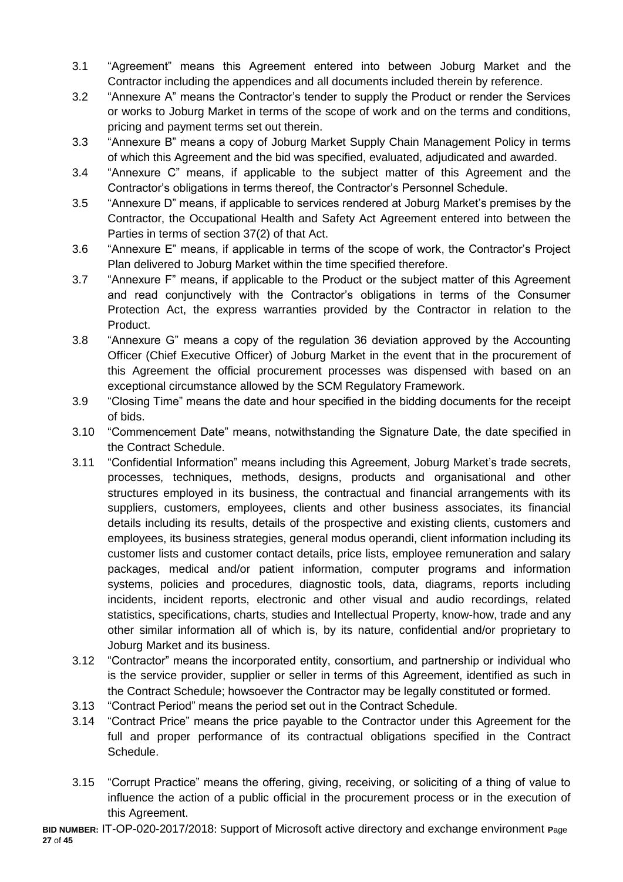3.1 "Agreement" means this Agreement entered into between Joburg Market and the Contractor including the appendices and all documents included therein by reference.

3.2 "Annexure A" means the Contractor's tender to supply the Product or render the Services or works to Joburg Market in terms of the scope of work and on the terms and conditions, pricing and payment terms set out therein.

3.3 "Annexure B" means a copy of Joburg Market Supply Chain Management Policy in terms of which this Agreement and the bid was specified, evaluated, adjudicated and awarded.

3.4 "Annexure C" means, if applicable to the subject matter of this Agreement and the Contractor's obligations in terms thereof, the Contractor's Personnel Schedule.

3.5 "Annexure D" means, if applicable to services rendered at Joburg Market's premises by the Contractor, the Occupational Health and Safety Act Agreement entered into between the Parties in terms of section 37(2) of that Act.

3.6 "Annexure E" means, if applicable in terms of the scope of work, the Contractor's Project Plan delivered to Joburg Market within the time specified therefore.

3.7 "Annexure F" means, if applicable to the Product or the subject matter of this Agreement and read conjunctively with the Contractor's obligations in terms of the Consumer Protection Act, the express warranties provided by the Contractor in relation to the Product.

3.8 "Annexure G" means a copy of the regulation 36 deviation approved by the Accounting Officer (Chief Executive Officer) of Joburg Market in the event that in the procurement of this Agreement the official procurement processes was dispensed with based on an exceptional circumstance allowed by the SCM Regulatory Framework.

3.9 "Closing Time" means the date and hour specified in the bidding documents for the receipt of bids.

3.10 "Commencement Date" means, notwithstanding the Signature Date, the date specified in the Contract Schedule.

3.11 "Confidential Information" means including this Agreement, Joburg Market's trade secrets, processes, techniques, methods, designs, products and organisational and other structures employed in its business, the contractual and financial arrangements with its suppliers, customers, employees, clients and other business associates, its financial details including its results, details of the prospective and existing clients, customers and employees, its business strategies, general modus operandi, client information including its customer lists and customer contact details, price lists, employee remuneration and salary packages, medical and/or patient information, computer programs and information systems, policies and procedures, diagnostic tools, data, diagrams, reports including incidents, incident reports, electronic and other visual and audio recordings, related statistics, specifications, charts, studies and Intellectual Property, know-how, trade and any other similar information all of which is, by its nature, confidential and/or proprietary to Joburg Market and its business.

3.12 "Contractor" means the incorporated entity, consortium, and partnership or individual who is the service provider, supplier or seller in terms of this Agreement, identified as such in the Contract Schedule; howsoever the Contractor may be legally constituted or formed.

3.13 "Contract Period" means the period set out in the Contract Schedule.

3.14 "Contract Price" means the price payable to the Contractor under this Agreement for the full and proper performance of its contractual obligations specified in the Contract Schedule.

3.15 "Corrupt Practice" means the offering, giving, receiving, or soliciting of a thing of value to influence the action of a public official in the procurement process or in the execution of this Agreement.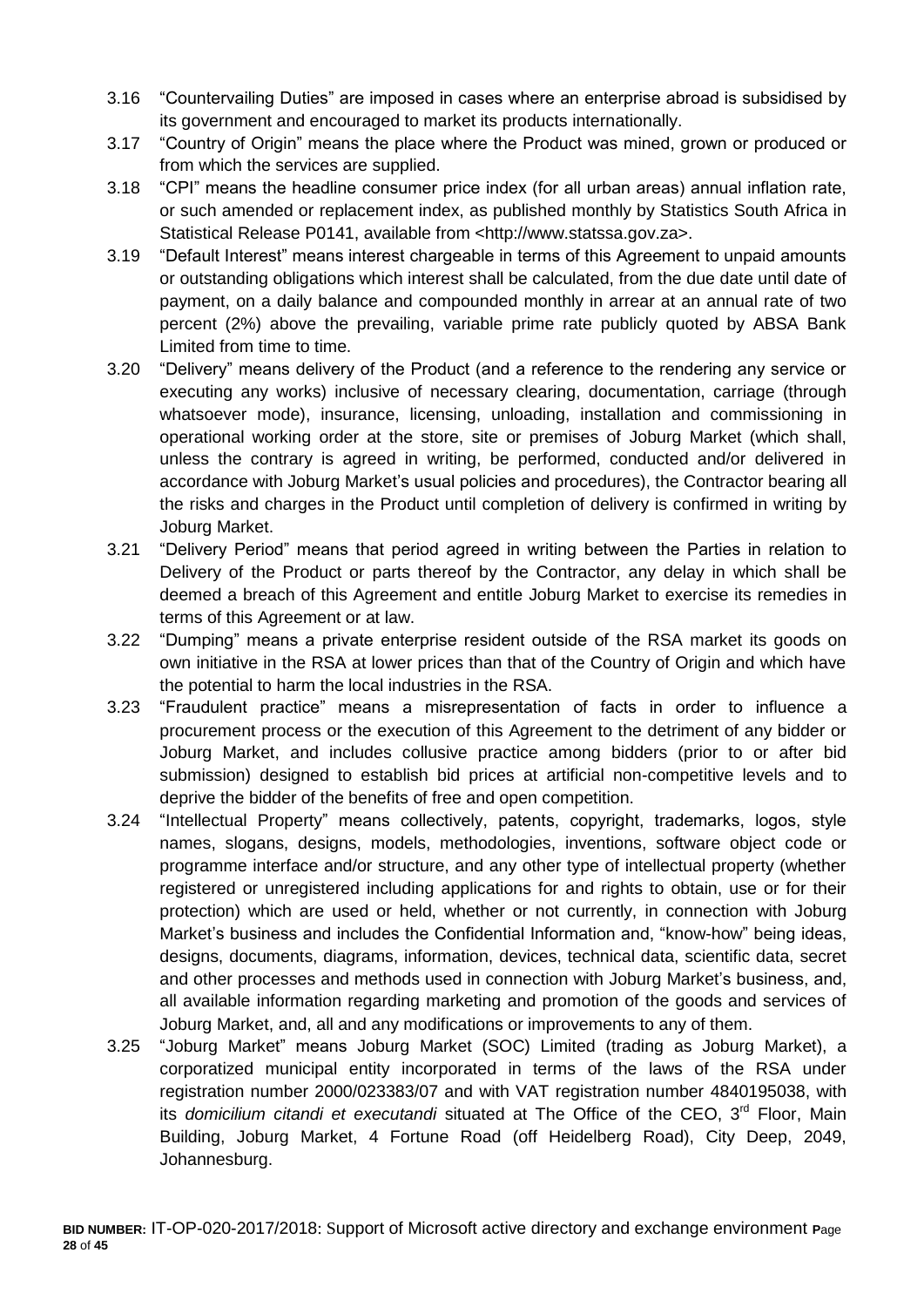3.16 "Countervailing Duties" are imposed in cases where an enterprise abroad is subsidised by its government and encouraged to market its products internationally.

3.17 "Country of Origin" means the place where the Product was mined, grown or produced or from which the services are supplied.

3.18 "CPI" means the headline consumer price index (for all urban areas) annual inflation rate, or such amended or replacement index, as published monthly by Statistics South Africa in Statistical Release P0141, available from <http://www.statssa.gov.za>.

3.19 "Default Interest" means interest chargeable in terms of this Agreement to unpaid amounts or outstanding obligations which interest shall be calculated, from the due date until date of payment, on a daily balance and compounded monthly in arrear at an annual rate of two percent (2%) above the prevailing, variable prime rate publicly quoted by ABSA Bank Limited from time to time.

3.20 "Delivery" means delivery of the Product (and a reference to the rendering any service or executing any works) inclusive of necessary clearing, documentation, carriage (through whatsoever mode), insurance, licensing, unloading, installation and commissioning in operational working order at the store, site or premises of Joburg Market (which shall, unless the contrary is agreed in writing, be performed, conducted and/or delivered in accordance with Joburg Market's usual policies and procedures), the Contractor bearing all the risks and charges in the Product until completion of delivery is confirmed in writing by Joburg Market.

3.21 "Delivery Period" means that period agreed in writing between the Parties in relation to Delivery of the Product or parts thereof by the Contractor, any delay in which shall be deemed a breach of this Agreement and entitle Joburg Market to exercise its remedies in terms of this Agreement or at law.

3.22 "Dumping" means a private enterprise resident outside of the RSA market its goods on own initiative in the RSA at lower prices than that of the Country of Origin and which have the potential to harm the local industries in the RSA.

3.23 "Fraudulent practice" means a misrepresentation of facts in order to influence a procurement process or the execution of this Agreement to the detriment of any bidder or Joburg Market, and includes collusive practice among bidders (prior to or after bid submission) designed to establish bid prices at artificial non-competitive levels and to deprive the bidder of the benefits of free and open competition.

3.24 "Intellectual Property" means collectively, patents, copyright, trademarks, logos, style names, slogans, designs, models, methodologies, inventions, software object code or programme interface and/or structure, and any other type of intellectual property (whether registered or unregistered including applications for and rights to obtain, use or for their protection) which are used or held, whether or not currently, in connection with Joburg Market's business and includes the Confidential Information and, "know-how" being ideas, designs, documents, diagrams, information, devices, technical data, scientific data, secret and other processes and methods used in connection with Joburg Market's business, and, all available information regarding marketing and promotion of the goods and services of Joburg Market, and, all and any modifications or improvements to any of them.

3.25 "Joburg Market" means Joburg Market (SOC) Limited (trading as Joburg Market), a corporatized municipal entity incorporated in terms of the laws of the RSA under registration number 2000/023383/07 and with VAT registration number 4840195038, with its *domicilium citandi et executandi* situated at The Office of the CEO, 3rd Floor, Main Building, Joburg Market, 4 Fortune Road (off Heidelberg Road), City Deep, 2049, Johannesburg.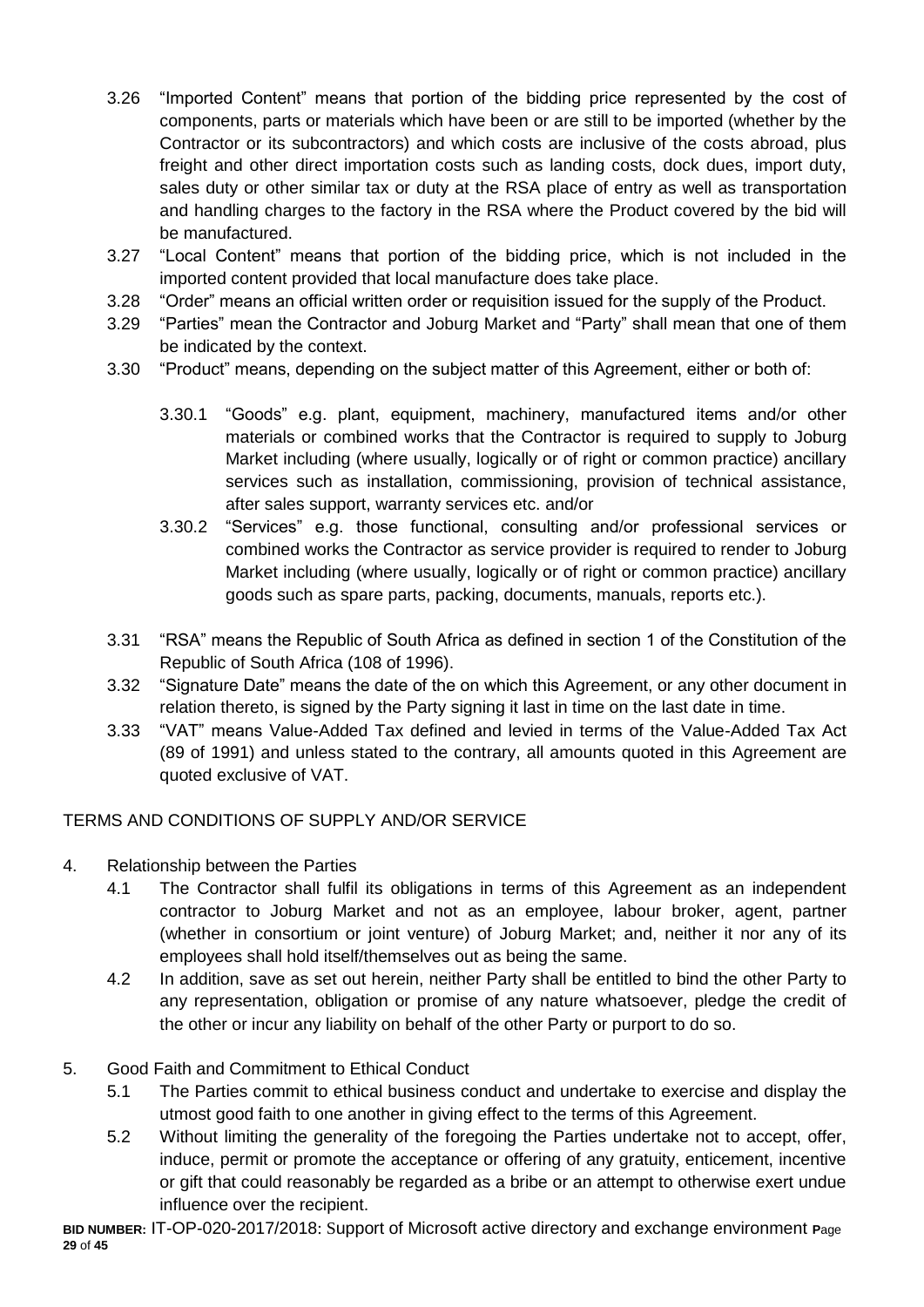3.26 "Imported Content" means that portion of the bidding price represented by the cost of components, parts or materials which have been or are still to be imported (whether by the Contractor or its subcontractors) and which costs are inclusive of the costs abroad, plus freight and other direct importation costs such as landing costs, dock dues, import duty, sales duty or other similar tax or duty at the RSA place of entry as well as transportation and handling charges to the factory in the RSA where the Product covered by the bid will be manufactured.

3.27 "Local Content" means that portion of the bidding price, which is not included in the imported content provided that local manufacture does take place.

3.28 "Order" means an official written order or requisition issued for the supply of the Product.

3.29 "Parties" mean the Contractor and Joburg Market and "Party" shall mean that one of them be indicated by the context.

3.30 "Product" means, depending on the subject matter of this Agreement, either or both of:

3.30.1 "Goods" e.g. plant, equipment, machinery, manufactured items and/or other materials or combined works that the Contractor is required to supply to Joburg Market including (where usually, logically or of right or common practice) ancillary services such as installation, commissioning, provision of technical assistance, after sales support, warranty services etc. and/or

3.30.2 "Services" e.g. those functional, consulting and/or professional services or combined works the Contractor as service provider is required to render to Joburg Market including (where usually, logically or of right or common practice) ancillary goods such as spare parts, packing, documents, manuals, reports etc.).

3.31 "RSA" means the Republic of South Africa as defined in section 1 of the Constitution of the Republic of South Africa (108 of 1996).

3.32 "Signature Date" means the date of the on which this Agreement, or any other document in relation thereto, is signed by the Party signing it last in time on the last date in time.

3.33 "VAT" means Value-Added Tax defined and levied in terms of the Value-Added Tax Act (89 of 1991) and unless stated to the contrary, all amounts quoted in this Agreement are quoted exclusive of VAT.

## TERMS AND CONDITIONS OF SUPPLY AND/OR SERVICE

4. Relationship between the Parties

4.1 The Contractor shall fulfil its obligations in terms of this Agreement as an independent contractor to Joburg Market and not as an employee, labour broker, agent, partner (whether in consortium or joint venture) of Joburg Market; and, neither it nor any of its employees shall hold itself/themselves out as being the same.

4.2 In addition, save as set out herein, neither Party shall be entitled to bind the other Party to any representation, obligation or promise of any nature whatsoever, pledge the credit of the other or incur any liability on behalf of the other Party or purport to do so.

5. Good Faith and Commitment to Ethical Conduct

5.1 The Parties commit to ethical business conduct and undertake to exercise and display the utmost good faith to one another in giving effect to the terms of this Agreement.

5.2 Without limiting the generality of the foregoing the Parties undertake not to accept, offer, induce, permit or promote the acceptance or offering of any gratuity, enticement, incentive or gift that could reasonably be regarded as a bribe or an attempt to otherwise exert undue influence over the recipient.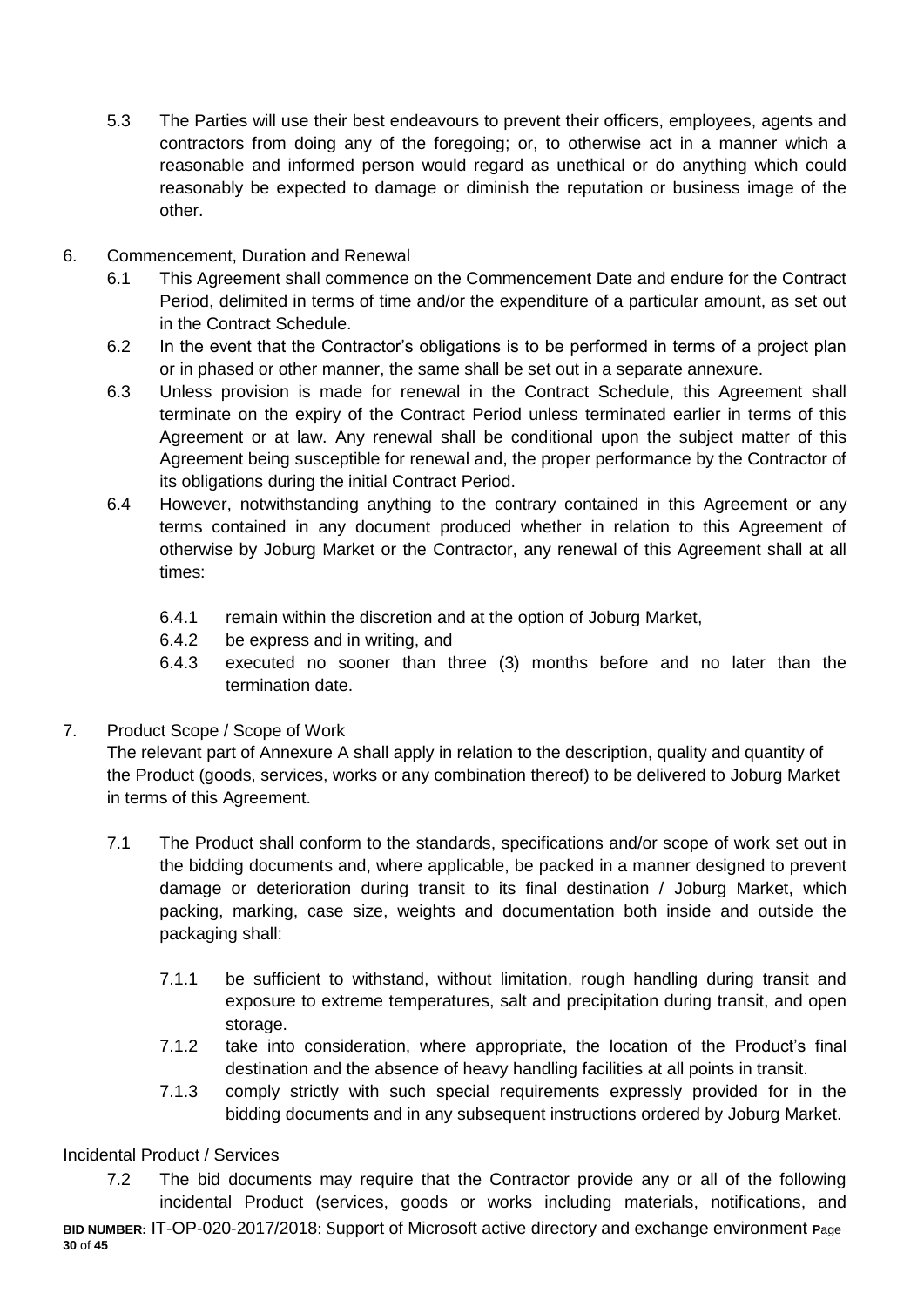5.3 The Parties will use their best endeavours to prevent their officers, employees, agents and contractors from doing any of the foregoing; or, to otherwise act in a manner which a reasonable and informed person would regard as unethical or do anything which could reasonably be expected to damage or diminish the reputation or business image of the other.

6. Commencement, Duration and Renewal

6.1 This Agreement shall commence on the Commencement Date and endure for the Contract Period, delimited in terms of time and/or the expenditure of a particular amount, as set out in the Contract Schedule.

6.2 In the event that the Contractor's obligations is to be performed in terms of a project plan or in phased or other manner, the same shall be set out in a separate annexure.

6.3 Unless provision is made for renewal in the Contract Schedule, this Agreement shall terminate on the expiry of the Contract Period unless terminated earlier in terms of this Agreement or at law. Any renewal shall be conditional upon the subject matter of this Agreement being susceptible for renewal and, the proper performance by the Contractor of its obligations during the initial Contract Period.

6.4 However, notwithstanding anything to the contrary contained in this Agreement or any terms contained in any document produced whether in relation to this Agreement of otherwise by Joburg Market or the Contractor, any renewal of this Agreement shall at all times:

6.4.1 remain within the discretion and at the option of Joburg Market,

6.4.2 be express and in writing, and

6.4.3 executed no sooner than three (3) months before and no later than the termination date.

7. Product Scope / Scope of Work

The relevant part of Annexure A shall apply in relation to the description, quality and quantity of the Product (goods, services, works or any combination thereof) to be delivered to Joburg Market in terms of this Agreement.

7.1 The Product shall conform to the standards, specifications and/or scope of work set out in the bidding documents and, where applicable, be packed in a manner designed to prevent damage or deterioration during transit to its final destination / Joburg Market, which packing, marking, case size, weights and documentation both inside and outside the packaging shall:

7.1.1 be sufficient to withstand, without limitation, rough handling during transit and exposure to extreme temperatures, salt and precipitation during transit, and open storage.

7.1.2 take into consideration, where appropriate, the location of the Product's final destination and the absence of heavy handling facilities at all points in transit.

7.1.3 comply strictly with such special requirements expressly provided for in the bidding documents and in any subsequent instructions ordered by Joburg Market.

Incidental Product / Services

7.2 The bid documents may require that the Contractor provide any or all of the following incidental Product (services, goods or works including materials, notifications, and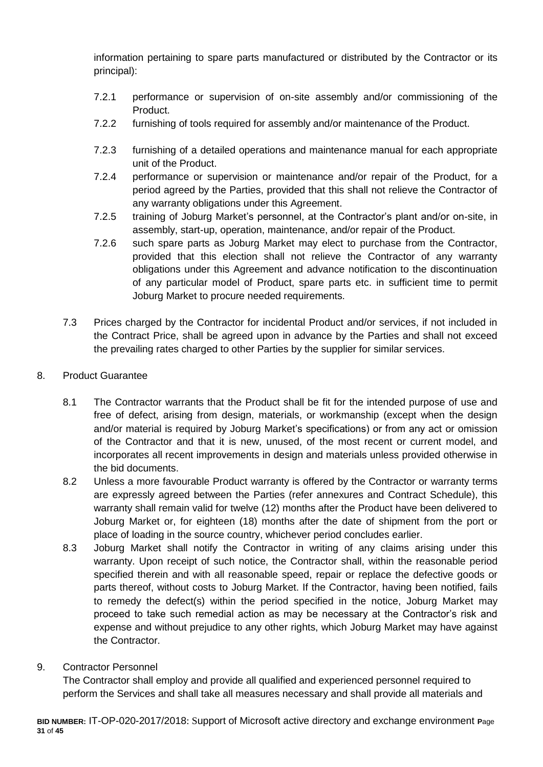information pertaining to spare parts manufactured or distributed by the Contractor or its principal):

7.2.1 performance or supervision of on-site assembly and/or commissioning of the Product.

7.2.2 furnishing of tools required for assembly and/or maintenance of the Product.

7.2.3 furnishing of a detailed operations and maintenance manual for each appropriate unit of the Product.

7.2.4 performance or supervision or maintenance and/or repair of the Product, for a period agreed by the Parties, provided that this shall not relieve the Contractor of any warranty obligations under this Agreement.

7.2.5 training of Joburg Market's personnel, at the Contractor's plant and/or on-site, in assembly, start-up, operation, maintenance, and/or repair of the Product.

7.2.6 such spare parts as Joburg Market may elect to purchase from the Contractor, provided that this election shall not relieve the Contractor of any warranty obligations under this Agreement and advance notification to the discontinuation of any particular model of Product, spare parts etc. in sufficient time to permit Joburg Market to procure needed requirements.

7.3 Prices charged by the Contractor for incidental Product and/or services, if not included in the Contract Price, shall be agreed upon in advance by the Parties and shall not exceed the prevailing rates charged to other Parties by the supplier for similar services.

8. Product Guarantee

8.1 The Contractor warrants that the Product shall be fit for the intended purpose of use and free of defect, arising from design, materials, or workmanship (except when the design and/or material is required by Joburg Market's specifications) or from any act or omission of the Contractor and that it is new, unused, of the most recent or current model, and incorporates all recent improvements in design and materials unless provided otherwise in the bid documents.

8.2 Unless a more favourable Product warranty is offered by the Contractor or warranty terms are expressly agreed between the Parties (refer annexures and Contract Schedule), this warranty shall remain valid for twelve (12) months after the Product have been delivered to Joburg Market or, for eighteen (18) months after the date of shipment from the port or place of loading in the source country, whichever period concludes earlier.

8.3 Joburg Market shall notify the Contractor in writing of any claims arising under this warranty. Upon receipt of such notice, the Contractor shall, within the reasonable period specified therein and with all reasonable speed, repair or replace the defective goods or parts thereof, without costs to Joburg Market. If the Contractor, having been notified, fails to remedy the defect(s) within the period specified in the notice, Joburg Market may proceed to take such remedial action as may be necessary at the Contractor's risk and expense and without prejudice to any other rights, which Joburg Market may have against the Contractor.

9. Contractor Personnel

The Contractor shall employ and provide all qualified and experienced personnel required to perform the Services and shall take all measures necessary and shall provide all materials and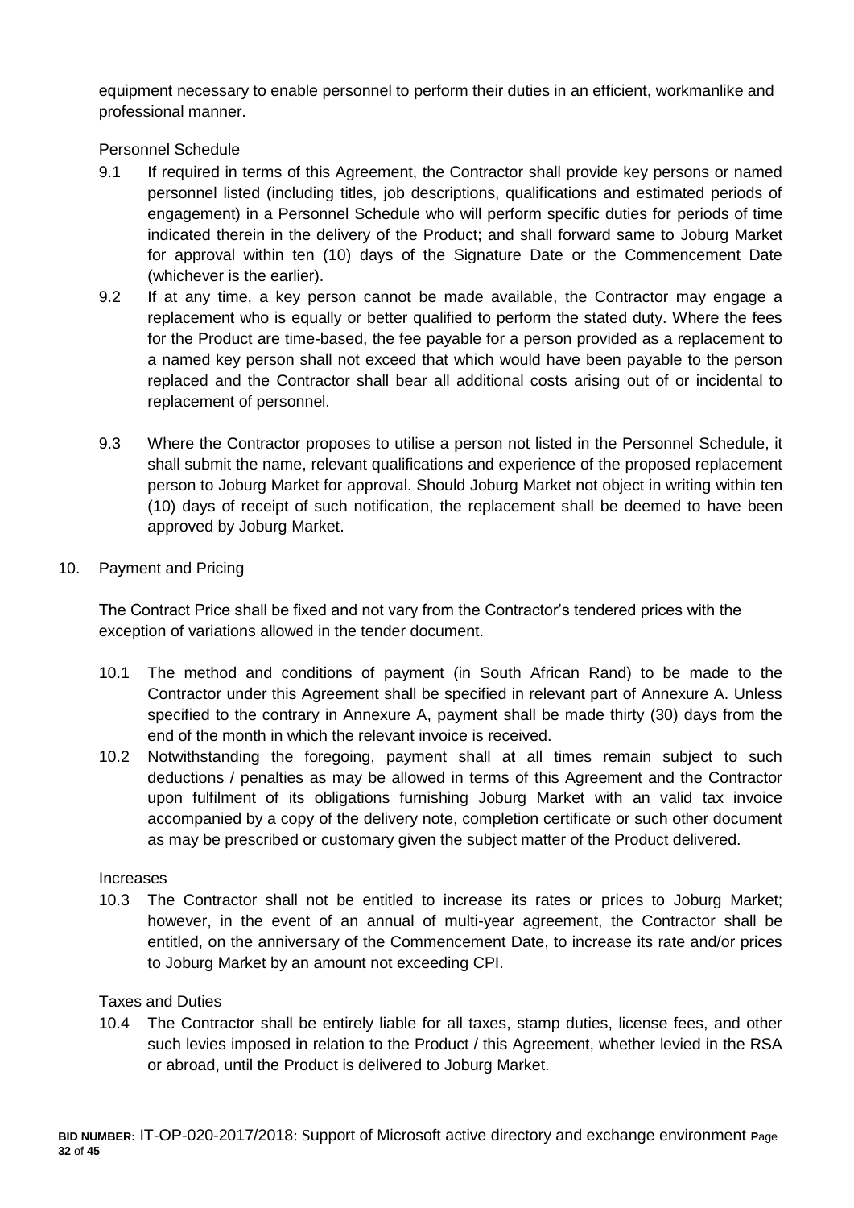equipment necessary to enable personnel to perform their duties in an efficient, workmanlike and professional manner.

Personnel Schedule

9.1 If required in terms of this Agreement, the Contractor shall provide key persons or named personnel listed (including titles, job descriptions, qualifications and estimated periods of engagement) in a Personnel Schedule who will perform specific duties for periods of time indicated therein in the delivery of the Product; and shall forward same to Joburg Market for approval within ten (10) days of the Signature Date or the Commencement Date (whichever is the earlier).

9.2 If at any time, a key person cannot be made available, the Contractor may engage a replacement who is equally or better qualified to perform the stated duty. Where the fees for the Product are time-based, the fee payable for a person provided as a replacement to a named key person shall not exceed that which would have been payable to the person replaced and the Contractor shall bear all additional costs arising out of or incidental to replacement of personnel.

9.3 Where the Contractor proposes to utilise a person not listed in the Personnel Schedule, it shall submit the name, relevant qualifications and experience of the proposed replacement person to Joburg Market for approval. Should Joburg Market not object in writing within ten (10) days of receipt of such notification, the replacement shall be deemed to have been approved by Joburg Market.

10. Payment and Pricing

The Contract Price shall be fixed and not vary from the Contractor's tendered prices with the exception of variations allowed in the tender document.

10.1 The method and conditions of payment (in South African Rand) to be made to the Contractor under this Agreement shall be specified in relevant part of Annexure A. Unless specified to the contrary in Annexure A, payment shall be made thirty (30) days from the end of the month in which the relevant invoice is received.

10.2 Notwithstanding the foregoing, payment shall at all times remain subject to such deductions / penalties as may be allowed in terms of this Agreement and the Contractor upon fulfilment of its obligations furnishing Joburg Market with an valid tax invoice accompanied by a copy of the delivery note, completion certificate or such other document as may be prescribed or customary given the subject matter of the Product delivered.

Increases

10.3 The Contractor shall not be entitled to increase its rates or prices to Joburg Market; however, in the event of an annual of multi-year agreement, the Contractor shall be entitled, on the anniversary of the Commencement Date, to increase its rate and/or prices to Joburg Market by an amount not exceeding CPI.

Taxes and Duties

10.4 The Contractor shall be entirely liable for all taxes, stamp duties, license fees, and other such levies imposed in relation to the Product / this Agreement, whether levied in the RSA or abroad, until the Product is delivered to Joburg Market.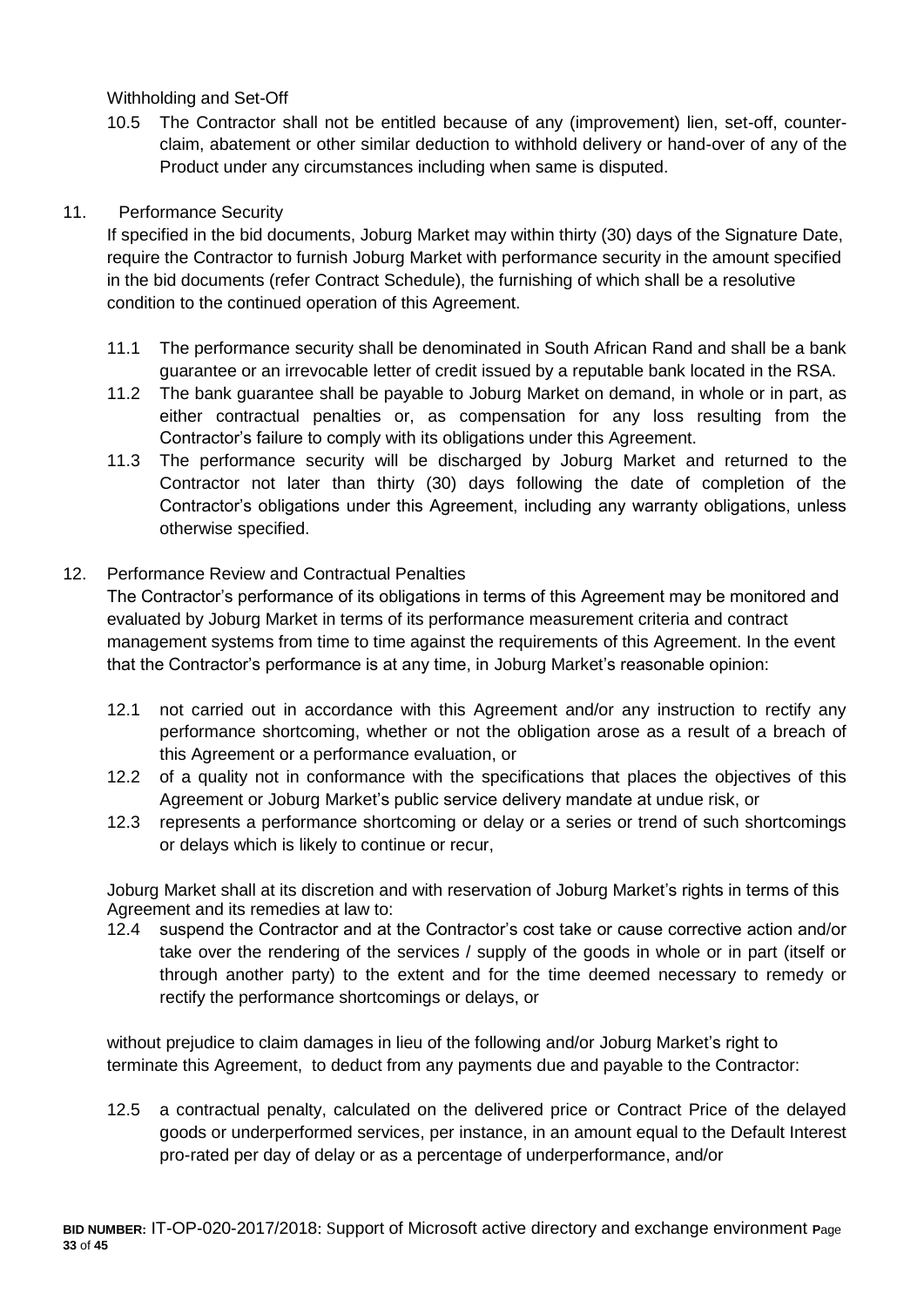Withholding and Set-Off

10.5 The Contractor shall not be entitled because of any (improvement) lien, set-off, counter-claim, abatement or other similar deduction to withhold delivery or hand-over of any of the Product under any circumstances including when same is disputed.

## 11. Performance Security

If specified in the bid documents, Joburg Market may within thirty (30) days of the Signature Date, require the Contractor to furnish Joburg Market with performance security in the amount specified in the bid documents (refer Contract Schedule), the furnishing of which shall be a resolutive condition to the continued operation of this Agreement.

11.1 The performance security shall be denominated in South African Rand and shall be a bank guarantee or an irrevocable letter of credit issued by a reputable bank located in the RSA.

11.2 The bank guarantee shall be payable to Joburg Market on demand, in whole or in part, as either contractual penalties or, as compensation for any loss resulting from the Contractor's failure to comply with its obligations under this Agreement.

11.3 The performance security will be discharged by Joburg Market and returned to the Contractor not later than thirty (30) days following the date of completion of the Contractor's obligations under this Agreement, including any warranty obligations, unless otherwise specified.

## 12. Performance Review and Contractual Penalties

The Contractor's performance of its obligations in terms of this Agreement may be monitored and evaluated by Joburg Market in terms of its performance measurement criteria and contract management systems from time to time against the requirements of this Agreement. In the event that the Contractor's performance is at any time, in Joburg Market's reasonable opinion:

12.1 not carried out in accordance with this Agreement and/or any instruction to rectify any performance shortcoming, whether or not the obligation arose as a result of a breach of this Agreement or a performance evaluation, or

12.2 of a quality not in conformance with the specifications that places the objectives of this Agreement or Joburg Market's public service delivery mandate at undue risk, or

12.3 represents a performance shortcoming or delay or a series or trend of such shortcomings or delays which is likely to continue or recur,

Joburg Market shall at its discretion and with reservation of Joburg Market's rights in terms of this Agreement and its remedies at law to:

12.4 suspend the Contractor and at the Contractor's cost take or cause corrective action and/or take over the rendering of the services / supply of the goods in whole or in part (itself or through another party) to the extent and for the time deemed necessary to remedy or rectify the performance shortcomings or delays, or

without prejudice to claim damages in lieu of the following and/or Joburg Market's right to terminate this Agreement, to deduct from any payments due and payable to the Contractor:

12.5 a contractual penalty, calculated on the delivered price or Contract Price of the delayed goods or underperformed services, per instance, in an amount equal to the Default Interest pro-rated per day of delay or as a percentage of underperformance, and/or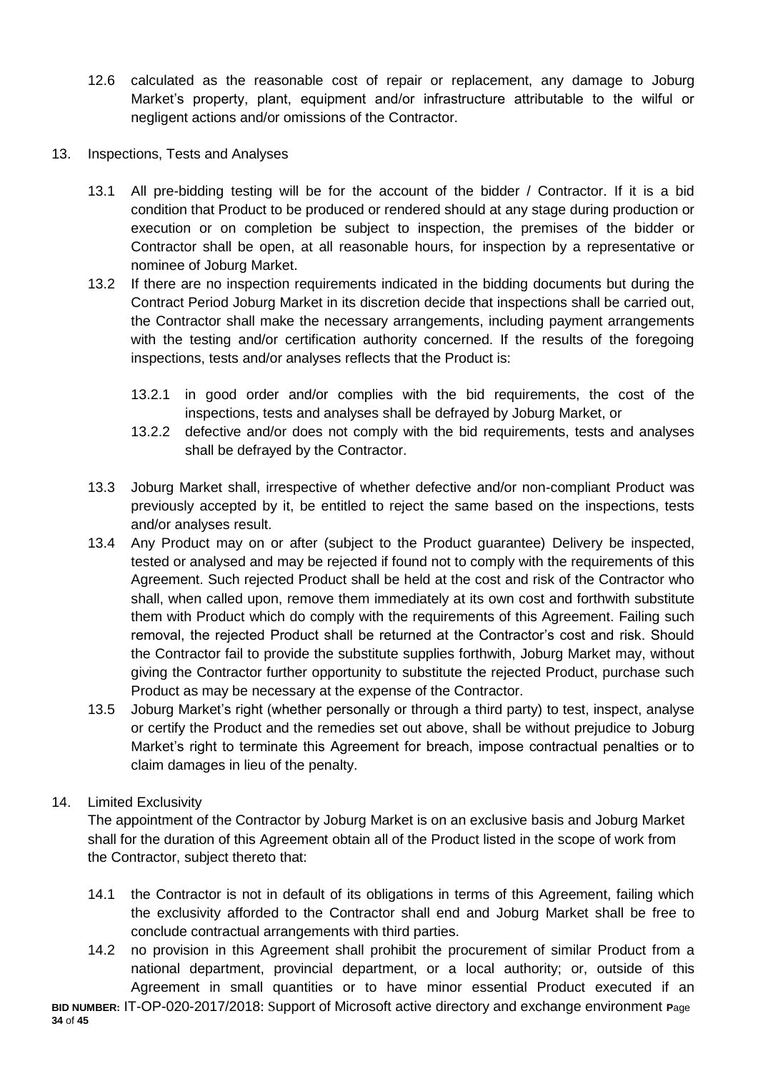12.6 calculated as the reasonable cost of repair or replacement, any damage to Joburg Market's property, plant, equipment and/or infrastructure attributable to the wilful or negligent actions and/or omissions of the Contractor.

13. Inspections, Tests and Analyses

13.1 All pre-bidding testing will be for the account of the bidder / Contractor. If it is a bid condition that Product to be produced or rendered should at any stage during production or execution or on completion be subject to inspection, the premises of the bidder or Contractor shall be open, at all reasonable hours, for inspection by a representative or nominee of Joburg Market.

13.2 If there are no inspection requirements indicated in the bidding documents but during the Contract Period Joburg Market in its discretion decide that inspections shall be carried out, the Contractor shall make the necessary arrangements, including payment arrangements with the testing and/or certification authority concerned. If the results of the foregoing inspections, tests and/or analyses reflects that the Product is:

13.2.1 in good order and/or complies with the bid requirements, the cost of the inspections, tests and analyses shall be defrayed by Joburg Market, or

13.2.2 defective and/or does not comply with the bid requirements, tests and analyses shall be defrayed by the Contractor.

13.3 Joburg Market shall, irrespective of whether defective and/or non-compliant Product was previously accepted by it, be entitled to reject the same based on the inspections, tests and/or analyses result.

13.4 Any Product may on or after (subject to the Product guarantee) Delivery be inspected, tested or analysed and may be rejected if found not to comply with the requirements of this Agreement. Such rejected Product shall be held at the cost and risk of the Contractor who shall, when called upon, remove them immediately at its own cost and forthwith substitute them with Product which do comply with the requirements of this Agreement. Failing such removal, the rejected Product shall be returned at the Contractor's cost and risk. Should the Contractor fail to provide the substitute supplies forthwith, Joburg Market may, without giving the Contractor further opportunity to substitute the rejected Product, purchase such Product as may be necessary at the expense of the Contractor.

13.5 Joburg Market's right (whether personally or through a third party) to test, inspect, analyse or certify the Product and the remedies set out above, shall be without prejudice to Joburg Market's right to terminate this Agreement for breach, impose contractual penalties or to claim damages in lieu of the penalty.

14. Limited Exclusivity

The appointment of the Contractor by Joburg Market is on an exclusive basis and Joburg Market shall for the duration of this Agreement obtain all of the Product listed in the scope of work from the Contractor, subject thereto that:

14.1 the Contractor is not in default of its obligations in terms of this Agreement, failing which the exclusivity afforded to the Contractor shall end and Joburg Market shall be free to conclude contractual arrangements with third parties.

14.2 no provision in this Agreement shall prohibit the procurement of similar Product from a national department, provincial department, or a local authority; or, outside of this Agreement in small quantities or to have minor essential Product executed if an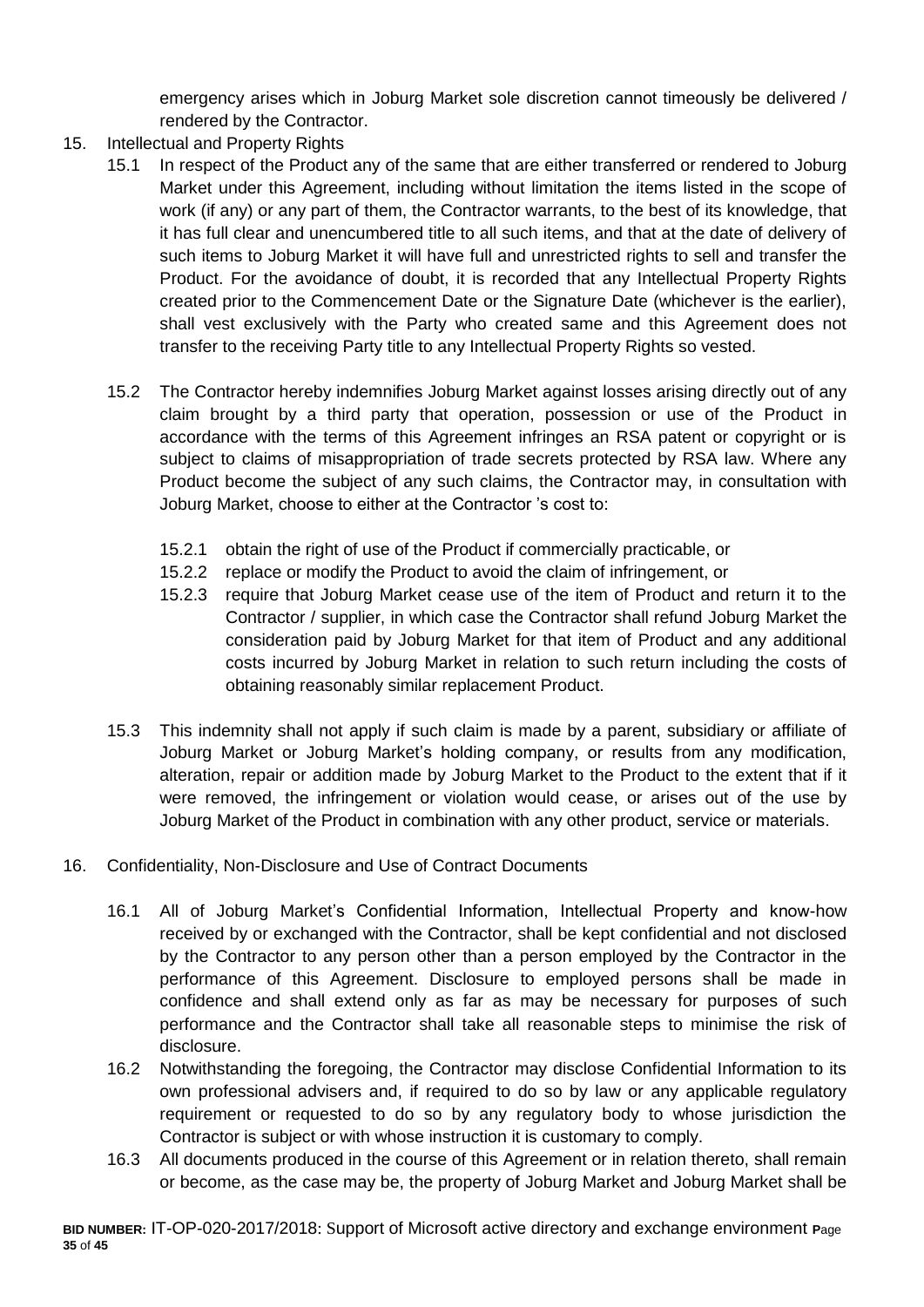emergency arises which in Joburg Market sole discretion cannot timeously be delivered / rendered by the Contractor.

15. Intellectual and Property Rights

    15.1 In respect of the Product any of the same that are either transferred or rendered to Joburg Market under this Agreement, including without limitation the items listed in the scope of work (if any) or any part of them, the Contractor warrants, to the best of its knowledge, that it has full clear and unencumbered title to all such items, and that at the date of delivery of such items to Joburg Market it will have full and unrestricted rights to sell and transfer the Product. For the avoidance of doubt, it is recorded that any Intellectual Property Rights created prior to the Commencement Date or the Signature Date (whichever is the earlier), shall vest exclusively with the Party who created same and this Agreement does not transfer to the receiving Party title to any Intellectual Property Rights so vested.

    15.2 The Contractor hereby indemnifies Joburg Market against losses arising directly out of any claim brought by a third party that operation, possession or use of the Product in accordance with the terms of this Agreement infringes an RSA patent or copyright or is subject to claims of misappropriation of trade secrets protected by RSA law. Where any Product become the subject of any such claims, the Contractor may, in consultation with Joburg Market, choose to either at the Contractor 's cost to:

        15.2.1 obtain the right of use of the Product if commercially practicable, or

        15.2.2 replace or modify the Product to avoid the claim of infringement, or

        15.2.3 require that Joburg Market cease use of the item of Product and return it to the Contractor / supplier, in which case the Contractor shall refund Joburg Market the consideration paid by Joburg Market for that item of Product and any additional costs incurred by Joburg Market in relation to such return including the costs of obtaining reasonably similar replacement Product.

    15.3 This indemnity shall not apply if such claim is made by a parent, subsidiary or affiliate of Joburg Market or Joburg Market's holding company, or results from any modification, alteration, repair or addition made by Joburg Market to the Product to the extent that if it were removed, the infringement or violation would cease, or arises out of the use by Joburg Market of the Product in combination with any other product, service or materials.

16. Confidentiality, Non-Disclosure and Use of Contract Documents

    16.1 All of Joburg Market's Confidential Information, Intellectual Property and know-how received by or exchanged with the Contractor, shall be kept confidential and not disclosed by the Contractor to any person other than a person employed by the Contractor in the performance of this Agreement. Disclosure to employed persons shall be made in confidence and shall extend only as far as may be necessary for purposes of such performance and the Contractor shall take all reasonable steps to minimise the risk of disclosure.

    16.2 Notwithstanding the foregoing, the Contractor may disclose Confidential Information to its own professional advisers and, if required to do so by law or any applicable regulatory requirement or requested to do so by any regulatory body to whose jurisdiction the Contractor is subject or with whose instruction it is customary to comply.

    16.3 All documents produced in the course of this Agreement or in relation thereto, shall remain or become, as the case may be, the property of Joburg Market and Joburg Market shall be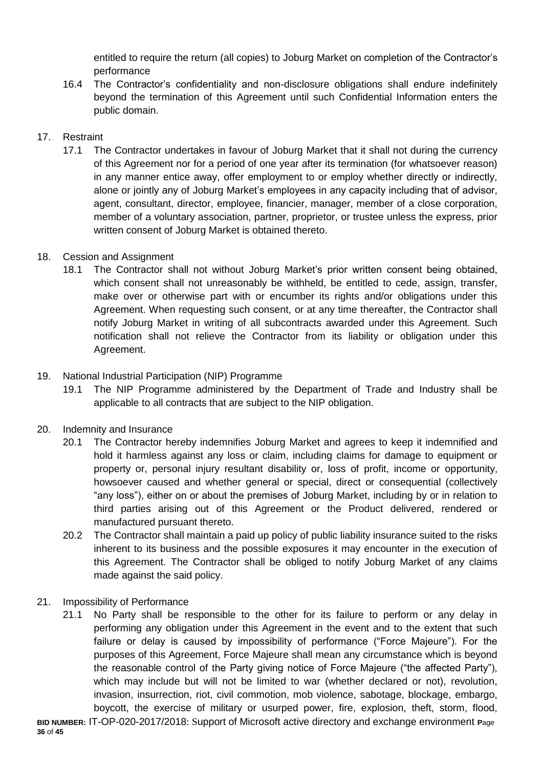entitled to require the return (all copies) to Joburg Market on completion of the Contractor's performance

16.4 The Contractor's confidentiality and non-disclosure obligations shall endure indefinitely beyond the termination of this Agreement until such Confidential Information enters the public domain.

17. Restraint

17.1 The Contractor undertakes in favour of Joburg Market that it shall not during the currency of this Agreement nor for a period of one year after its termination (for whatsoever reason) in any manner entice away, offer employment to or employ whether directly or indirectly, alone or jointly any of Joburg Market's employees in any capacity including that of advisor, agent, consultant, director, employee, financier, manager, member of a close corporation, member of a voluntary association, partner, proprietor, or trustee unless the express, prior written consent of Joburg Market is obtained thereto.

18. Cession and Assignment

18.1 The Contractor shall not without Joburg Market's prior written consent being obtained, which consent shall not unreasonably be withheld, be entitled to cede, assign, transfer, make over or otherwise part with or encumber its rights and/or obligations under this Agreement. When requesting such consent, or at any time thereafter, the Contractor shall notify Joburg Market in writing of all subcontracts awarded under this Agreement. Such notification shall not relieve the Contractor from its liability or obligation under this Agreement.

19. National Industrial Participation (NIP) Programme

19.1 The NIP Programme administered by the Department of Trade and Industry shall be applicable to all contracts that are subject to the NIP obligation.

20. Indemnity and Insurance

20.1 The Contractor hereby indemnifies Joburg Market and agrees to keep it indemnified and hold it harmless against any loss or claim, including claims for damage to equipment or property or, personal injury resultant disability or, loss of profit, income or opportunity, howsoever caused and whether general or special, direct or consequential (collectively "any loss"), either on or about the premises of Joburg Market, including by or in relation to third parties arising out of this Agreement or the Product delivered, rendered or manufactured pursuant thereto.

20.2 The Contractor shall maintain a paid up policy of public liability insurance suited to the risks inherent to its business and the possible exposures it may encounter in the execution of this Agreement. The Contractor shall be obliged to notify Joburg Market of any claims made against the said policy.

21. Impossibility of Performance

21.1 No Party shall be responsible to the other for its failure to perform or any delay in performing any obligation under this Agreement in the event and to the extent that such failure or delay is caused by impossibility of performance ("Force Majeure"). For the purposes of this Agreement, Force Majeure shall mean any circumstance which is beyond the reasonable control of the Party giving notice of Force Majeure ("the affected Party"), which may include but will not be limited to war (whether declared or not), revolution, invasion, insurrection, riot, civil commotion, mob violence, sabotage, blockage, embargo, boycott, the exercise of military or usurped power, fire, explosion, theft, storm, flood,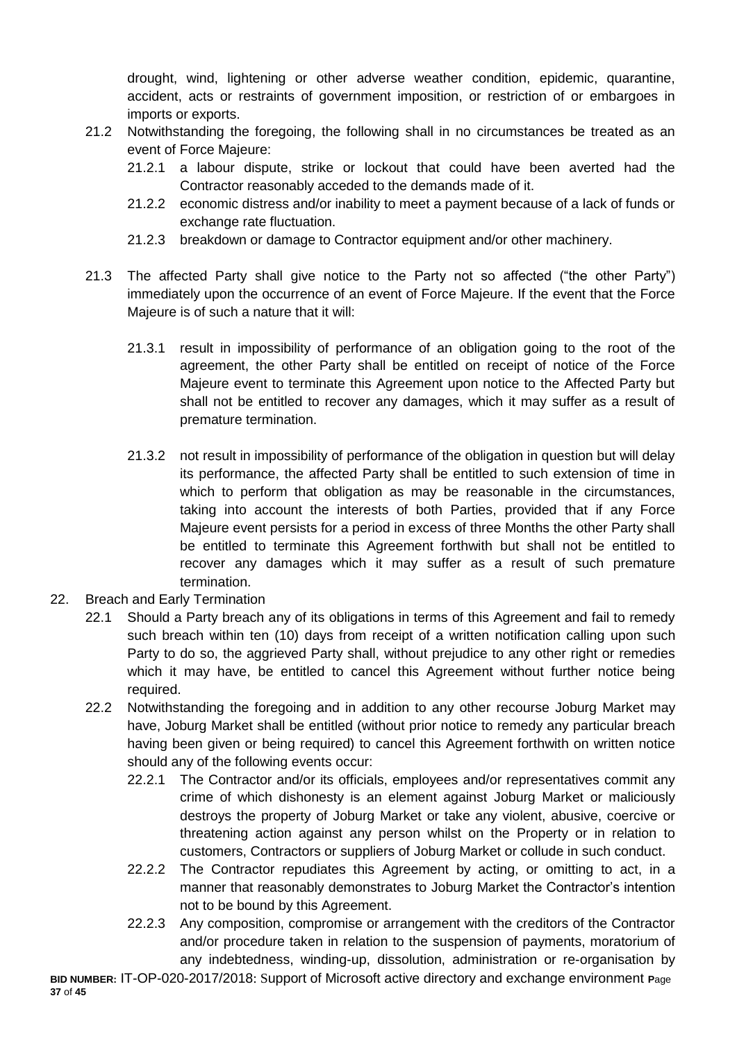drought, wind, lightening or other adverse weather condition, epidemic, quarantine, accident, acts or restraints of government imposition, or restriction of or embargoes in imports or exports.

21.2 Notwithstanding the foregoing, the following shall in no circumstances be treated as an event of Force Majeure:

21.2.1 a labour dispute, strike or lockout that could have been averted had the Contractor reasonably acceded to the demands made of it.

21.2.2 economic distress and/or inability to meet a payment because of a lack of funds or exchange rate fluctuation.

21.2.3 breakdown or damage to Contractor equipment and/or other machinery.

21.3 The affected Party shall give notice to the Party not so affected ("the other Party") immediately upon the occurrence of an event of Force Majeure. If the event that the Force Majeure is of such a nature that it will:

21.3.1 result in impossibility of performance of an obligation going to the root of the agreement, the other Party shall be entitled on receipt of notice of the Force Majeure event to terminate this Agreement upon notice to the Affected Party but shall not be entitled to recover any damages, which it may suffer as a result of premature termination.

21.3.2 not result in impossibility of performance of the obligation in question but will delay its performance, the affected Party shall be entitled to such extension of time in which to perform that obligation as may be reasonable in the circumstances, taking into account the interests of both Parties, provided that if any Force Majeure event persists for a period in excess of three Months the other Party shall be entitled to terminate this Agreement forthwith but shall not be entitled to recover any damages which it may suffer as a result of such premature termination.

22. Breach and Early Termination

22.1 Should a Party breach any of its obligations in terms of this Agreement and fail to remedy such breach within ten (10) days from receipt of a written notification calling upon such Party to do so, the aggrieved Party shall, without prejudice to any other right or remedies which it may have, be entitled to cancel this Agreement without further notice being required.

22.2 Notwithstanding the foregoing and in addition to any other recourse Joburg Market may have, Joburg Market shall be entitled (without prior notice to remedy any particular breach having been given or being required) to cancel this Agreement forthwith on written notice should any of the following events occur:

22.2.1 The Contractor and/or its officials, employees and/or representatives commit any crime of which dishonesty is an element against Joburg Market or maliciously destroys the property of Joburg Market or take any violent, abusive, coercive or threatening action against any person whilst on the Property or in relation to customers, Contractors or suppliers of Joburg Market or collude in such conduct.

22.2.2 The Contractor repudiates this Agreement by acting, or omitting to act, in a manner that reasonably demonstrates to Joburg Market the Contractor's intention not to be bound by this Agreement.

22.2.3 Any composition, compromise or arrangement with the creditors of the Contractor and/or procedure taken in relation to the suspension of payments, moratorium of any indebtedness, winding-up, dissolution, administration or re-organisation by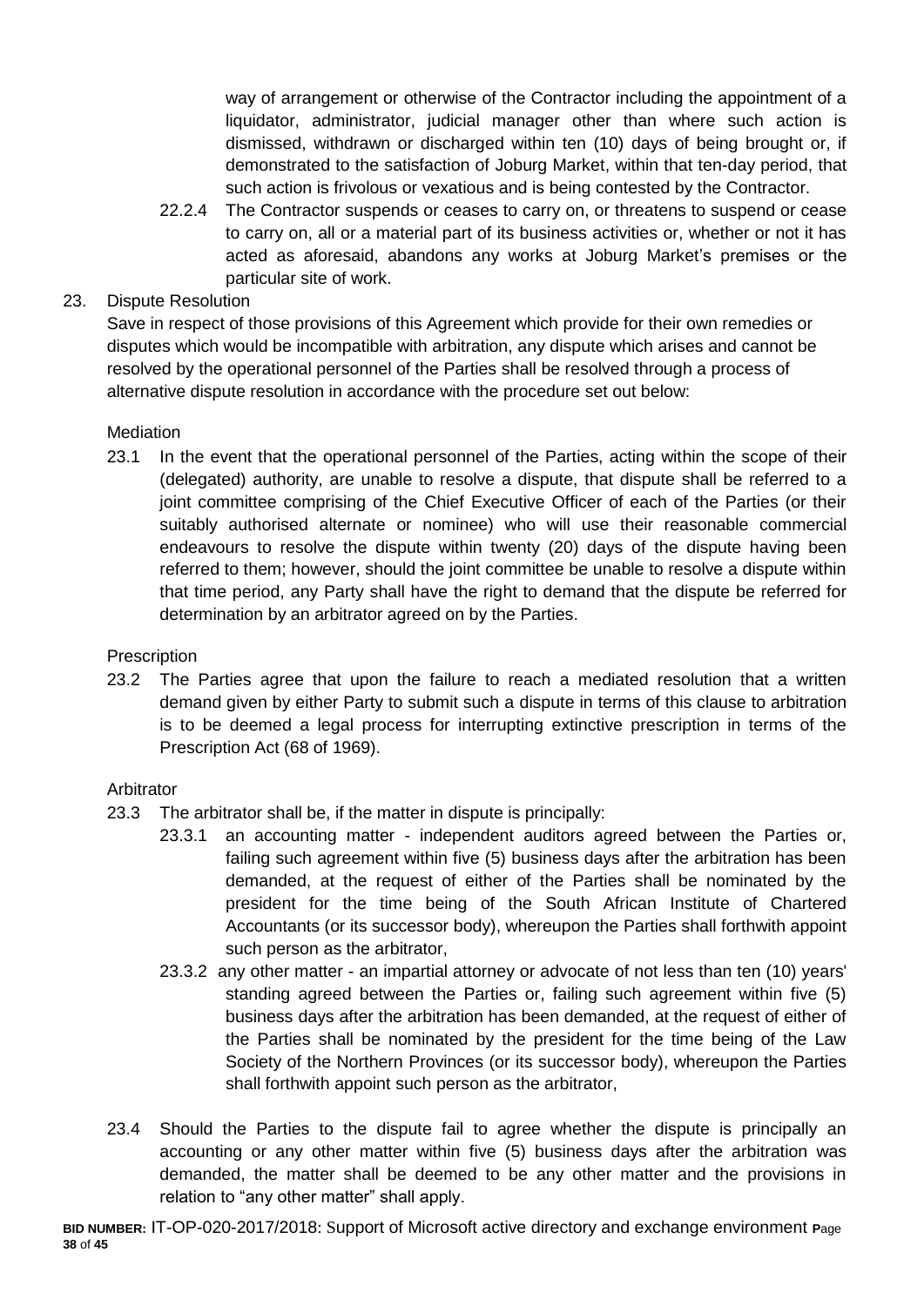way of arrangement or otherwise of the Contractor including the appointment of a liquidator, administrator, judicial manager other than where such action is dismissed, withdrawn or discharged within ten (10) days of being brought or, if demonstrated to the satisfaction of Joburg Market, within that ten-day period, that such action is frivolous or vexatious and is being contested by the Contractor.

22.2.4 The Contractor suspends or ceases to carry on, or threatens to suspend or cease to carry on, all or a material part of its business activities or, whether or not it has acted as aforesaid, abandons any works at Joburg Market's premises or the particular site of work.

23. Dispute Resolution

Save in respect of those provisions of this Agreement which provide for their own remedies or disputes which would be incompatible with arbitration, any dispute which arises and cannot be resolved by the operational personnel of the Parties shall be resolved through a process of alternative dispute resolution in accordance with the procedure set out below:

Mediation

23.1 In the event that the operational personnel of the Parties, acting within the scope of their (delegated) authority, are unable to resolve a dispute, that dispute shall be referred to a joint committee comprising of the Chief Executive Officer of each of the Parties (or their suitably authorised alternate or nominee) who will use their reasonable commercial endeavours to resolve the dispute within twenty (20) days of the dispute having been referred to them; however, should the joint committee be unable to resolve a dispute within that time period, any Party shall have the right to demand that the dispute be referred for determination by an arbitrator agreed on by the Parties.

Prescription

23.2 The Parties agree that upon the failure to reach a mediated resolution that a written demand given by either Party to submit such a dispute in terms of this clause to arbitration is to be deemed a legal process for interrupting extinctive prescription in terms of the Prescription Act (68 of 1969).

Arbitrator

23.3 The arbitrator shall be, if the matter in dispute is principally:

23.3.1 an accounting matter - independent auditors agreed between the Parties or, failing such agreement within five (5) business days after the arbitration has been demanded, at the request of either of the Parties shall be nominated by the president for the time being of the South African Institute of Chartered Accountants (or its successor body), whereupon the Parties shall forthwith appoint such person as the arbitrator,

23.3.2 any other matter - an impartial attorney or advocate of not less than ten (10) years' standing agreed between the Parties or, failing such agreement within five (5) business days after the arbitration has been demanded, at the request of either of the Parties shall be nominated by the president for the time being of the Law Society of the Northern Provinces (or its successor body), whereupon the Parties shall forthwith appoint such person as the arbitrator,

23.4 Should the Parties to the dispute fail to agree whether the dispute is principally an accounting or any other matter within five (5) business days after the arbitration was demanded, the matter shall be deemed to be any other matter and the provisions in relation to "any other matter" shall apply.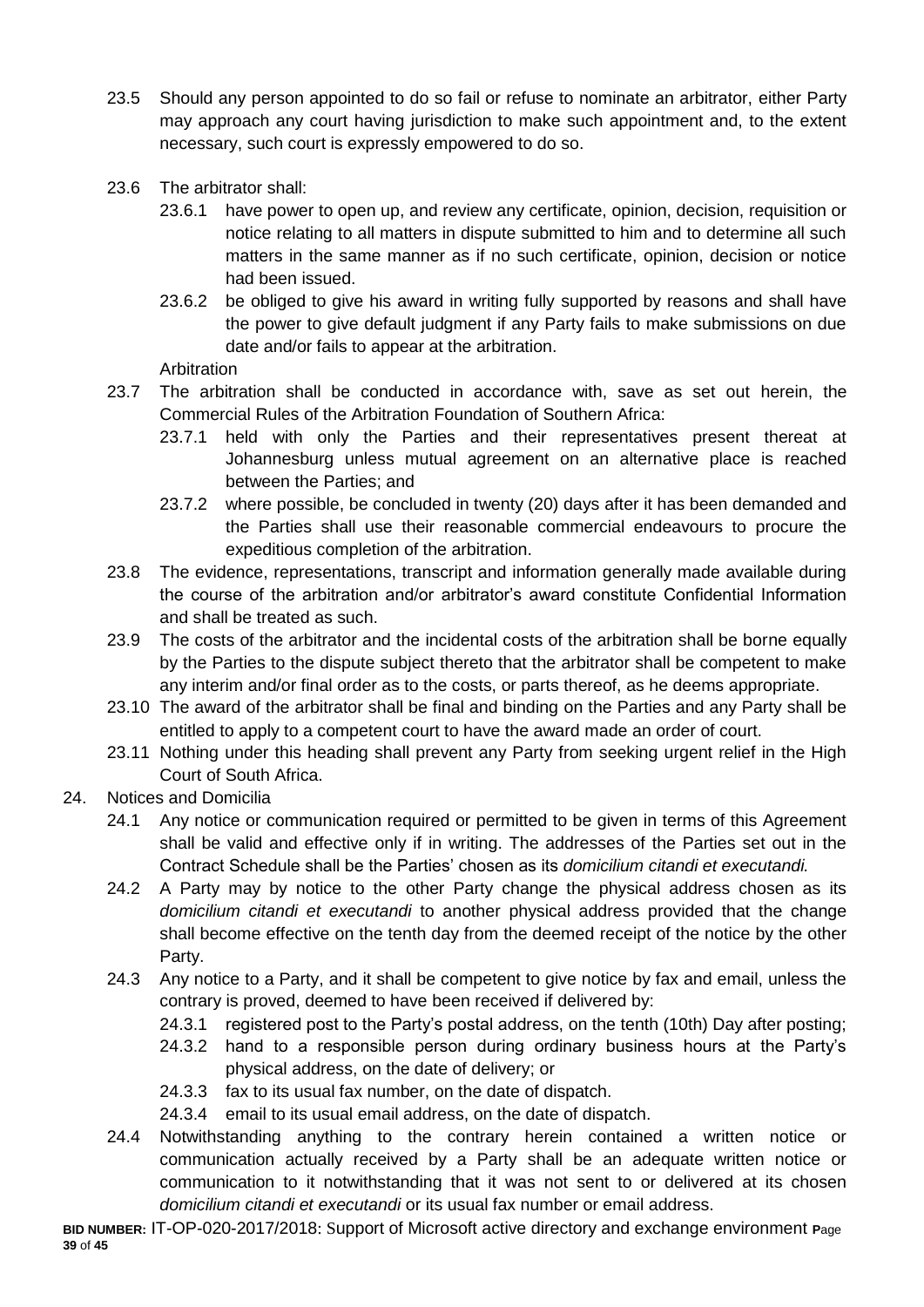23.5 Should any person appointed to do so fail or refuse to nominate an arbitrator, either Party may approach any court having jurisdiction to make such appointment and, to the extent necessary, such court is expressly empowered to do so.

23.6 The arbitrator shall:

23.6.1 have power to open up, and review any certificate, opinion, decision, requisition or notice relating to all matters in dispute submitted to him and to determine all such matters in the same manner as if no such certificate, opinion, decision or notice had been issued.

23.6.2 be obliged to give his award in writing fully supported by reasons and shall have the power to give default judgment if any Party fails to make submissions on due date and/or fails to appear at the arbitration.

Arbitration

23.7 The arbitration shall be conducted in accordance with, save as set out herein, the Commercial Rules of the Arbitration Foundation of Southern Africa:

23.7.1 held with only the Parties and their representatives present thereat at Johannesburg unless mutual agreement on an alternative place is reached between the Parties; and

23.7.2 where possible, be concluded in twenty (20) days after it has been demanded and the Parties shall use their reasonable commercial endeavours to procure the expeditious completion of the arbitration.

23.8 The evidence, representations, transcript and information generally made available during the course of the arbitration and/or arbitrator's award constitute Confidential Information and shall be treated as such.

23.9 The costs of the arbitrator and the incidental costs of the arbitration shall be borne equally by the Parties to the dispute subject thereto that the arbitrator shall be competent to make any interim and/or final order as to the costs, or parts thereof, as he deems appropriate.

23.10 The award of the arbitrator shall be final and binding on the Parties and any Party shall be entitled to apply to a competent court to have the award made an order of court.

23.11 Nothing under this heading shall prevent any Party from seeking urgent relief in the High Court of South Africa.

24. Notices and Domicilia

24.1 Any notice or communication required or permitted to be given in terms of this Agreement shall be valid and effective only if in writing. The addresses of the Parties set out in the Contract Schedule shall be the Parties' chosen as its *domicilium citandi et executandi.*

24.2 A Party may by notice to the other Party change the physical address chosen as its *domicilium citandi et executandi* to another physical address provided that the change shall become effective on the tenth day from the deemed receipt of the notice by the other Party.

24.3 Any notice to a Party, and it shall be competent to give notice by fax and email, unless the contrary is proved, deemed to have been received if delivered by:

24.3.1 registered post to the Party's postal address, on the tenth (10th) Day after posting;

24.3.2 hand to a responsible person during ordinary business hours at the Party's physical address, on the date of delivery; or

24.3.3 fax to its usual fax number, on the date of dispatch.

24.3.4 email to its usual email address, on the date of dispatch.

24.4 Notwithstanding anything to the contrary herein contained a written notice or communication actually received by a Party shall be an adequate written notice or communication to it notwithstanding that it was not sent to or delivered at its chosen *domicilium citandi et executandi* or its usual fax number or email address.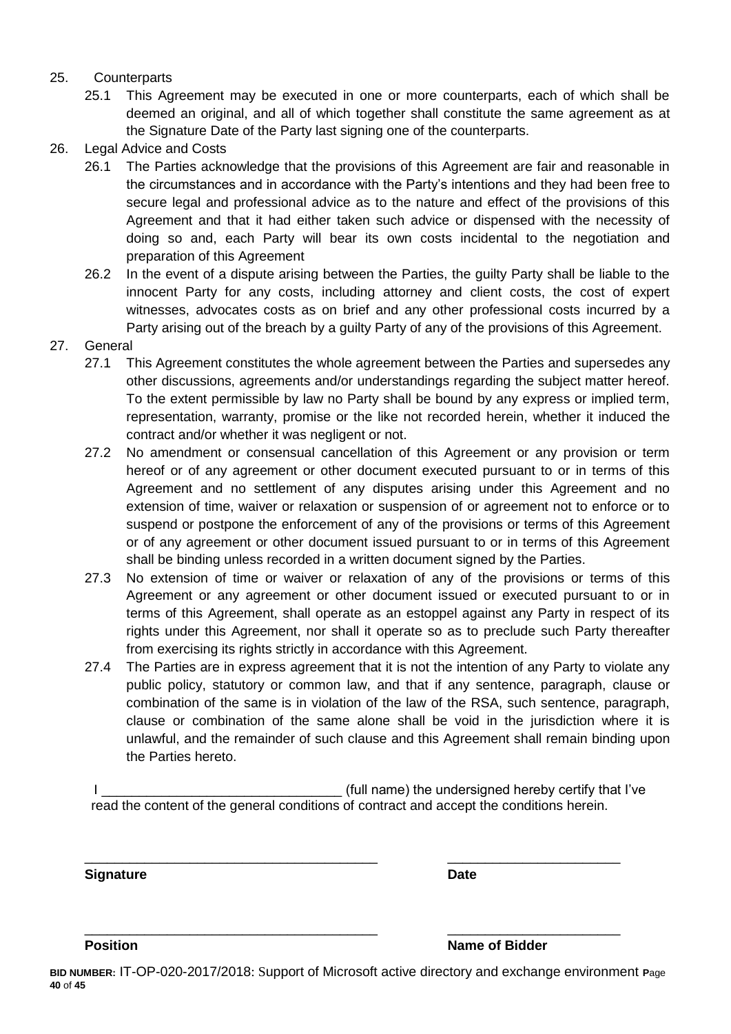25. Counterparts
    25.1 This Agreement may be executed in one or more counterparts, each of which shall be deemed an original, and all of which together shall constitute the same agreement as at the Signature Date of the Party last signing one of the counterparts.
26. Legal Advice and Costs
    26.1 The Parties acknowledge that the provisions of this Agreement are fair and reasonable in the circumstances and in accordance with the Party's intentions and they had been free to secure legal and professional advice as to the nature and effect of the provisions of this Agreement and that it had either taken such advice or dispensed with the necessity of doing so and, each Party will bear its own costs incidental to the negotiation and preparation of this Agreement
    26.2 In the event of a dispute arising between the Parties, the guilty Party shall be liable to the innocent Party for any costs, including attorney and client costs, the cost of expert witnesses, advocates costs as on brief and any other professional costs incurred by a Party arising out of the breach by a guilty Party of any of the provisions of this Agreement.
27. General
    27.1 This Agreement constitutes the whole agreement between the Parties and supersedes any other discussions, agreements and/or understandings regarding the subject matter hereof. To the extent permissible by law no Party shall be bound by any express or implied term, representation, warranty, promise or the like not recorded herein, whether it induced the contract and/or whether it was negligent or not.
    27.2 No amendment or consensual cancellation of this Agreement or any provision or term hereof or of any agreement or other document executed pursuant to or in terms of this Agreement and no settlement of any disputes arising under this Agreement and no extension of time, waiver or relaxation or suspension of or agreement not to enforce or to suspend or postpone the enforcement of any of the provisions or terms of this Agreement or of any agreement or other document issued pursuant to or in terms of this Agreement shall be binding unless recorded in a written document signed by the Parties.
    27.3 No extension of time or waiver or relaxation of any of the provisions or terms of this Agreement or any agreement or other document issued or executed pursuant to or in terms of this Agreement, shall operate as an estoppel against any Party in respect of its rights under this Agreement, nor shall it operate so as to preclude such Party thereafter from exercising its rights strictly in accordance with this Agreement.
    27.4 The Parties are in express agreement that it is not the intention of any Party to violate any public policy, statutory or common law, and that if any sentence, paragraph, clause or combination of the same is in violation of the law of the RSA, such sentence, paragraph, clause or combination of the same alone shall be void in the jurisdiction where it is unlawful, and the remainder of such clause and this Agreement shall remain binding upon the Parties hereto.

I ________________________________ (full name) the undersigned hereby certify that I've read the content of the general conditions of contract and accept the conditions herein.

________________________________________ ________________________

**Signature** **Date**

________________________________________ ________________________

**Position** **Name of Bidder**

**BID NUMBER:** IT-OP-020-2017/2018: Support of Microsoft active directory and exchange environment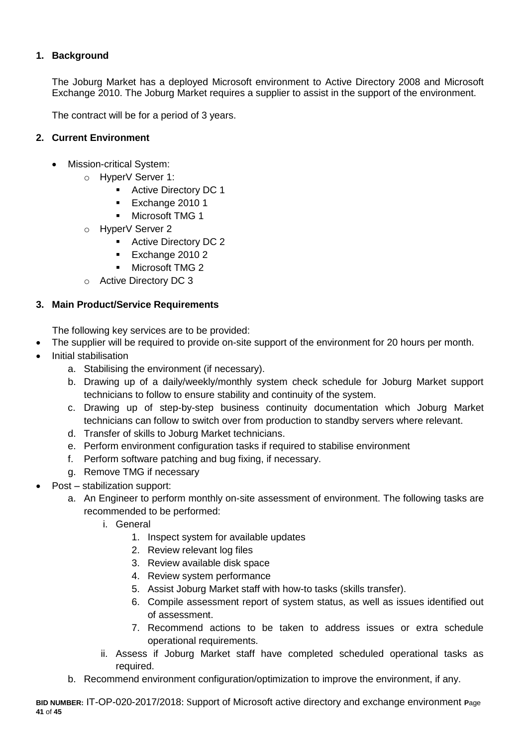## 1. Background

The Joburg Market has a deployed Microsoft environment to Active Directory 2008 and Microsoft Exchange 2010. The Joburg Market requires a supplier to assist in the support of the environment.

The contract will be for a period of 3 years.

## 2. Current Environment

- Mission-critical System:
  - HyperV Server 1:
    - Active Directory DC 1
    - Exchange 2010 1
    - Microsoft TMG 1
  - HyperV Server 2
    - Active Directory DC 2
    - Exchange 2010 2
    - Microsoft TMG 2
  - Active Directory DC 3

## 3. Main Product/Service Requirements

The following key services are to be provided:

- The supplier will be required to provide on-site support of the environment for 20 hours per month.
- Initial stabilisation
  a. Stabilising the environment (if necessary).
  b. Drawing up of a daily/weekly/monthly system check schedule for Joburg Market support technicians to follow to ensure stability and continuity of the system.
  c. Drawing up of step-by-step business continuity documentation which Joburg Market technicians can follow to switch over from production to standby servers where relevant.
  d. Transfer of skills to Joburg Market technicians.
  e. Perform environment configuration tasks if required to stabilise environment
  f. Perform software patching and bug fixing, if necessary.
  g. Remove TMG if necessary
- Post – stabilization support:
  a. An Engineer to perform monthly on-site assessment of environment. The following tasks are recommended to be performed:
     i. General
        1. Inspect system for available updates
        2. Review relevant log files
        3. Review available disk space
        4. Review system performance
        5. Assist Joburg Market staff with how-to tasks (skills transfer).
        6. Compile assessment report of system status, as well as issues identified out of assessment.
        7. Recommend actions to be taken to address issues or extra schedule operational requirements.

     ii. Assess if Joburg Market staff have completed scheduled operational tasks as required.
  b. Recommend environment configuration/optimization to improve the environment, if any.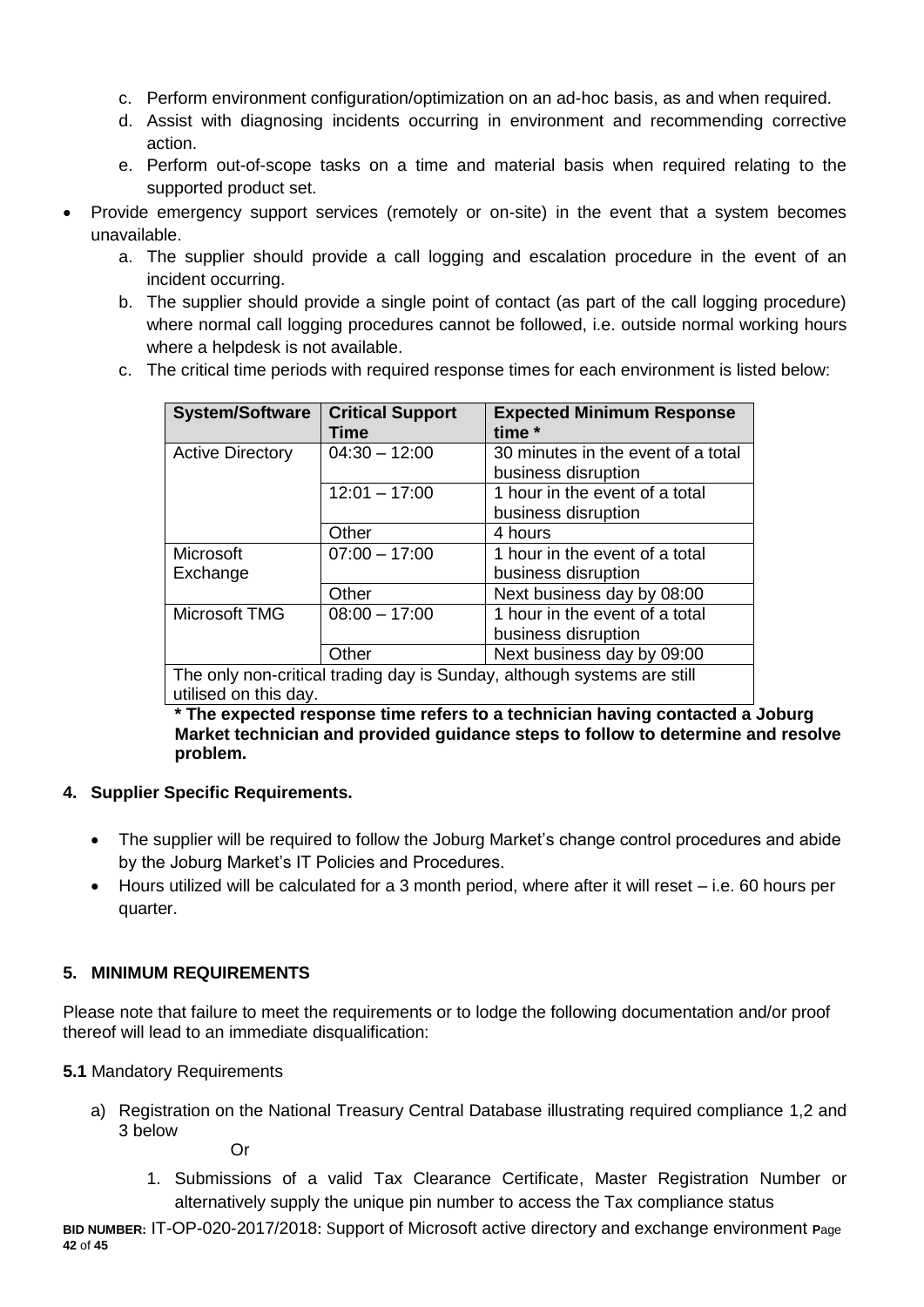c. Perform environment configuration/optimization on an ad-hoc basis, as and when required.
d. Assist with diagnosing incidents occurring in environment and recommending corrective action.
e. Perform out-of-scope tasks on a time and material basis when required relating to the supported product set.

- Provide emergency support services (remotely or on-site) in the event that a system becomes unavailable.
    a. The supplier should provide a call logging and escalation procedure in the event of an incident occurring.
    b. The supplier should provide a single point of contact (as part of the call logging procedure) where normal call logging procedures cannot be followed, i.e. outside normal working hours where a helpdesk is not available.
    c. The critical time periods with required response times for each environment is listed below:

| System/Software | Critical Support Time | Expected Minimum Response time * |
|---|---|---|
| Active Directory | 04:30 – 12:00 | 30 minutes in the event of a total business disruption |
| | 12:01 – 17:00 | 1 hour in the event of a total business disruption |
| | Other | 4 hours |
| Microsoft Exchange | 07:00 – 17:00 | 1 hour in the event of a total business disruption |
| | Other | Next business day by 08:00 |
| Microsoft TMG | 08:00 – 17:00 | 1 hour in the event of a total business disruption |
| | Other | Next business day by 09:00 |
| The only non-critical trading day is Sunday, although systems are still utilised on this day. | | |

**\* The expected response time refers to a technician having contacted a Joburg Market technician and provided guidance steps to follow to determine and resolve problem.**

## 4. Supplier Specific Requirements.

- The supplier will be required to follow the Joburg Market's change control procedures and abide by the Joburg Market's IT Policies and Procedures.
- Hours utilized will be calculated for a 3 month period, where after it will reset – i.e. 60 hours per quarter.

## 5. MINIMUM REQUIREMENTS

Please note that failure to meet the requirements or to lodge the following documentation and/or proof thereof will lead to an immediate disqualification:

**5.1** Mandatory Requirements

a) Registration on the National Treasury Central Database illustrating required compliance 1,2 and 3 below

Or

1. Submissions of a valid Tax Clearance Certificate, Master Registration Number or alternatively supply the unique pin number to access the Tax compliance status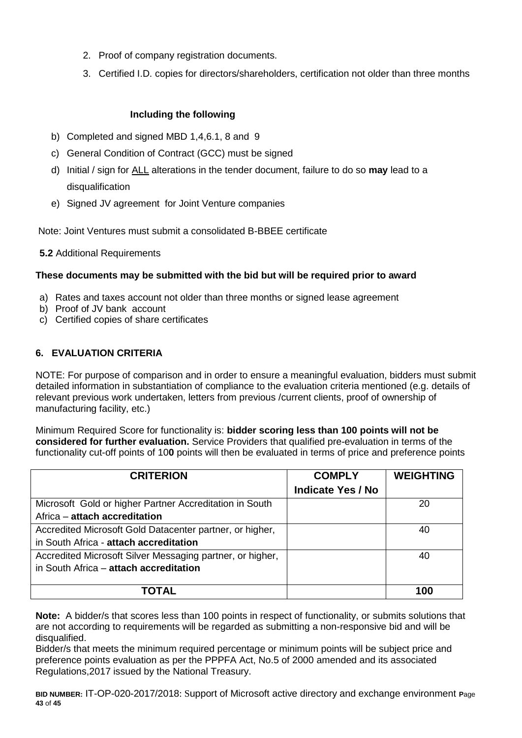2. Proof of company registration documents.
3. Certified I.D. copies for directors/shareholders, certification not older than three months

**Including the following**

b) Completed and signed MBD 1,4,6.1, 8 and 9
c) General Condition of Contract (GCC) must be signed
d) Initial / sign for ALL alterations in the tender document, failure to do so **may** lead to a disqualification
e) Signed JV agreement for Joint Venture companies

Note: Joint Ventures must submit a consolidated B-BBEE certificate

**5.2** Additional Requirements

**These documents may be submitted with the bid but will be required prior to award**

a) Rates and taxes account not older than three months or signed lease agreement
b) Proof of JV bank account
c) Certified copies of share certificates

## 6. EVALUATION CRITERIA

NOTE: For purpose of comparison and in order to ensure a meaningful evaluation, bidders must submit detailed information in substantiation of compliance to the evaluation criteria mentioned (e.g. details of relevant previous work undertaken, letters from previous /current clients, proof of ownership of manufacturing facility, etc.)

Minimum Required Score for functionality is: **bidder scoring less than 100 points will not be considered for further evaluation.** Service Providers that qualified pre-evaluation in terms of the functionality cut-off points of 10**0** points will then be evaluated in terms of price and preference points

| CRITERION | COMPLY Indicate Yes / No | WEIGHTING |
|---|---|---|
| Microsoft Gold or higher Partner Accreditation in South Africa – **attach accreditation** | | 20 |
| Accredited Microsoft Gold Datacenter partner, or higher, in South Africa - **attach accreditation** | | 40 |
| Accredited Microsoft Silver Messaging partner, or higher, in South Africa – **attach accreditation** | | 40 |
| **TOTAL** | | **100** |

**Note:** A bidder/s that scores less than 100 points in respect of functionality, or submits solutions that are not according to requirements will be regarded as submitting a non-responsive bid and will be disqualified.
Bidder/s that meets the minimum required percentage or minimum points will be subject price and preference points evaluation as per the PPPFA Act, No.5 of 2000 amended and its associated Regulations,2017 issued by the National Treasury.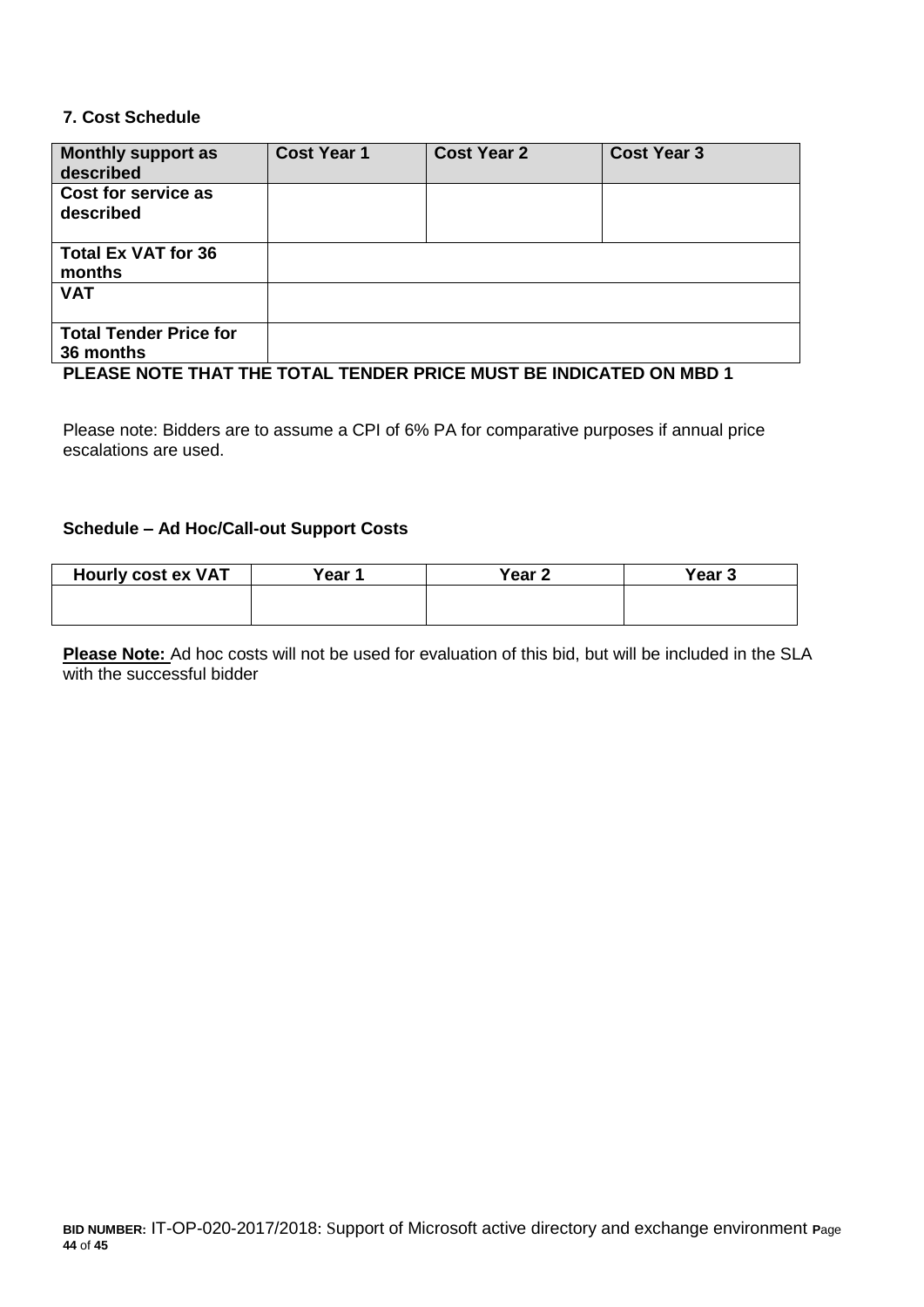**7. Cost Schedule**

| Monthly support as described | Cost Year 1 | Cost Year 2 | Cost Year 3 |
|---|---|---|---|
| **Cost for service as described** | | | |
| **Total Ex VAT for 36 months** | | | |
| **VAT** | | | |
| **Total Tender Price for 36 months** | | | |

**PLEASE NOTE THAT THE TOTAL TENDER PRICE MUST BE INDICATED ON MBD 1**

Please note: Bidders are to assume a CPI of 6% PA for comparative purposes if annual price escalations are used.

**Schedule – Ad Hoc/Call-out Support Costs**

| Hourly cost ex VAT | Year 1 | Year 2 | Year 3 |
|---|---|---|---|
| | | | |

**Please Note:** Ad hoc costs will not be used for evaluation of this bid, but will be included in the SLA with the successful bidder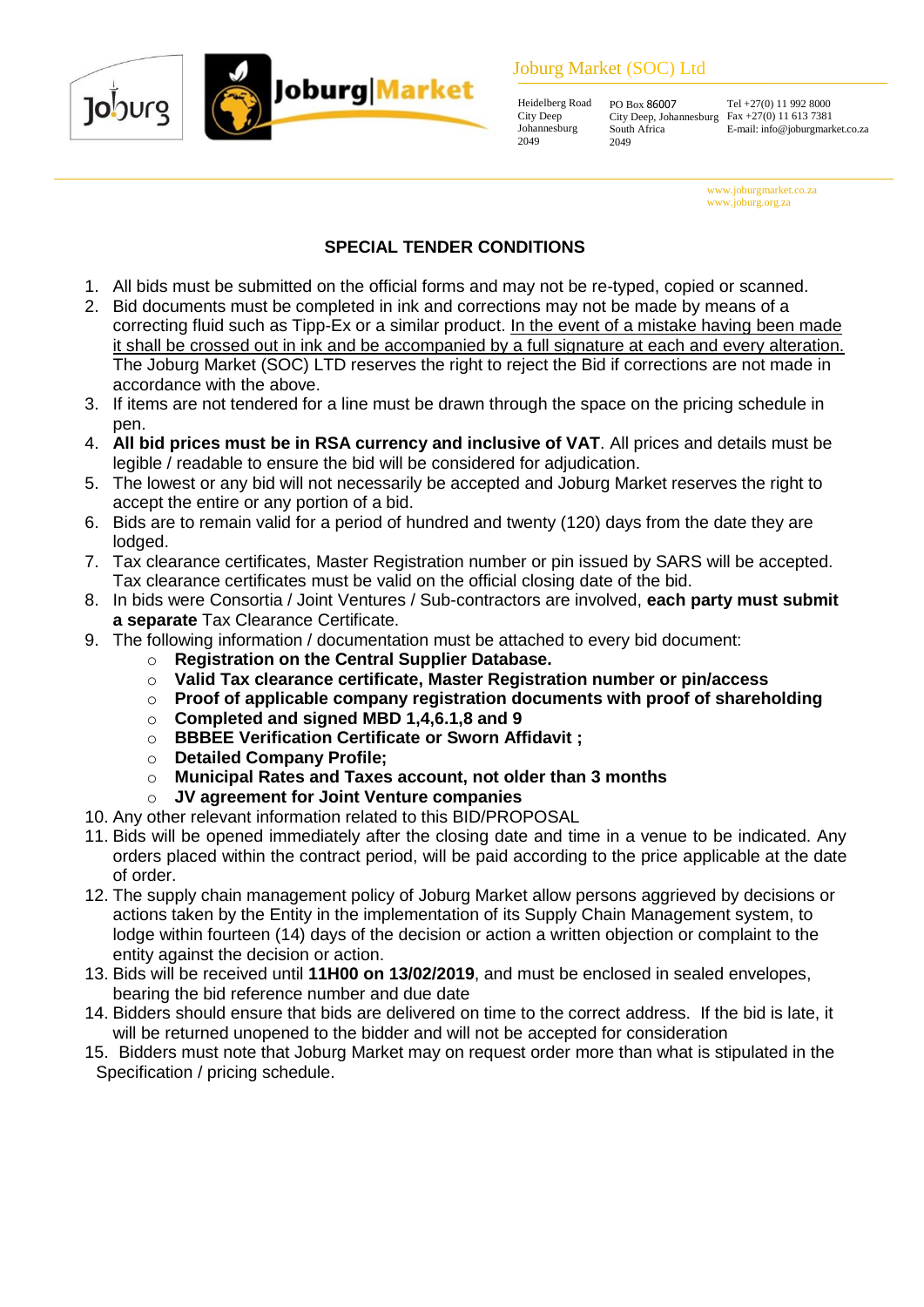Joburg Market (SOC) Ltd

Heidelberg Road
City Deep
Johannesburg
2049

PO Box 86007
City Deep, Johannesburg
South Africa
2049

Tel +27(0) 11 992 8000
Fax +27(0) 11 613 7381
E-mail: info@joburgmarket.co.za

www.joburgmarket.co.za
www.joburg.org.za

## SPECIAL TENDER CONDITIONS

1. All bids must be submitted on the official forms and may not be re-typed, copied or scanned.
2. Bid documents must be completed in ink and corrections may not be made by means of a correcting fluid such as Tipp-Ex or a similar product. <u>In the event of a mistake having been made it shall be crossed out in ink and be accompanied by a full signature at each and every alteration.</u> The Joburg Market (SOC) LTD reserves the right to reject the Bid if corrections are not made in accordance with the above.
3. If items are not tendered for a line must be drawn through the space on the pricing schedule in pen.
4. **All bid prices must be in RSA currency and inclusive of VAT**. All prices and details must be legible / readable to ensure the bid will be considered for adjudication.
5. The lowest or any bid will not necessarily be accepted and Joburg Market reserves the right to accept the entire or any portion of a bid.
6. Bids are to remain valid for a period of hundred and twenty (120) days from the date they are lodged.
7. Tax clearance certificates, Master Registration number or pin issued by SARS will be accepted. Tax clearance certificates must be valid on the official closing date of the bid.
8. In bids were Consortia / Joint Ventures / Sub-contractors are involved, **each party must submit a separate** Tax Clearance Certificate.
9. The following information / documentation must be attached to every bid document:
   - **Registration on the Central Supplier Database.**
   - **Valid Tax clearance certificate, Master Registration number or pin/access**
   - **Proof of applicable company registration documents with proof of shareholding**
   - **Completed and signed MBD 1,4,6.1,8 and 9**
   - **BBBEE Verification Certificate or Sworn Affidavit ;**
   - **Detailed Company Profile;**
   - **Municipal Rates and Taxes account, not older than 3 months**
   - **JV agreement for Joint Venture companies**
10. Any other relevant information related to this BID/PROPOSAL
11. Bids will be opened immediately after the closing date and time in a venue to be indicated. Any orders placed within the contract period, will be paid according to the price applicable at the date of order.
12. The supply chain management policy of Joburg Market allow persons aggrieved by decisions or actions taken by the Entity in the implementation of its Supply Chain Management system, to lodge within fourteen (14) days of the decision or action a written objection or complaint to the entity against the decision or action.
13. Bids will be received until **11H00 on 13/02/2019**, and must be enclosed in sealed envelopes, bearing the bid reference number and due date
14. Bidders should ensure that bids are delivered on time to the correct address. If the bid is late, it will be returned unopened to the bidder and will not be accepted for consideration
15. Bidders must note that Joburg Market may on request order more than what is stipulated in the Specification / pricing schedule.